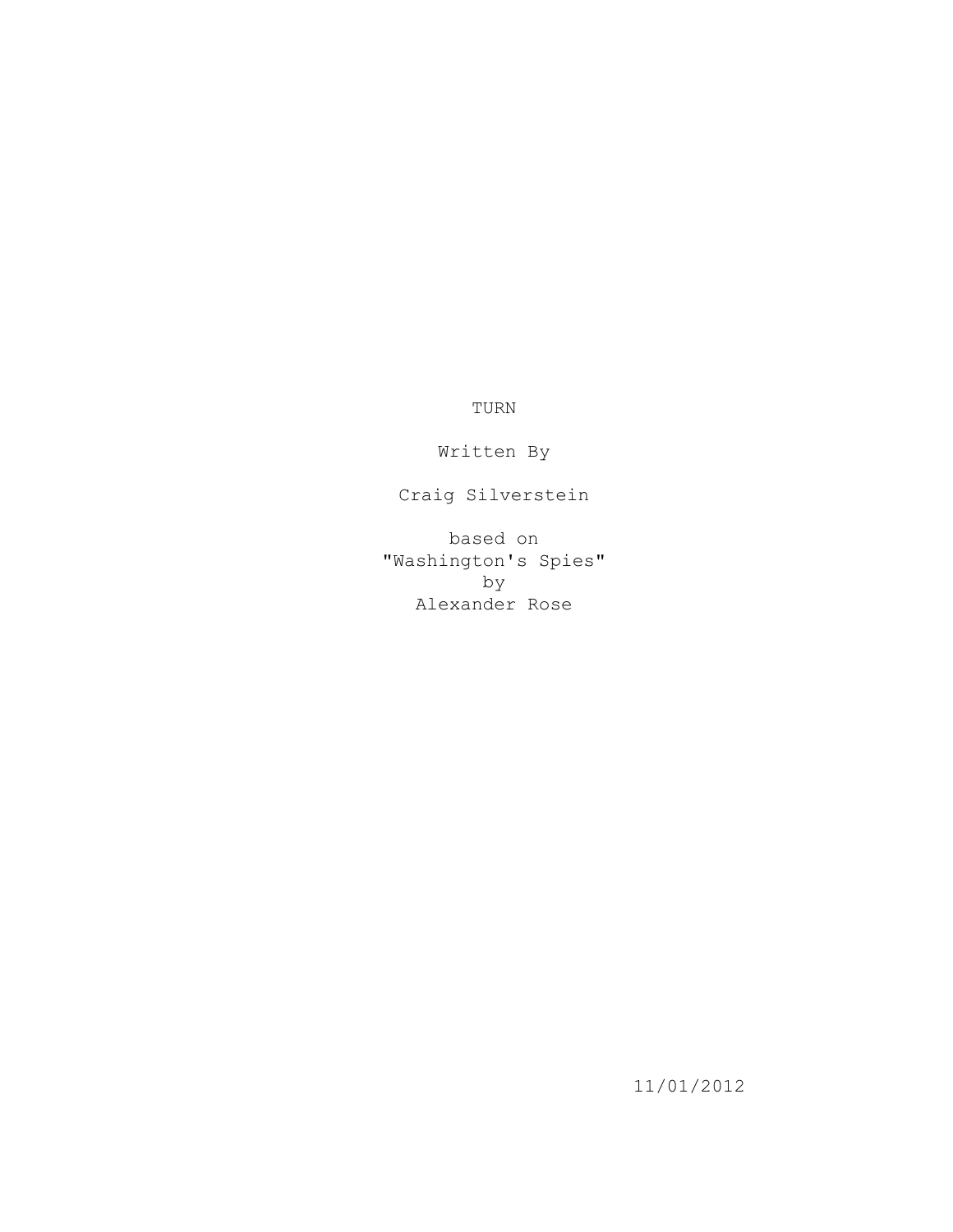# TURN

Written By

Craig Silverstein

based on
"Washington's Spies"
by
Alexander Rose

11/01/2012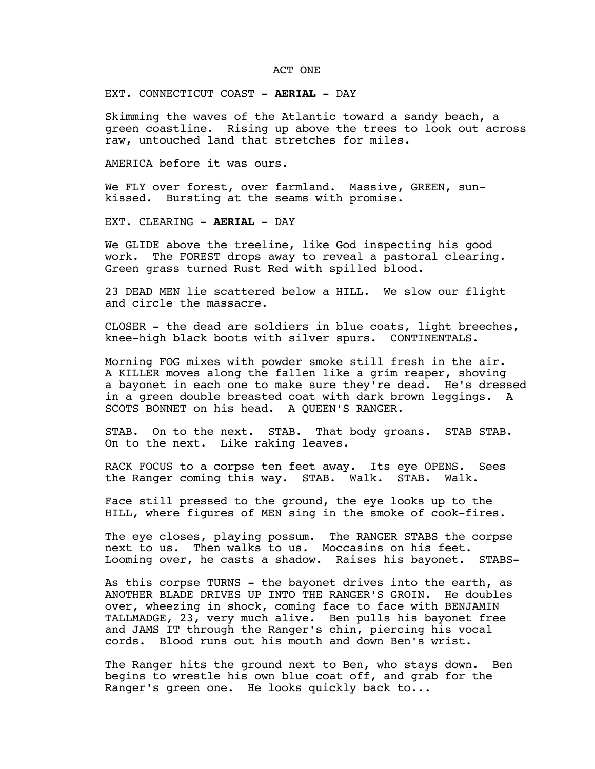ACT ONE

EXT. CONNECTICUT COAST - **AERIAL** - DAY

Skimming the waves of the Atlantic toward a sandy beach, a green coastline. Rising up above the trees to look out across raw, untouched land that stretches for miles.

AMERICA before it was ours.

We FLY over forest, over farmland. Massive, GREEN, sun-kissed. Bursting at the seams with promise.

EXT. CLEARING - **AERIAL** - DAY

We GLIDE above the treeline, like God inspecting his good work. The FOREST drops away to reveal a pastoral clearing. Green grass turned Rust Red with spilled blood.

23 DEAD MEN lie scattered below a HILL. We slow our flight and circle the massacre.

CLOSER - the dead are soldiers in blue coats, light breeches, knee-high black boots with silver spurs. CONTINENTALS.

Morning FOG mixes with powder smoke still fresh in the air. A KILLER moves along the fallen like a grim reaper, shoving a bayonet in each one to make sure they're dead. He's dressed in a green double breasted coat with dark brown leggings. A SCOTS BONNET on his head. A QUEEN'S RANGER.

STAB. On to the next. STAB. That body groans. STAB STAB. On to the next. Like raking leaves.

RACK FOCUS to a corpse ten feet away. Its eye OPENS. Sees the Ranger coming this way. STAB. Walk. STAB. Walk.

Face still pressed to the ground, the eye looks up to the HILL, where figures of MEN sing in the smoke of cook-fires.

The eye closes, playing possum. The RANGER STABS the corpse next to us. Then walks to us. Moccasins on his feet. Looming over, he casts a shadow. Raises his bayonet. STABS-

As this corpse TURNS - the bayonet drives into the earth, as ANOTHER BLADE DRIVES UP INTO THE RANGER'S GROIN. He doubles over, wheezing in shock, coming face to face with BENJAMIN TALLMADGE, 23, very much alive. Ben pulls his bayonet free and JAMS IT through the Ranger's chin, piercing his vocal cords. Blood runs out his mouth and down Ben's wrist.

The Ranger hits the ground next to Ben, who stays down. Ben begins to wrestle his own blue coat off, and grab for the Ranger's green one. He looks quickly back to...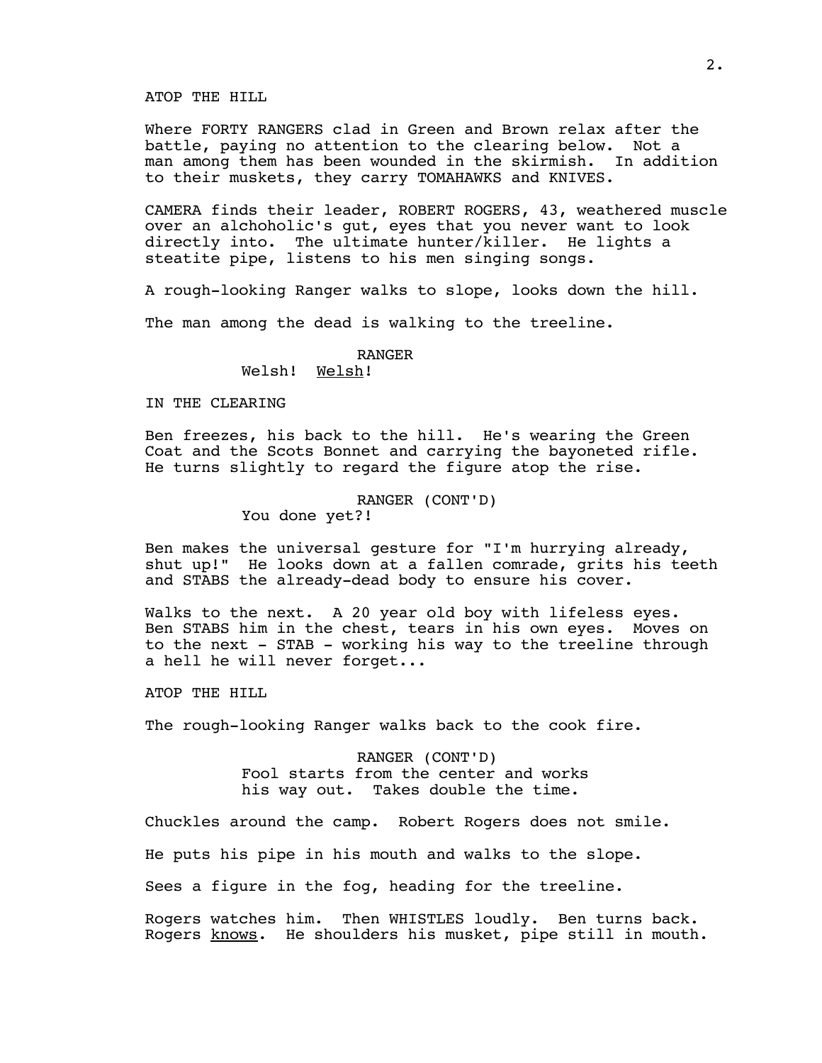ATOP THE HILL

Where FORTY RANGERS clad in Green and Brown relax after the battle, paying no attention to the clearing below. Not a man among them has been wounded in the skirmish. In addition to their muskets, they carry TOMAHAWKS and KNIVES.

CAMERA finds their leader, ROBERT ROGERS, 43, weathered muscle over an alchoholic's gut, eyes that you never want to look directly into. The ultimate hunter/killer. He lights a steatite pipe, listens to his men singing songs.

A rough-looking Ranger walks to slope, looks down the hill.

The man among the dead is walking to the treeline.

RANGER
Welsh! <u>Welsh</u>!

IN THE CLEARING

Ben freezes, his back to the hill. He's wearing the Green Coat and the Scots Bonnet and carrying the bayoneted rifle. He turns slightly to regard the figure atop the rise.

RANGER (CONT'D)
You done yet?!

Ben makes the universal gesture for "I'm hurrying already, shut up!" He looks down at a fallen comrade, grits his teeth and STABS the already-dead body to ensure his cover.

Walks to the next. A 20 year old boy with lifeless eyes. Ben STABS him in the chest, tears in his own eyes. Moves on to the next - STAB - working his way to the treeline through a hell he will never forget...

ATOP THE HILL

The rough-looking Ranger walks back to the cook fire.

RANGER (CONT'D)
Fool starts from the center and works his way out. Takes double the time.

Chuckles around the camp. Robert Rogers does not smile.

He puts his pipe in his mouth and walks to the slope.

Sees a figure in the fog, heading for the treeline.

Rogers watches him. Then WHISTLES loudly. Ben turns back. Rogers <u>knows</u>. He shoulders his musket, pipe still in mouth.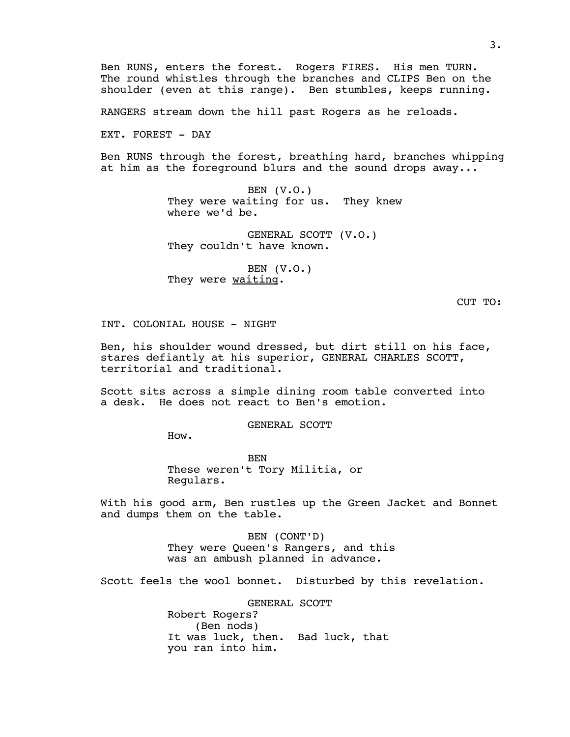Ben RUNS, enters the forest. Rogers FIRES. His men TURN. The round whistles through the branches and CLIPS Ben on the shoulder (even at this range). Ben stumbles, keeps running.

RANGERS stream down the hill past Rogers as he reloads.

EXT. FOREST - DAY

Ben RUNS through the forest, breathing hard, branches whipping at him as the foreground blurs and the sound drops away...

BEN (V.O.)
They were waiting for us. They knew where we'd be.

GENERAL SCOTT (V.O.)
They couldn't have known.

BEN (V.O.)
They were _waiting_.

CUT TO:

INT. COLONIAL HOUSE - NIGHT

Ben, his shoulder wound dressed, but dirt still on his face, stares defiantly at his superior, GENERAL CHARLES SCOTT, territorial and traditional.

Scott sits across a simple dining room table converted into a desk. He does not react to Ben's emotion.

GENERAL SCOTT
How.

BEN
These weren't Tory Militia, or Regulars.

With his good arm, Ben rustles up the Green Jacket and Bonnet and dumps them on the table.

BEN (CONT'D)
They were Queen's Rangers, and this was an ambush planned in advance.

Scott feels the wool bonnet. Disturbed by this revelation.

GENERAL SCOTT
Robert Rogers?
(Ben nods)
It was luck, then. Bad luck, that you ran into him.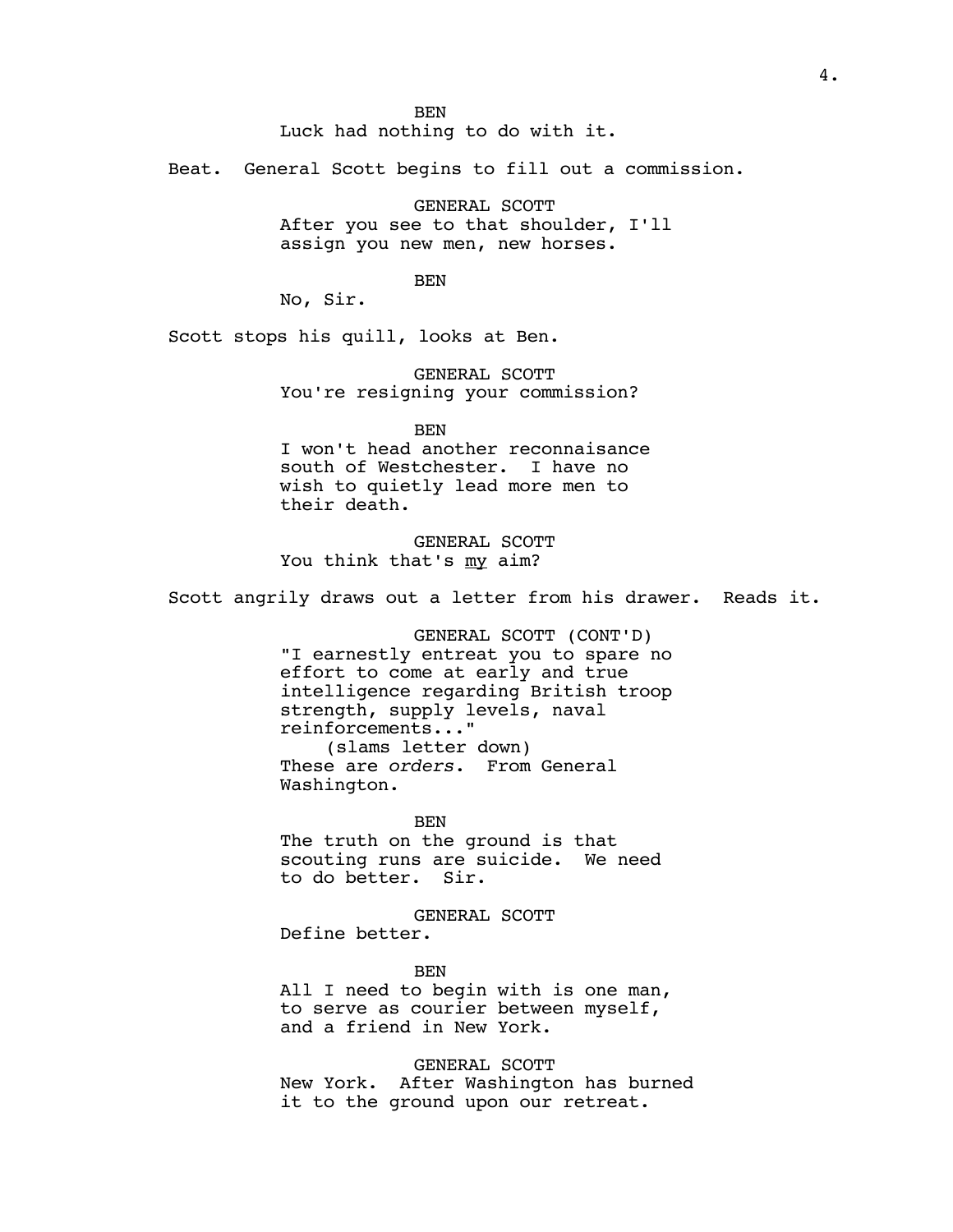BEN
Luck had nothing to do with it.

Beat. General Scott begins to fill out a commission.

GENERAL SCOTT
After you see to that shoulder, I'll assign you new men, new horses.

BEN
No, Sir.

Scott stops his quill, looks at Ben.

GENERAL SCOTT
You're resigning your commission?

BEN
I won't head another reconnaisance south of Westchester. I have no wish to quietly lead more men to their death.

GENERAL SCOTT
You think that's my aim?

Scott angrily draws out a letter from his drawer. Reads it.

GENERAL SCOTT (CONT'D)
"I earnestly entreat you to spare no effort to come at early and true intelligence regarding British troop strength, supply levels, naval reinforcements..."
(slams letter down)
These are *orders*. From General Washington.

BEN
The truth on the ground is that scouting runs are suicide. We need to do better. Sir.

GENERAL SCOTT
Define better.

BEN
All I need to begin with is one man, to serve as courier between myself, and a friend in New York.

GENERAL SCOTT
New York. After Washington has burned it to the ground upon our retreat.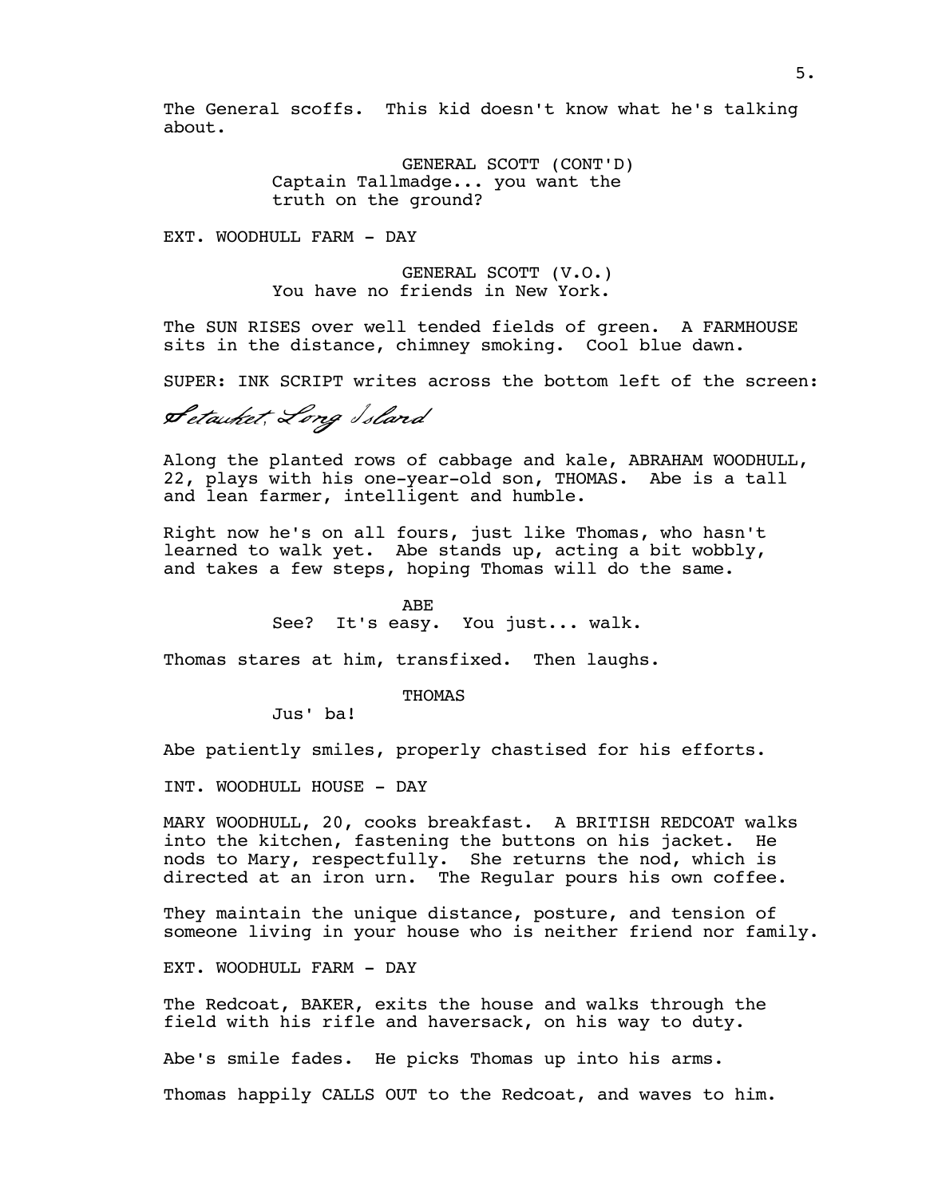The General scoffs. This kid doesn't know what he's talking about.

GENERAL SCOTT (CONT'D)
Captain Tallmadge... you want the truth on the ground?

EXT. WOODHULL FARM - DAY

GENERAL SCOTT (V.O.)
You have no friends in New York.

The SUN RISES over well tended fields of green. A FARMHOUSE sits in the distance, chimney smoking. Cool blue dawn.

SUPER: INK SCRIPT writes across the bottom left of the screen:

*Setauket, Long Island*

Along the planted rows of cabbage and kale, ABRAHAM WOODHULL, 22, plays with his one-year-old son, THOMAS. Abe is a tall and lean farmer, intelligent and humble.

Right now he's on all fours, just like Thomas, who hasn't learned to walk yet. Abe stands up, acting a bit wobbly, and takes a few steps, hoping Thomas will do the same.

ABE
See? It's easy. You just... walk.

Thomas stares at him, transfixed. Then laughs.

THOMAS
Jus' ba!

Abe patiently smiles, properly chastised for his efforts.

INT. WOODHULL HOUSE - DAY

MARY WOODHULL, 20, cooks breakfast. A BRITISH REDCOAT walks into the kitchen, fastening the buttons on his jacket. He nods to Mary, respectfully. She returns the nod, which is directed at an iron urn. The Regular pours his own coffee.

They maintain the unique distance, posture, and tension of someone living in your house who is neither friend nor family.

EXT. WOODHULL FARM - DAY

The Redcoat, BAKER, exits the house and walks through the field with his rifle and haversack, on his way to duty.

Abe's smile fades. He picks Thomas up into his arms.

Thomas happily CALLS OUT to the Redcoat, and waves to him.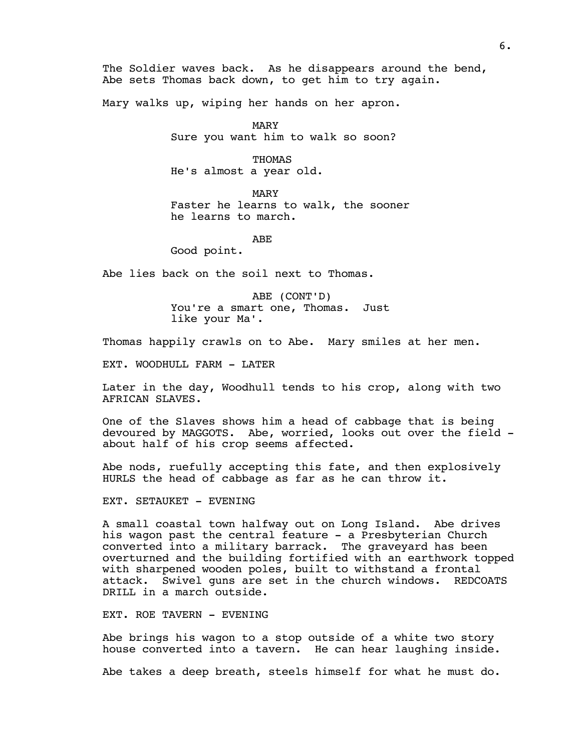The Soldier waves back. As he disappears around the bend, Abe sets Thomas back down, to get him to try again.

Mary walks up, wiping her hands on her apron.

MARY
Sure you want him to walk so soon?

THOMAS
He's almost a year old.

MARY
Faster he learns to walk, the sooner he learns to march.

ABE
Good point.

Abe lies back on the soil next to Thomas.

ABE (CONT'D)
You're a smart one, Thomas. Just like your Ma'.

Thomas happily crawls on to Abe. Mary smiles at her men.

EXT. WOODHULL FARM - LATER

Later in the day, Woodhull tends to his crop, along with two AFRICAN SLAVES.

One of the Slaves shows him a head of cabbage that is being devoured by MAGGOTS. Abe, worried, looks out over the field - about half of his crop seems affected.

Abe nods, ruefully accepting this fate, and then explosively HURLS the head of cabbage as far as he can throw it.

EXT. SETAUKET - EVENING

A small coastal town halfway out on Long Island. Abe drives his wagon past the central feature - a Presbyterian Church converted into a military barrack. The graveyard has been overturned and the building fortified with an earthwork topped with sharpened wooden poles, built to withstand a frontal attack. Swivel guns are set in the church windows. REDCOATS DRILL in a march outside.

EXT. ROE TAVERN - EVENING

Abe brings his wagon to a stop outside of a white two story house converted into a tavern. He can hear laughing inside.

Abe takes a deep breath, steels himself for what he must do.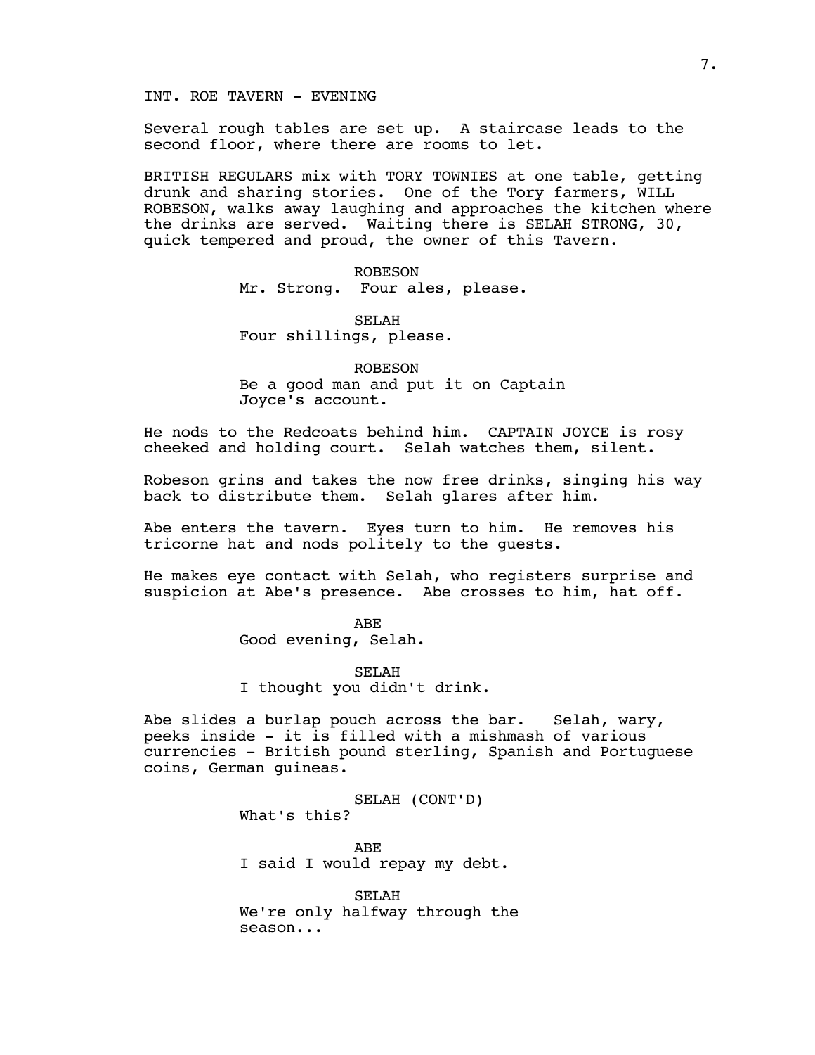INT. ROE TAVERN - EVENING

Several rough tables are set up. A staircase leads to the second floor, where there are rooms to let.

BRITISH REGULARS mix with TORY TOWNIES at one table, getting drunk and sharing stories. One of the Tory farmers, WILL ROBESON, walks away laughing and approaches the kitchen where the drinks are served. Waiting there is SELAH STRONG, 30, quick tempered and proud, the owner of this Tavern.

ROBESON
Mr. Strong. Four ales, please.

SELAH
Four shillings, please.

ROBESON
Be a good man and put it on Captain Joyce's account.

He nods to the Redcoats behind him. CAPTAIN JOYCE is rosy cheeked and holding court. Selah watches them, silent.

Robeson grins and takes the now free drinks, singing his way back to distribute them. Selah glares after him.

Abe enters the tavern. Eyes turn to him. He removes his tricorne hat and nods politely to the guests.

He makes eye contact with Selah, who registers surprise and suspicion at Abe's presence. Abe crosses to him, hat off.

ABE
Good evening, Selah.

SELAH
I thought you didn't drink.

Abe slides a burlap pouch across the bar. Selah, wary, peeks inside - it is filled with a mishmash of various currencies - British pound sterling, Spanish and Portuguese coins, German guineas.

SELAH (CONT'D)
What's this?

ABE
I said I would repay my debt.

SELAH
We're only halfway through the season...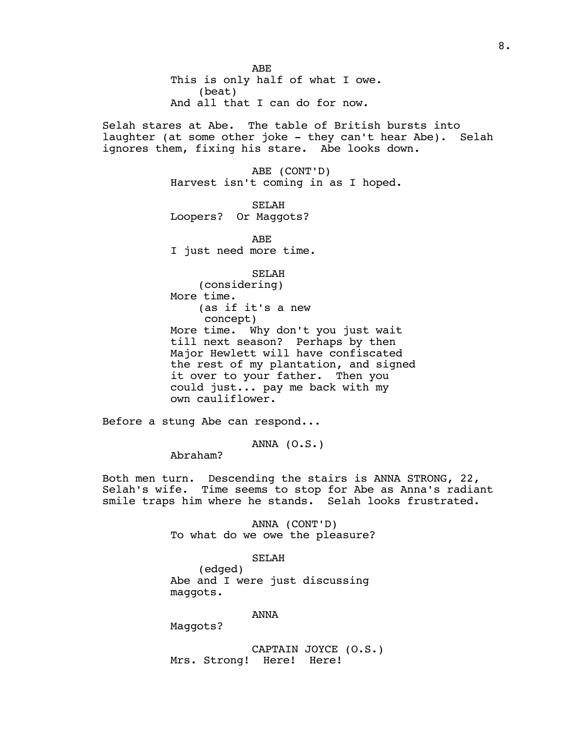ABE
This is only half of what I owe.
(beat)
And all that I can do for now.

Selah stares at Abe. The table of British bursts into laughter (at some other joke - they can't hear Abe). Selah ignores them, fixing his stare. Abe looks down.

ABE (CONT'D)
Harvest isn't coming in as I hoped.

SELAH
Loopers? Or Maggots?

ABE
I just need more time.

SELAH
(considering)
More time.
(as if it's a new concept)
More time. Why don't you just wait till next season? Perhaps by then Major Hewlett will have confiscated the rest of my plantation, and signed it over to your father. Then you could just... pay me back with my own cauliflower.

Before a stung Abe can respond...

ANNA (O.S.)
Abraham?

Both men turn. Descending the stairs is ANNA STRONG, 22, Selah's wife. Time seems to stop for Abe as Anna's radiant smile traps him where he stands. Selah looks frustrated.

ANNA (CONT'D)
To what do we owe the pleasure?

SELAH
(edged)
Abe and I were just discussing maggots.

ANNA
Maggots?

CAPTAIN JOYCE (O.S.)
Mrs. Strong! Here! Here!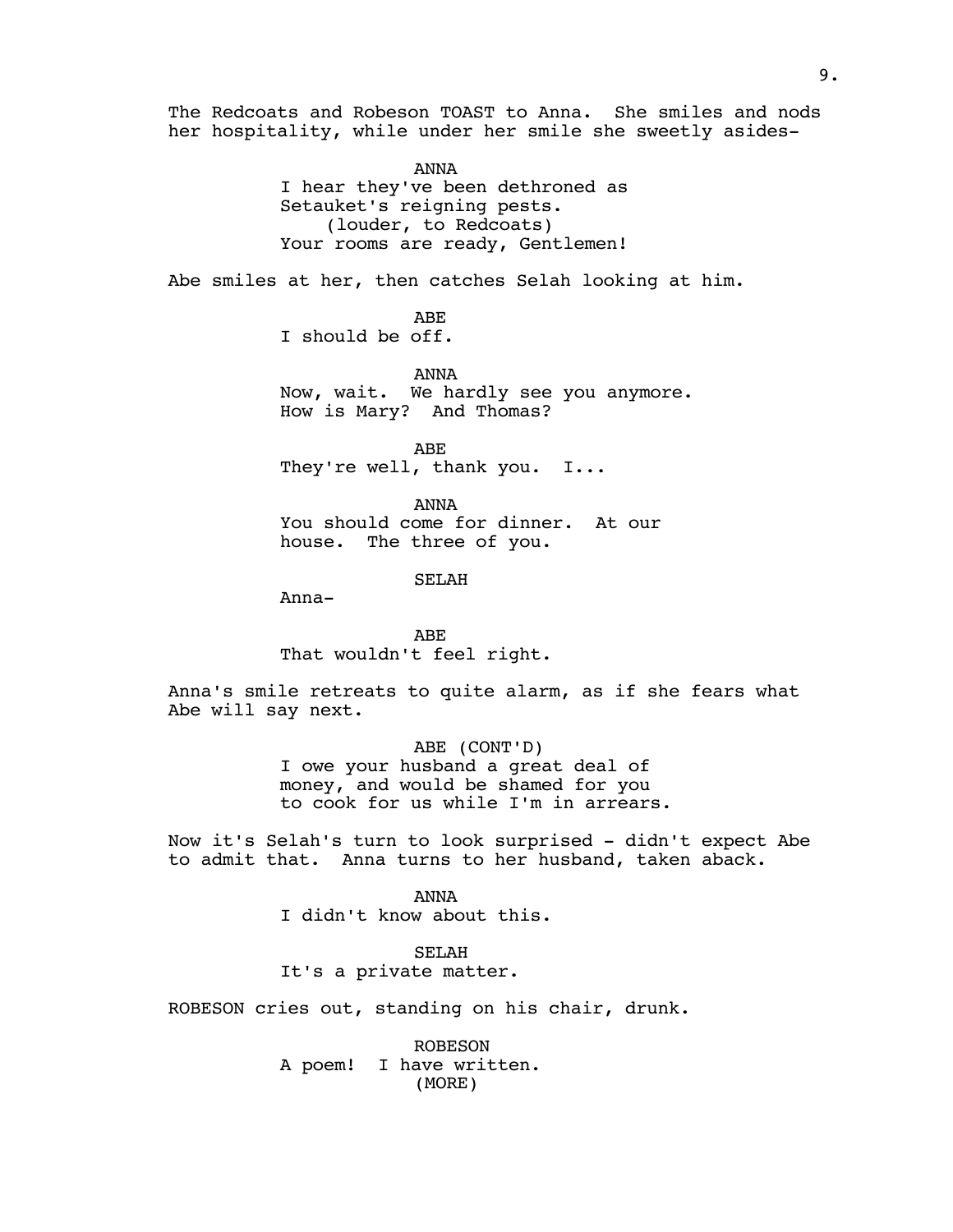The Redcoats and Robeson TOAST to Anna. She smiles and nods her hospitality, while under her smile she sweetly asides-

ANNA
I hear they've been dethroned as Setauket's reigning pests.
(louder, to Redcoats)
Your rooms are ready, Gentlemen!

Abe smiles at her, then catches Selah looking at him.

ABE
I should be off.

ANNA
Now, wait. We hardly see you anymore. How is Mary? And Thomas?

ABE
They're well, thank you. I...

ANNA
You should come for dinner. At our house. The three of you.

SELAH
Anna-

ABE
That wouldn't feel right.

Anna's smile retreats to quite alarm, as if she fears what Abe will say next.

ABE (CONT'D)
I owe your husband a great deal of money, and would be shamed for you to cook for us while I'm in arrears.

Now it's Selah's turn to look surprised - didn't expect Abe to admit that. Anna turns to her husband, taken aback.

ANNA
I didn't know about this.

SELAH
It's a private matter.

ROBESON cries out, standing on his chair, drunk.

ROBESON
A poem! I have written.
(MORE)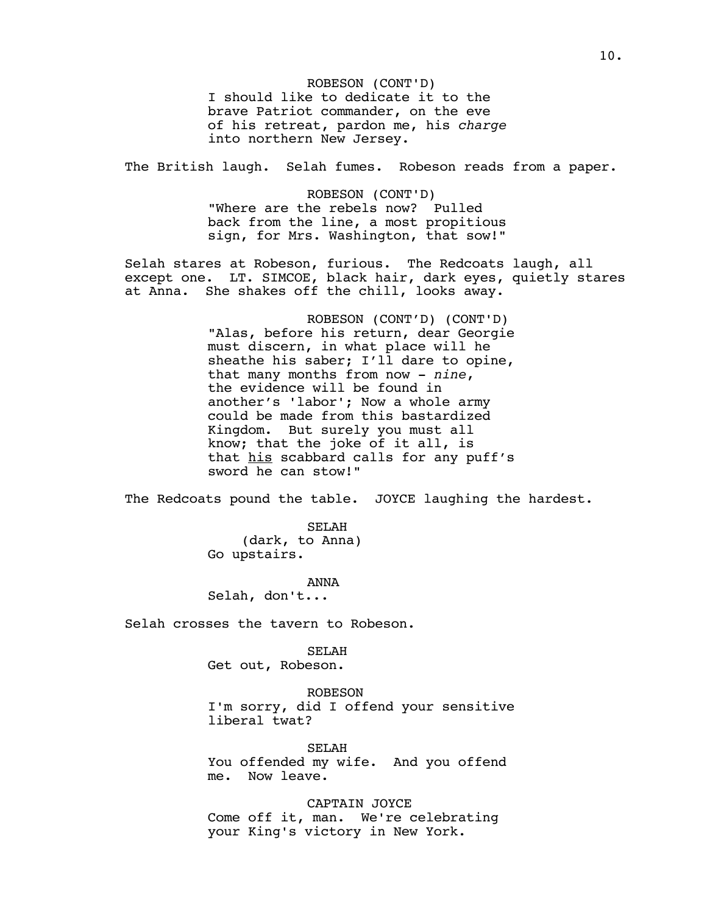ROBESON (CONT'D)
I should like to dedicate it to the brave Patriot commander, on the eve of his retreat, pardon me, his *charge* into northern New Jersey.

The British laugh. Selah fumes. Robeson reads from a paper.

ROBESON (CONT'D)
"Where are the rebels now? Pulled back from the line, a most propitious sign, for Mrs. Washington, that sow!"

Selah stares at Robeson, furious. The Redcoats laugh, all except one. LT. SIMCOE, black hair, dark eyes, quietly stares at Anna. She shakes off the chill, looks away.

ROBESON (CONT'D) (CONT'D)
"Alas, before his return, dear Georgie must discern, in what place will he sheathe his saber; I'll dare to opine, that many months from now - *nine*, the evidence will be found in another's 'labor'; Now a whole army could be made from this bastardized Kingdom. But surely you must all know; that the joke of it all, is that his scabbard calls for any puff's sword he can stow!"

The Redcoats pound the table. JOYCE laughing the hardest.

SELAH
(dark, to Anna)
Go upstairs.

ANNA
Selah, don't...

Selah crosses the tavern to Robeson.

SELAH
Get out, Robeson.

ROBESON
I'm sorry, did I offend your sensitive liberal twat?

SELAH
You offended my wife. And you offend me. Now leave.

CAPTAIN JOYCE
Come off it, man. We're celebrating your King's victory in New York.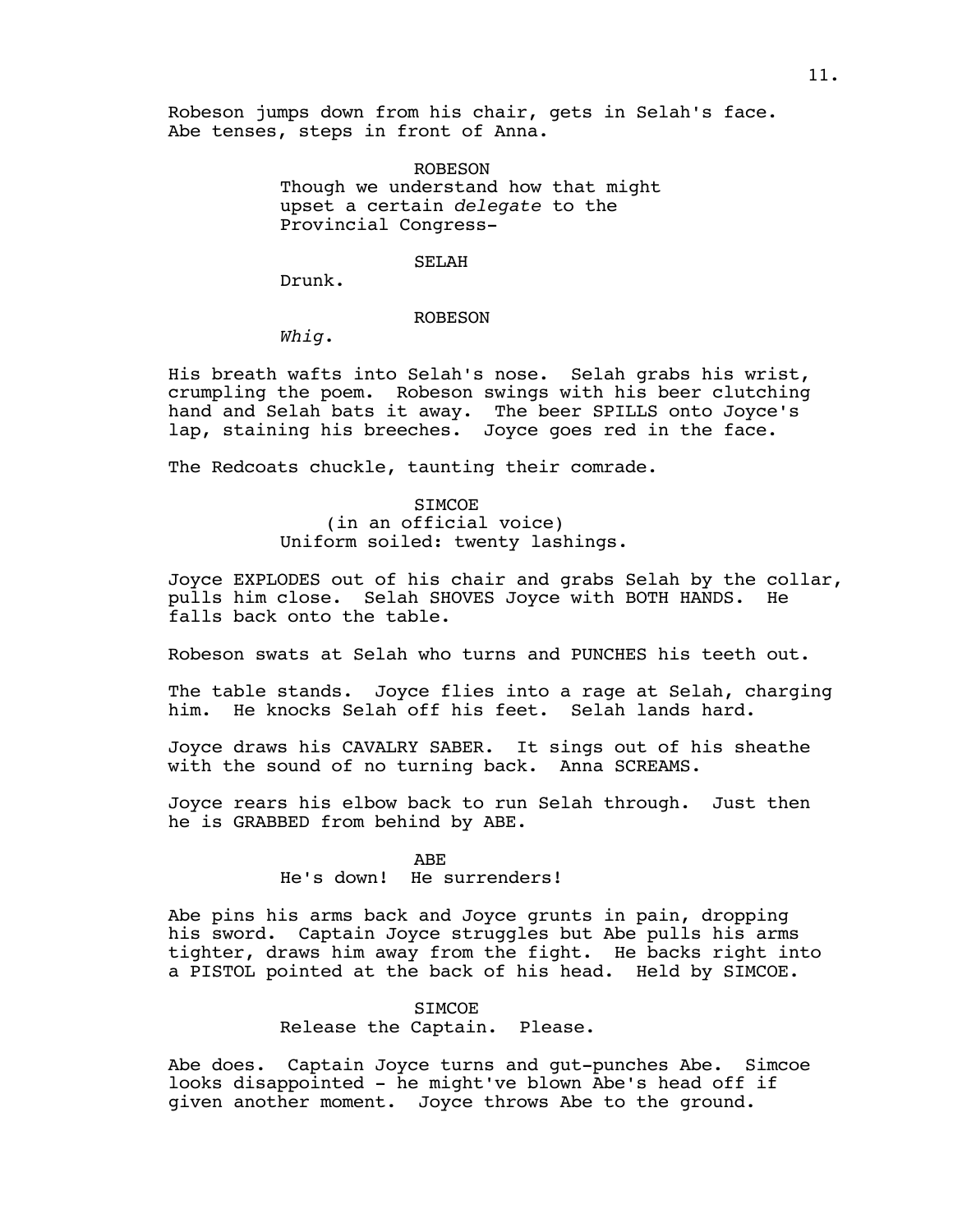Robeson jumps down from his chair, gets in Selah's face. Abe tenses, steps in front of Anna.

ROBESON
Though we understand how that might upset a certain *delegate* to the Provincial Congress-

SELAH
Drunk.

ROBESON
*Whig*.

His breath wafts into Selah's nose. Selah grabs his wrist, crumpling the poem. Robeson swings with his beer clutching hand and Selah bats it away. The beer SPILLS onto Joyce's lap, staining his breeches. Joyce goes red in the face.

The Redcoats chuckle, taunting their comrade.

SIMCOE
(in an official voice)
Uniform soiled: twenty lashings.

Joyce EXPLODES out of his chair and grabs Selah by the collar, pulls him close. Selah SHOVES Joyce with BOTH HANDS. He falls back onto the table.

Robeson swats at Selah who turns and PUNCHES his teeth out.

The table stands. Joyce flies into a rage at Selah, charging him. He knocks Selah off his feet. Selah lands hard.

Joyce draws his CAVALRY SABER. It sings out of his sheathe with the sound of no turning back. Anna SCREAMS.

Joyce rears his elbow back to run Selah through. Just then he is GRABBED from behind by ABE.

ABE
He's down! He surrenders!

Abe pins his arms back and Joyce grunts in pain, dropping his sword. Captain Joyce struggles but Abe pulls his arms tighter, draws him away from the fight. He backs right into a PISTOL pointed at the back of his head. Held by SIMCOE.

SIMCOE
Release the Captain. Please.

Abe does. Captain Joyce turns and gut-punches Abe. Simcoe looks disappointed - he might've blown Abe's head off if given another moment. Joyce throws Abe to the ground.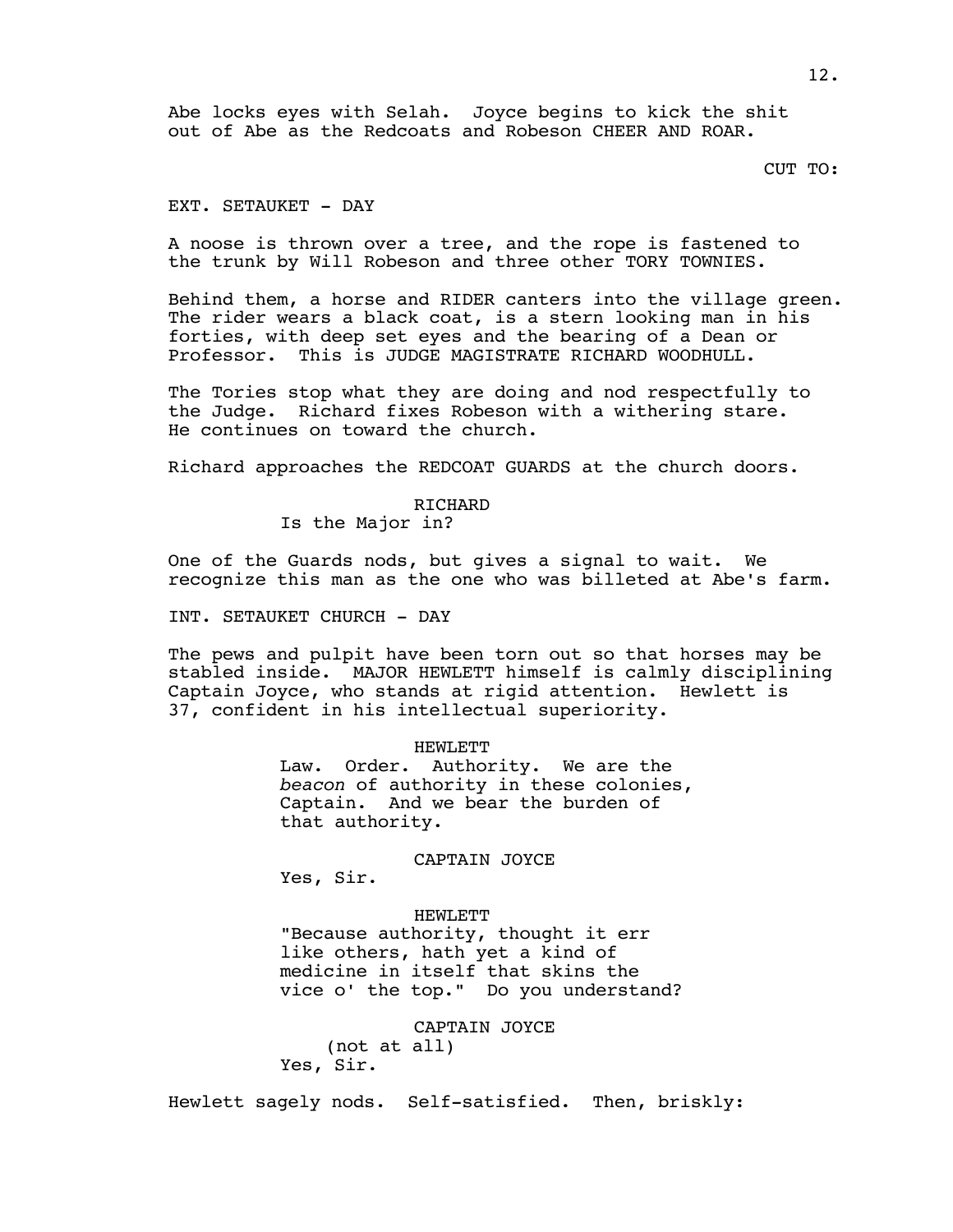Abe locks eyes with Selah. Joyce begins to kick the shit out of Abe as the Redcoats and Robeson CHEER AND ROAR.

CUT TO:

EXT. SETAUKET - DAY

A noose is thrown over a tree, and the rope is fastened to the trunk by Will Robeson and three other TORY TOWNIES.

Behind them, a horse and RIDER canters into the village green. The rider wears a black coat, is a stern looking man in his forties, with deep set eyes and the bearing of a Dean or Professor. This is JUDGE MAGISTRATE RICHARD WOODHULL.

The Tories stop what they are doing and nod respectfully to the Judge. Richard fixes Robeson with a withering stare. He continues on toward the church.

Richard approaches the REDCOAT GUARDS at the church doors.

RICHARD
Is the Major in?

One of the Guards nods, but gives a signal to wait. We recognize this man as the one who was billeted at Abe's farm.

INT. SETAUKET CHURCH - DAY

The pews and pulpit have been torn out so that horses may be stabled inside. MAJOR HEWLETT himself is calmly disciplining Captain Joyce, who stands at rigid attention. Hewlett is 37, confident in his intellectual superiority.

HEWLETT
Law. Order. Authority. We are the *beacon* of authority in these colonies, Captain. And we bear the burden of that authority.

CAPTAIN JOYCE
Yes, Sir.

HEWLETT
"Because authority, thought it err like others, hath yet a kind of medicine in itself that skins the vice o' the top." Do you understand?

CAPTAIN JOYCE
(not at all)
Yes, Sir.

Hewlett sagely nods. Self-satisfied. Then, briskly: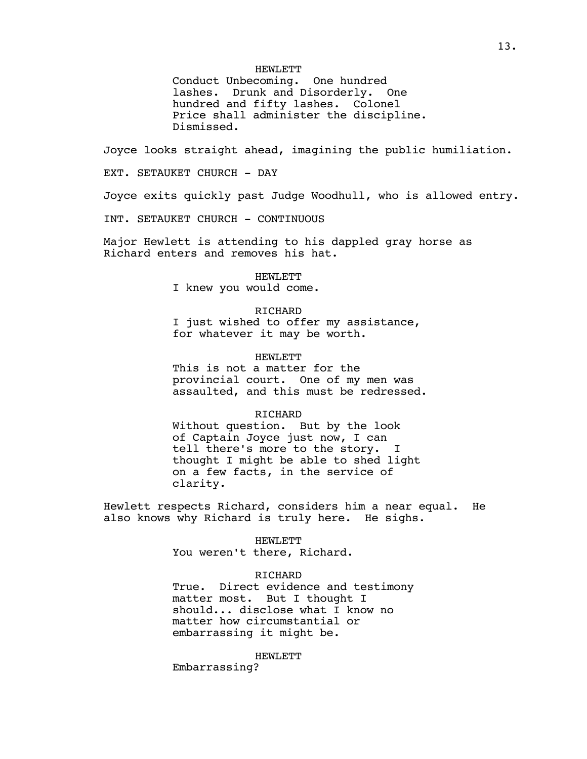HEWLETT
Conduct Unbecoming. One hundred lashes. Drunk and Disorderly. One hundred and fifty lashes. Colonel Price shall administer the discipline. Dismissed.

Joyce looks straight ahead, imagining the public humiliation.

EXT. SETAUKET CHURCH - DAY

Joyce exits quickly past Judge Woodhull, who is allowed entry.

INT. SETAUKET CHURCH - CONTINUOUS

Major Hewlett is attending to his dappled gray horse as Richard enters and removes his hat.

HEWLETT
I knew you would come.

RICHARD
I just wished to offer my assistance, for whatever it may be worth.

HEWLETT
This is not a matter for the provincial court. One of my men was assaulted, and this must be redressed.

RICHARD
Without question. But by the look of Captain Joyce just now, I can tell there's more to the story. I thought I might be able to shed light on a few facts, in the service of clarity.

Hewlett respects Richard, considers him a near equal. He also knows why Richard is truly here. He sighs.

HEWLETT
You weren't there, Richard.

RICHARD
True. Direct evidence and testimony matter most. But I thought I should... disclose what I know no matter how circumstantial or embarrassing it might be.

HEWLETT
Embarrassing?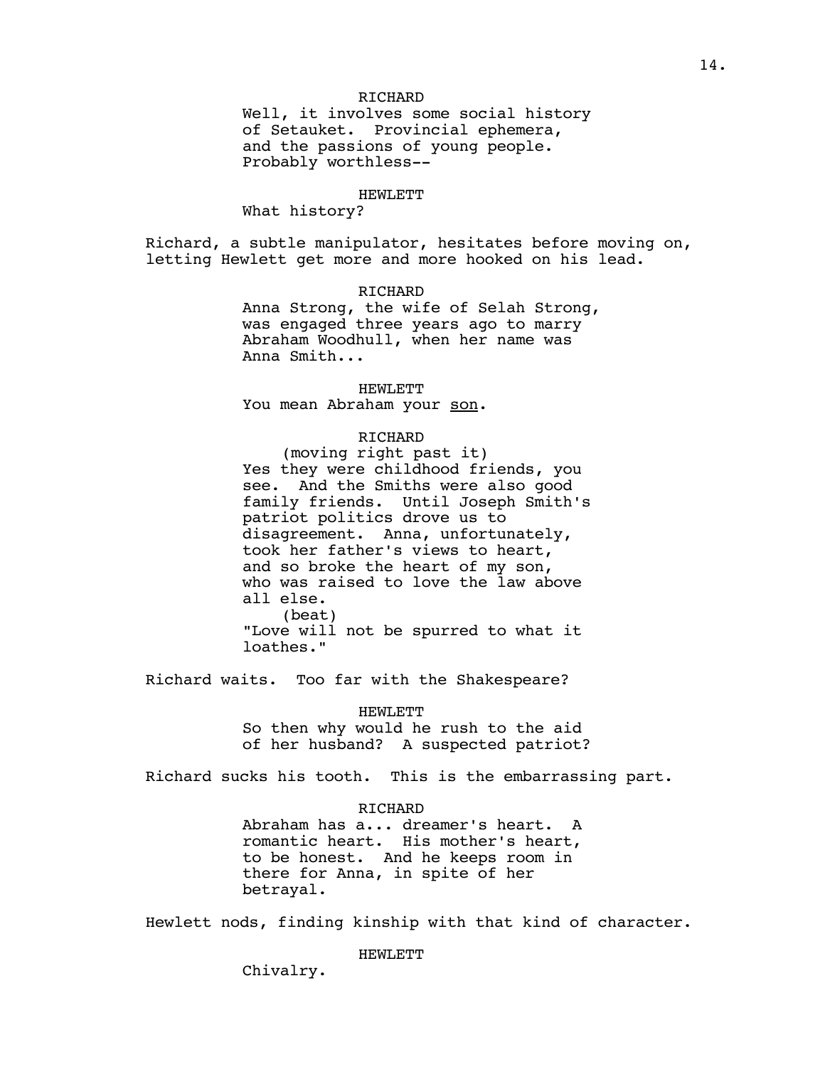RICHARD
Well, it involves some social history of Setauket. Provincial ephemera, and the passions of young people. Probably worthless--

HEWLETT
What history?

Richard, a subtle manipulator, hesitates before moving on, letting Hewlett get more and more hooked on his lead.

RICHARD
Anna Strong, the wife of Selah Strong, was engaged three years ago to marry Abraham Woodhull, when her name was Anna Smith...

HEWLETT
You mean Abraham your <u>son</u>.

RICHARD
(moving right past it)
Yes they were childhood friends, you see. And the Smiths were also good family friends. Until Joseph Smith's patriot politics drove us to disagreement. Anna, unfortunately, took her father's views to heart, and so broke the heart of my son, who was raised to love the law above all else.
(beat)
"Love will not be spurred to what it loathes."

Richard waits. Too far with the Shakespeare?

HEWLETT
So then why would he rush to the aid of her husband? A suspected patriot?

Richard sucks his tooth. This is the embarrassing part.

RICHARD
Abraham has a... dreamer's heart. A romantic heart. His mother's heart, to be honest. And he keeps room in there for Anna, in spite of her betrayal.

Hewlett nods, finding kinship with that kind of character.

HEWLETT
Chivalry.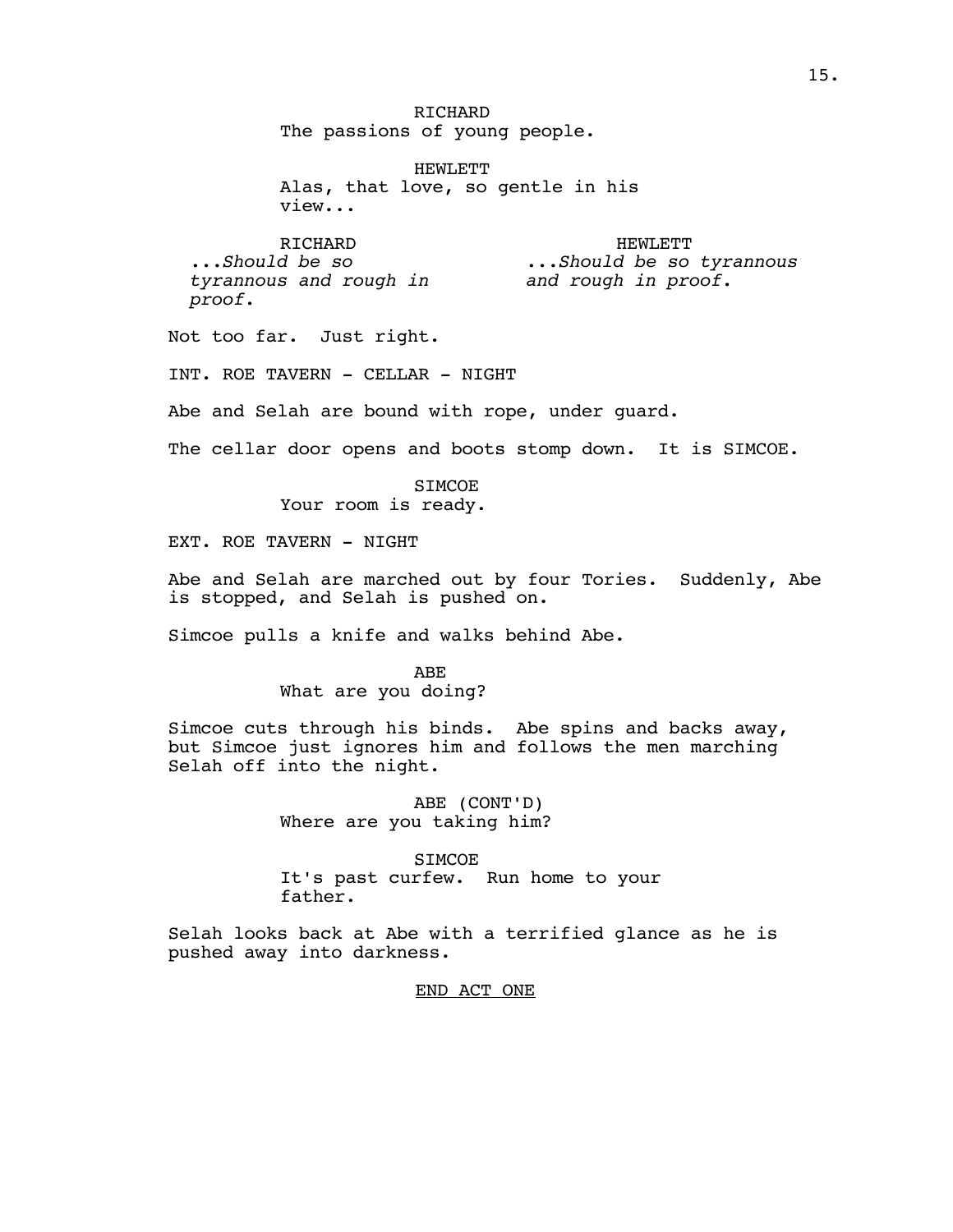RICHARD
The passions of young people.

HEWLETT
Alas, that love, so gentle in his view...

RICHARD
*...Should be so tyrannous and rough in proof.*

HEWLETT
*...Should be so tyrannous and rough in proof.*

Not too far. Just right.

INT. ROE TAVERN - CELLAR - NIGHT

Abe and Selah are bound with rope, under guard.

The cellar door opens and boots stomp down. It is SIMCOE.

SIMCOE
Your room is ready.

EXT. ROE TAVERN - NIGHT

Abe and Selah are marched out by four Tories. Suddenly, Abe is stopped, and Selah is pushed on.

Simcoe pulls a knife and walks behind Abe.

ABE
What are you doing?

Simcoe cuts through his binds. Abe spins and backs away, but Simcoe just ignores him and follows the men marching Selah off into the night.

ABE (CONT'D)
Where are you taking him?

SIMCOE
It's past curfew. Run home to your father.

Selah looks back at Abe with a terrified glance as he is pushed away into darkness.

<u>END ACT ONE</u>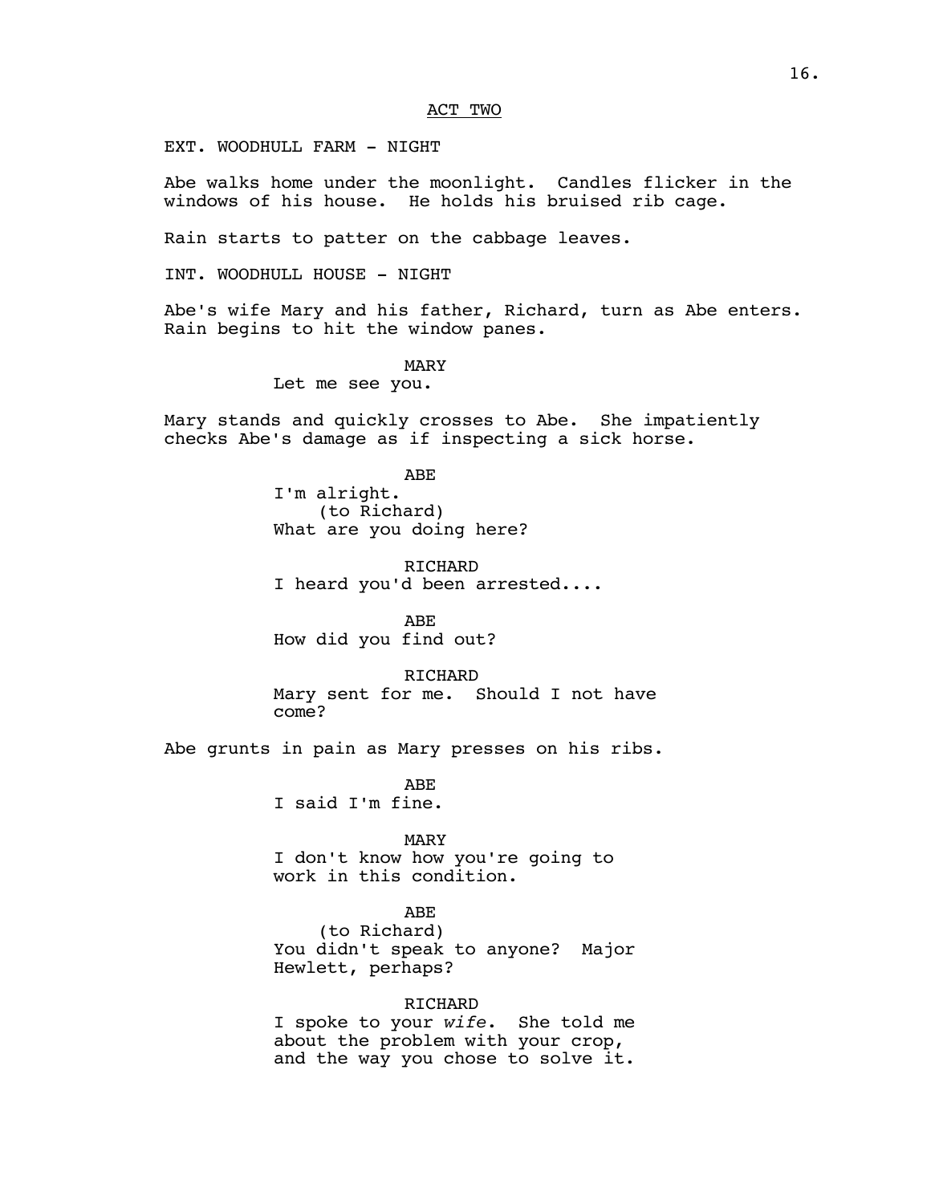ACT TWO

EXT. WOODHULL FARM - NIGHT

Abe walks home under the moonlight. Candles flicker in the windows of his house. He holds his bruised rib cage.

Rain starts to patter on the cabbage leaves.

INT. WOODHULL HOUSE - NIGHT

Abe's wife Mary and his father, Richard, turn as Abe enters. Rain begins to hit the window panes.

MARY
Let me see you.

Mary stands and quickly crosses to Abe. She impatiently checks Abe's damage as if inspecting a sick horse.

ABE
I'm alright.
(to Richard)
What are you doing here?

RICHARD
I heard you'd been arrested....

ABE
How did you find out?

RICHARD
Mary sent for me. Should I not have come?

Abe grunts in pain as Mary presses on his ribs.

ABE
I said I'm fine.

MARY
I don't know how you're going to work in this condition.

ABE
(to Richard)
You didn't speak to anyone? Major Hewlett, perhaps?

RICHARD
I spoke to your *wife*. She told me about the problem with your crop, and the way you chose to solve it.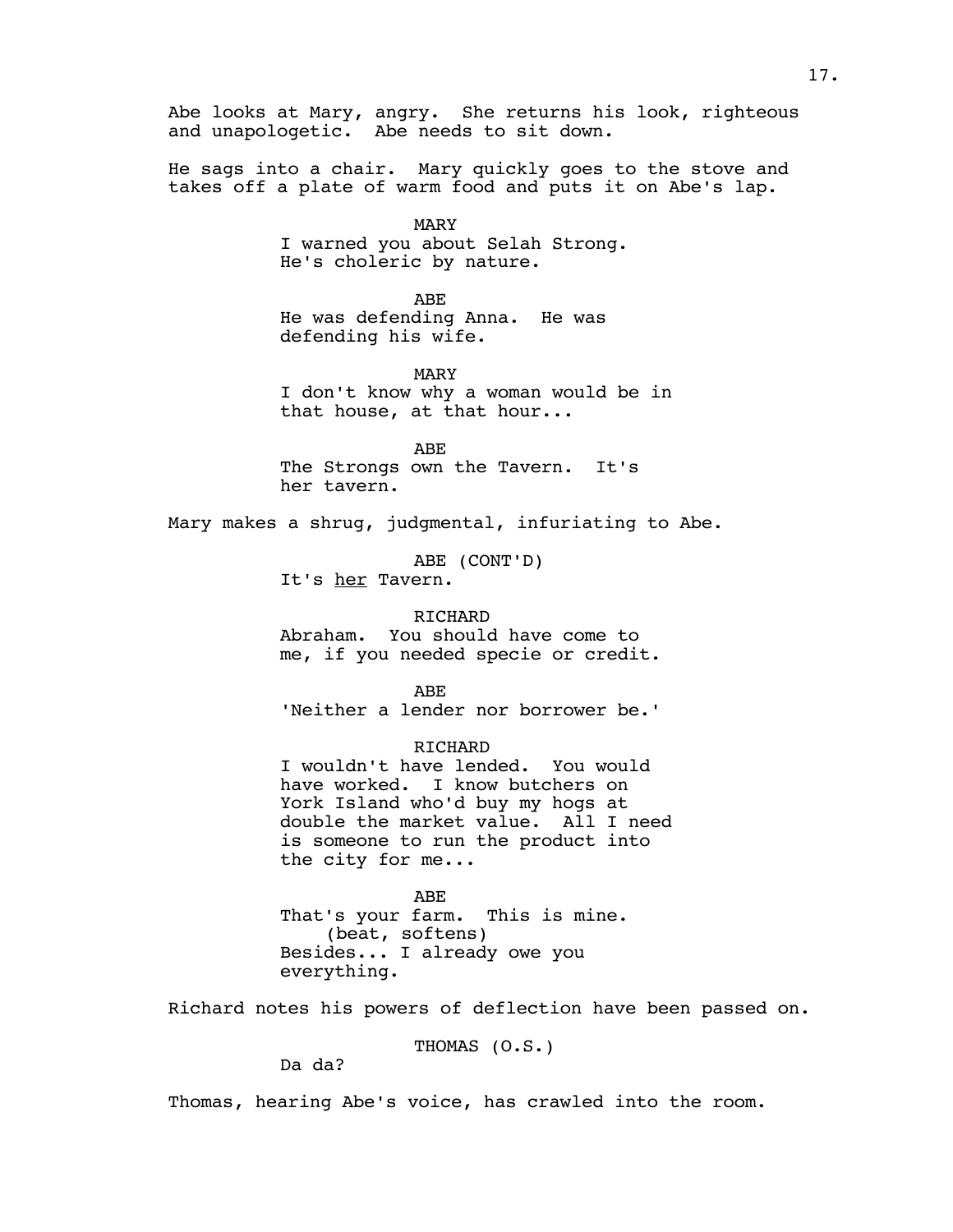Abe looks at Mary, angry. She returns his look, righteous and unapologetic. Abe needs to sit down.

He sags into a chair. Mary quickly goes to the stove and takes off a plate of warm food and puts it on Abe's lap.

MARY
I warned you about Selah Strong. He's choleric by nature.

ABE
He was defending Anna. He was defending his wife.

MARY
I don't know why a woman would be in that house, at that hour...

ABE
The Strongs own the Tavern. It's her tavern.

Mary makes a shrug, judgmental, infuriating to Abe.

ABE (CONT'D)
It's <u>her</u> Tavern.

RICHARD
Abraham. You should have come to me, if you needed specie or credit.

ABE
'Neither a lender nor borrower be.'

RICHARD
I wouldn't have lended. You would have worked. I know butchers on York Island who'd buy my hogs at double the market value. All I need is someone to run the product into the city for me...

ABE
That's your farm. This is mine.
(beat, softens)
Besides... I already owe you everything.

Richard notes his powers of deflection have been passed on.

THOMAS (O.S.)
Da da?

Thomas, hearing Abe's voice, has crawled into the room.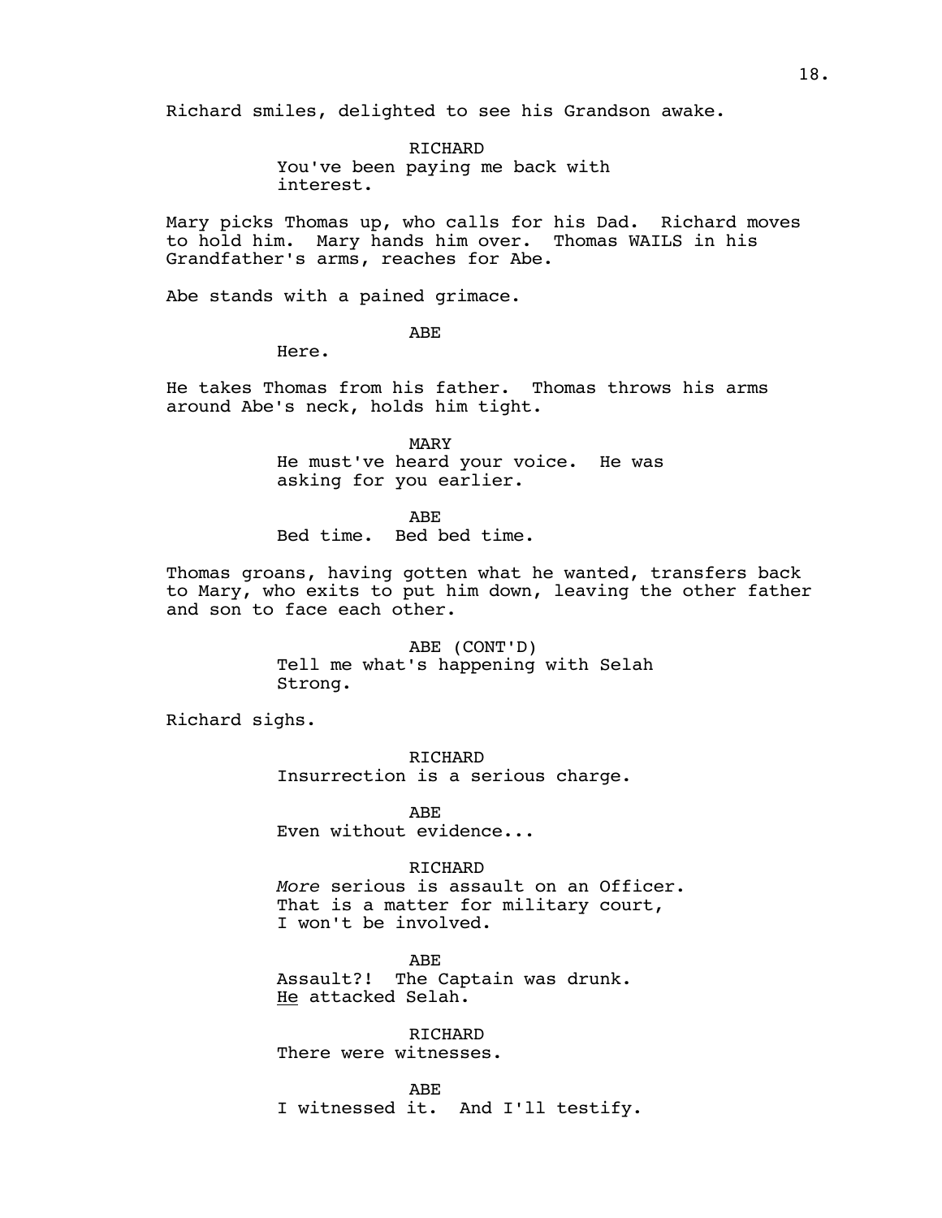Richard smiles, delighted to see his Grandson awake.

RICHARD
You've been paying me back with interest.

Mary picks Thomas up, who calls for his Dad. Richard moves to hold him. Mary hands him over. Thomas WAILS in his Grandfather's arms, reaches for Abe.

Abe stands with a pained grimace.

ABE
Here.

He takes Thomas from his father. Thomas throws his arms around Abe's neck, holds him tight.

MARY
He must've heard your voice. He was asking for you earlier.

ABE
Bed time. Bed bed time.

Thomas groans, having gotten what he wanted, transfers back to Mary, who exits to put him down, leaving the other father and son to face each other.

ABE (CONT'D)
Tell me what's happening with Selah Strong.

Richard sighs.

RICHARD
Insurrection is a serious charge.

ABE
Even without evidence...

RICHARD
*More* serious is assault on an Officer. That is a matter for military court, I won't be involved.

ABE
Assault?! The Captain was drunk. He attacked Selah.

RICHARD
There were witnesses.

ABE
I witnessed it. And I'll testify.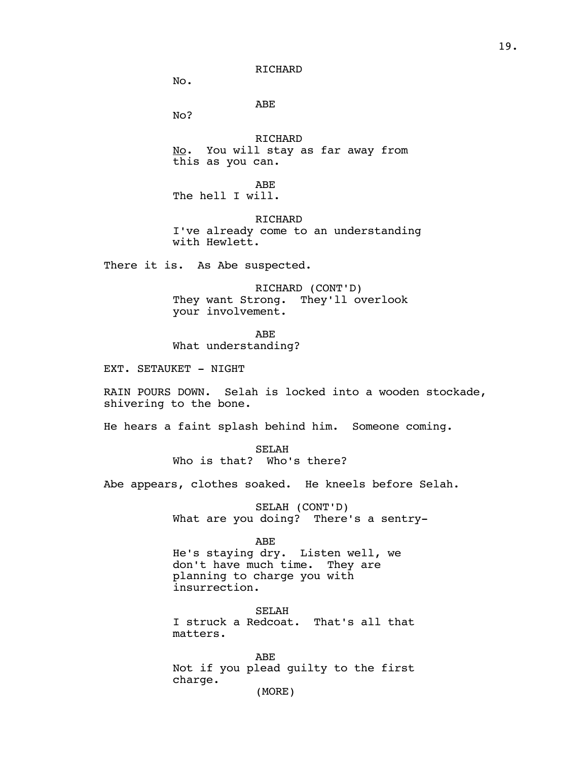RICHARD

No.

ABE

No?

RICHARD

<u>No</u>. You will stay as far away from this as you can.

ABE

The hell I will.

RICHARD

I've already come to an understanding with Hewlett.

There it is. As Abe suspected.

RICHARD (CONT'D)

They want Strong. They'll overlook your involvement.

ABE

What understanding?

EXT. SETAUKET - NIGHT

RAIN POURS DOWN. Selah is locked into a wooden stockade, shivering to the bone.

He hears a faint splash behind him. Someone coming.

SELAH

Who is that? Who's there?

Abe appears, clothes soaked. He kneels before Selah.

SELAH (CONT'D)

What are you doing? There's a sentry-

ABE

He's staying dry. Listen well, we don't have much time. They are planning to charge you with insurrection.

SELAH

I struck a Redcoat. That's all that matters.

ABE

Not if you plead guilty to the first charge.

(MORE)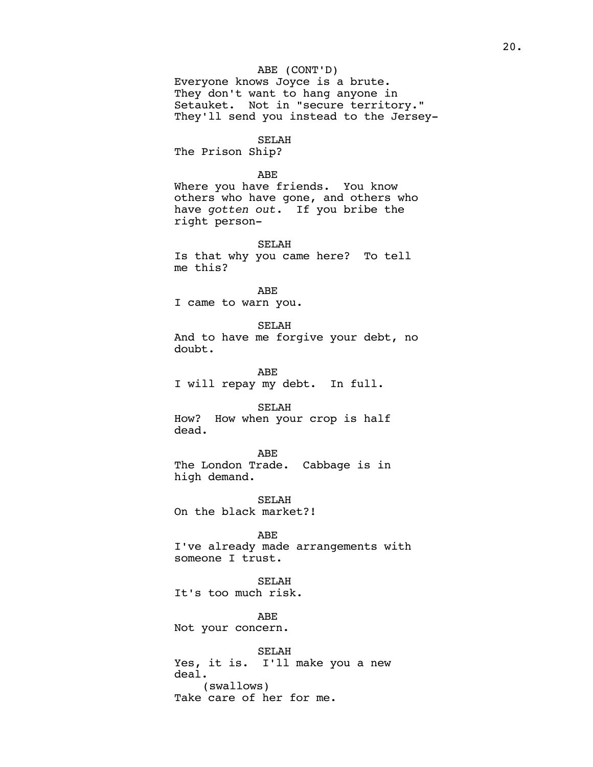ABE (CONT'D)
Everyone knows Joyce is a brute. They don't want to hang anyone in Setauket. Not in "secure territory." They'll send you instead to the Jersey-

SELAH
The Prison Ship?

ABE
Where you have friends. You know others who have gone, and others who have *gotten out*. If you bribe the right person-

SELAH
Is that why you came here? To tell me this?

ABE
I came to warn you.

SELAH
And to have me forgive your debt, no doubt.

ABE
I will repay my debt. In full.

SELAH
How? How when your crop is half dead.

ABE
The London Trade. Cabbage is in high demand.

SELAH
On the black market?!

ABE
I've already made arrangements with someone I trust.

SELAH
It's too much risk.

ABE
Not your concern.

SELAH
Yes, it is. I'll make you a new deal.
(swallows)
Take care of her for me.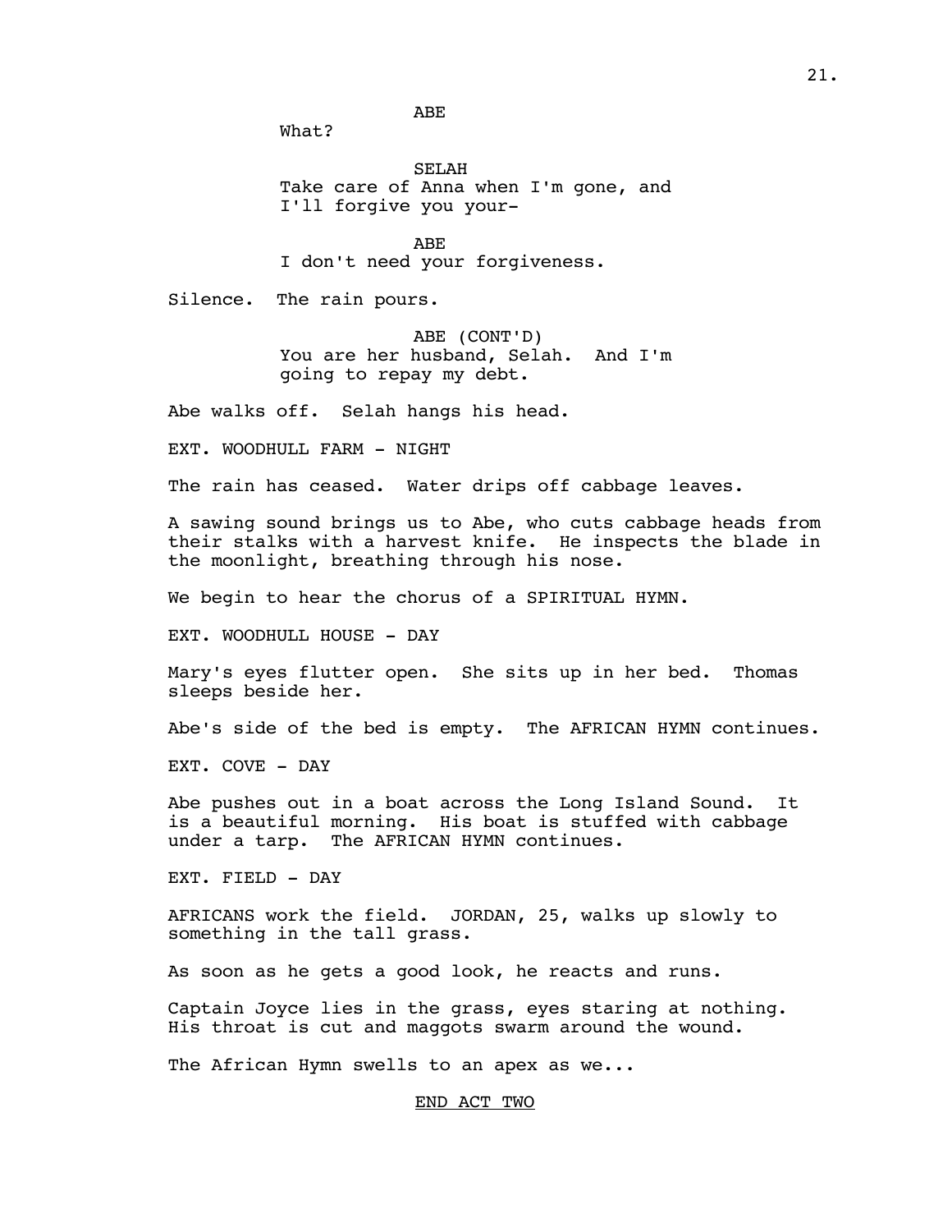ABE

What?

SELAH

Take care of Anna when I'm gone, and I'll forgive you your-

ABE

I don't need your forgiveness.

Silence. The rain pours.

ABE (CONT'D)

You are her husband, Selah. And I'm going to repay my debt.

Abe walks off. Selah hangs his head.

EXT. WOODHULL FARM - NIGHT

The rain has ceased. Water drips off cabbage leaves.

A sawing sound brings us to Abe, who cuts cabbage heads from their stalks with a harvest knife. He inspects the blade in the moonlight, breathing through his nose.

We begin to hear the chorus of a SPIRITUAL HYMN.

EXT. WOODHULL HOUSE - DAY

Mary's eyes flutter open. She sits up in her bed. Thomas sleeps beside her.

Abe's side of the bed is empty. The AFRICAN HYMN continues.

EXT. COVE - DAY

Abe pushes out in a boat across the Long Island Sound. It is a beautiful morning. His boat is stuffed with cabbage under a tarp. The AFRICAN HYMN continues.

EXT. FIELD - DAY

AFRICANS work the field. JORDAN, 25, walks up slowly to something in the tall grass.

As soon as he gets a good look, he reacts and runs.

Captain Joyce lies in the grass, eyes staring at nothing. His throat is cut and maggots swarm around the wound.

The African Hymn swells to an apex as we...

<u>END ACT TWO</u>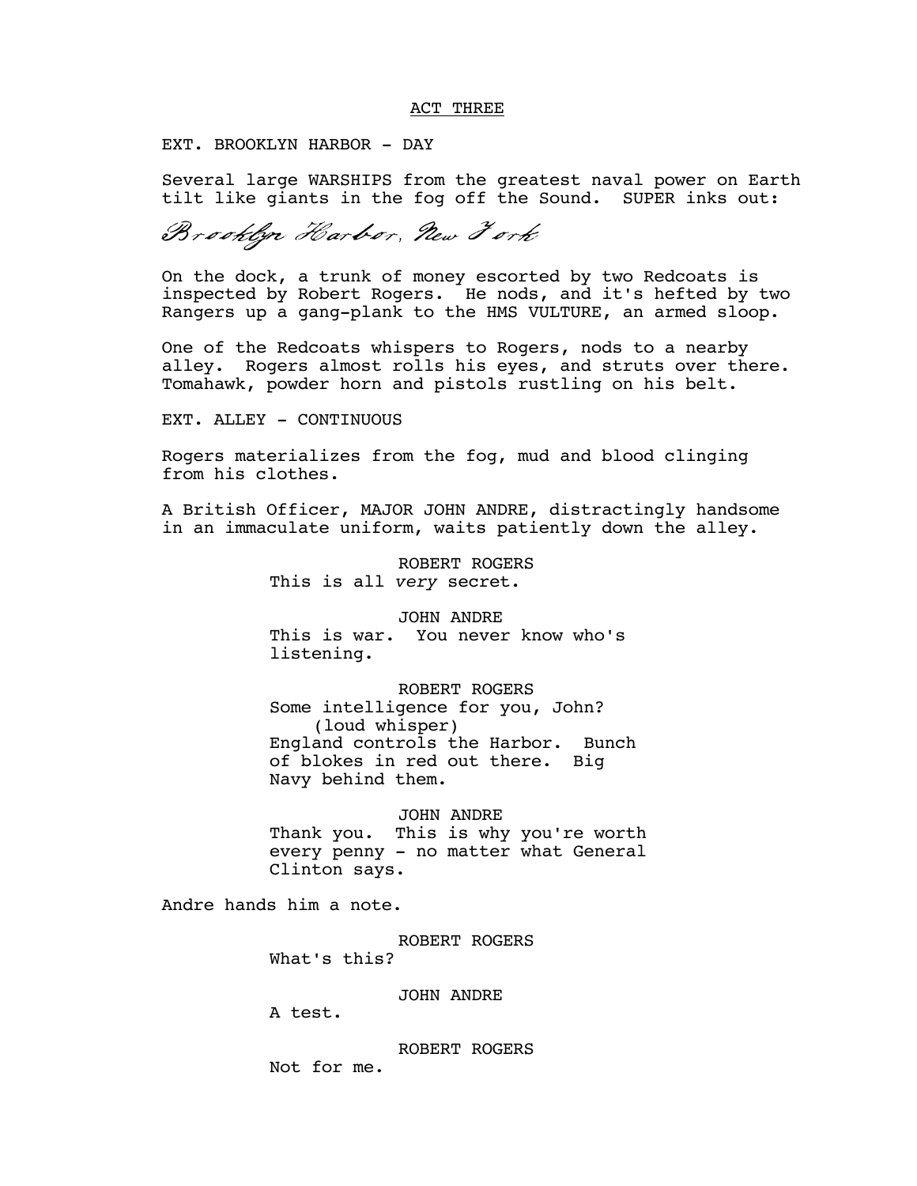## ACT THREE

EXT. BROOKLYN HARBOR - DAY

Several large WARSHIPS from the greatest naval power on Earth tilt like giants in the fog off the Sound. SUPER inks out:

*Brooklyn Harbor, New York*

On the dock, a trunk of money escorted by two Redcoats is inspected by Robert Rogers. He nods, and it's hefted by two Rangers up a gang-plank to the HMS VULTURE, an armed sloop.

One of the Redcoats whispers to Rogers, nods to a nearby alley. Rogers almost rolls his eyes, and struts over there. Tomahawk, powder horn and pistols rustling on his belt.

EXT. ALLEY - CONTINUOUS

Rogers materializes from the fog, mud and blood clinging from his clothes.

A British Officer, MAJOR JOHN ANDRE, distractingly handsome in an immaculate uniform, waits patiently down the alley.

ROBERT ROGERS
This is all *very* secret.

JOHN ANDRE
This is war. You never know who's listening.

ROBERT ROGERS
Some intelligence for you, John?
(loud whisper)
England controls the Harbor. Bunch of blokes in red out there. Big Navy behind them.

JOHN ANDRE
Thank you. This is why you're worth every penny - no matter what General Clinton says.

Andre hands him a note.

ROBERT ROGERS
What's this?

JOHN ANDRE
A test.

ROBERT ROGERS
Not for me.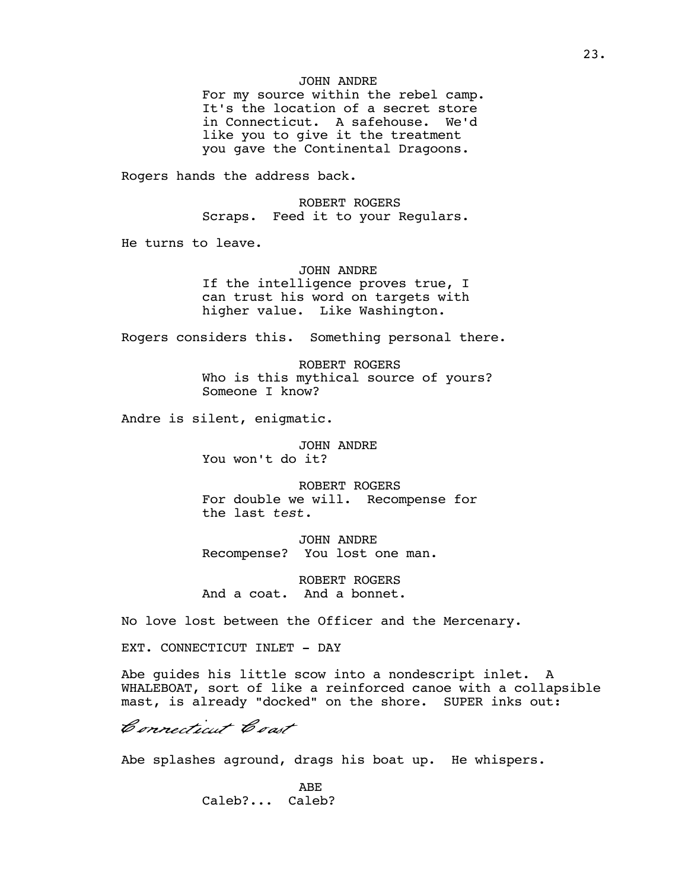JOHN ANDRE
For my source within the rebel camp. It's the location of a secret store in Connecticut. A safehouse. We'd like you to give it the treatment you gave the Continental Dragoons.

Rogers hands the address back.

ROBERT ROGERS
Scraps. Feed it to your Regulars.

He turns to leave.

JOHN ANDRE
If the intelligence proves true, I can trust his word on targets with higher value. Like Washington.

Rogers considers this. Something personal there.

ROBERT ROGERS
Who is this mythical source of yours? Someone I know?

Andre is silent, enigmatic.

JOHN ANDRE
You won't do it?

ROBERT ROGERS
For double we will. Recompense for the last *test*.

JOHN ANDRE
Recompense? You lost one man.

ROBERT ROGERS
And a coat. And a bonnet.

No love lost between the Officer and the Mercenary.

EXT. CONNECTICUT INLET - DAY

Abe guides his little scow into a nondescript inlet. A WHALEBOAT, sort of like a reinforced canoe with a collapsible mast, is already "docked" on the shore. SUPER inks out:

*Connecticut Coast*

Abe splashes aground, drags his boat up. He whispers.

ABE
Caleb?... Caleb?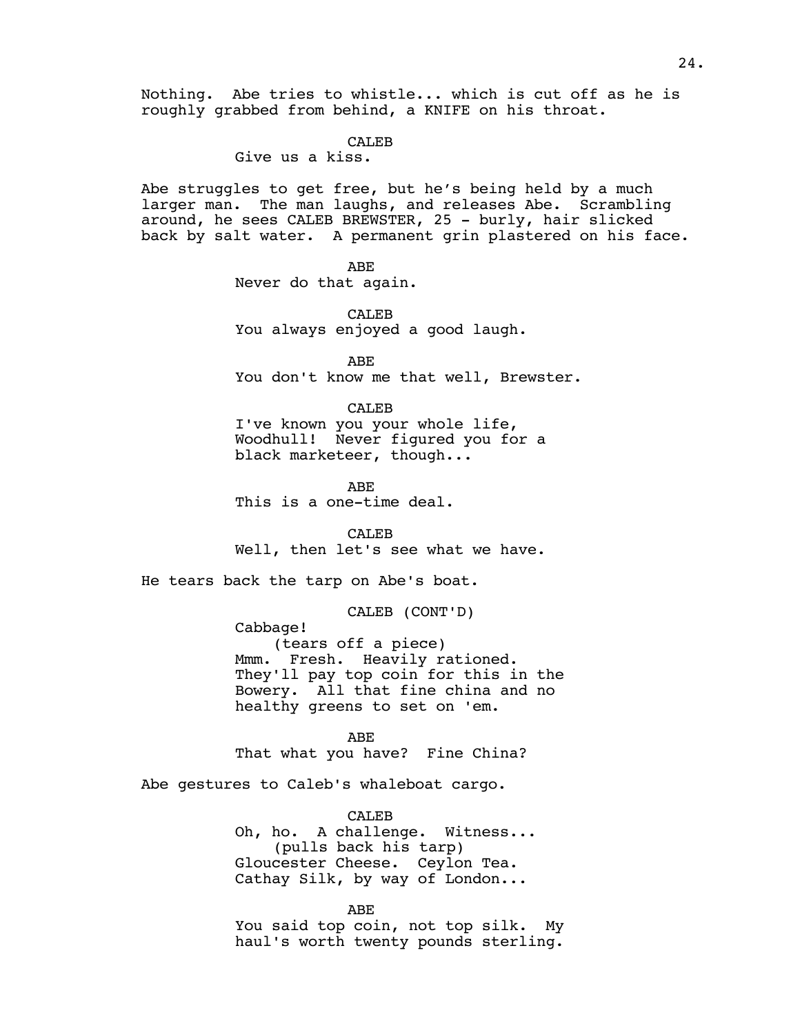Nothing. Abe tries to whistle... which is cut off as he is roughly grabbed from behind, a KNIFE on his throat.

CALEB
Give us a kiss.

Abe struggles to get free, but he's being held by a much larger man. The man laughs, and releases Abe. Scrambling around, he sees CALEB BREWSTER, 25 - burly, hair slicked back by salt water. A permanent grin plastered on his face.

ABE
Never do that again.

CALEB
You always enjoyed a good laugh.

ABE
You don't know me that well, Brewster.

CALEB
I've known you your whole life, Woodhull! Never figured you for a black marketeer, though...

ABE
This is a one-time deal.

CALEB
Well, then let's see what we have.

He tears back the tarp on Abe's boat.

CALEB (CONT'D)
Cabbage!
(tears off a piece)
Mmm. Fresh. Heavily rationed. They'll pay top coin for this in the Bowery. All that fine china and no healthy greens to set on 'em.

ABE
That what you have? Fine China?

Abe gestures to Caleb's whaleboat cargo.

CALEB
Oh, ho. A challenge. Witness...
(pulls back his tarp)
Gloucester Cheese. Ceylon Tea. Cathay Silk, by way of London...

ABE
You said top coin, not top silk. My haul's worth twenty pounds sterling.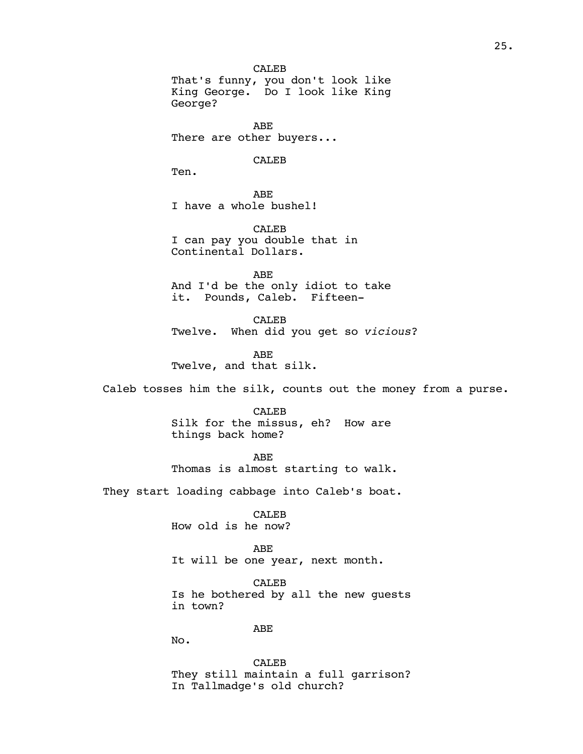CALEB
That's funny, you don't look like King George. Do I look like King George?

ABE
There are other buyers...

CALEB
Ten.

ABE
I have a whole bushel!

CALEB
I can pay you double that in Continental Dollars.

ABE
And I'd be the only idiot to take it. Pounds, Caleb. Fifteen-

CALEB
Twelve. When did you get so *vicious*?

ABE
Twelve, and that silk.

Caleb tosses him the silk, counts out the money from a purse.

CALEB
Silk for the missus, eh? How are things back home?

ABE
Thomas is almost starting to walk.

They start loading cabbage into Caleb's boat.

CALEB
How old is he now?

ABE
It will be one year, next month.

CALEB
Is he bothered by all the new guests in town?

ABE
No.

CALEB
They still maintain a full garrison? In Tallmadge's old church?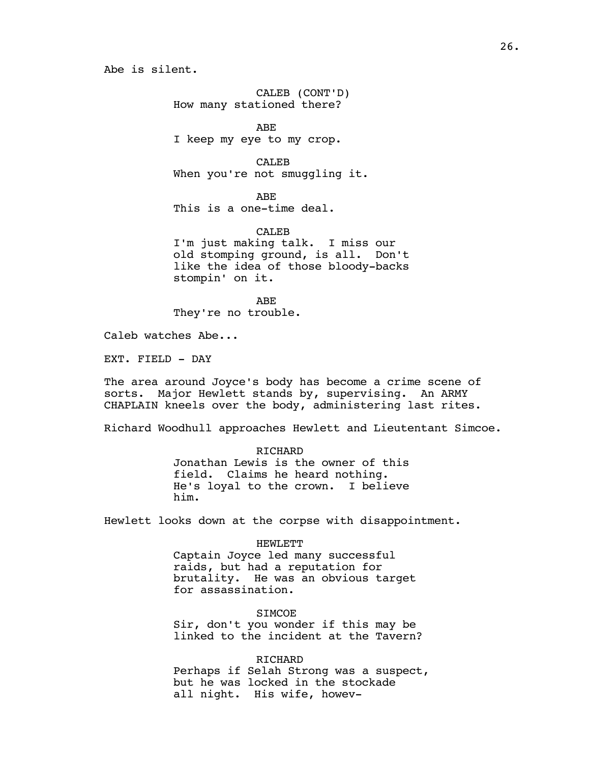Abe is silent.

CALEB (CONT'D)
How many stationed there?

ABE
I keep my eye to my crop.

CALEB
When you're not smuggling it.

ABE
This is a one-time deal.

CALEB
I'm just making talk. I miss our old stomping ground, is all. Don't like the idea of those bloody-backs stompin' on it.

ABE
They're no trouble.

Caleb watches Abe...

EXT. FIELD - DAY

The area around Joyce's body has become a crime scene of sorts. Major Hewlett stands by, supervising. An ARMY CHAPLAIN kneels over the body, administering last rites.

Richard Woodhull approaches Hewlett and Lieutenant Simcoe.

RICHARD
Jonathan Lewis is the owner of this field. Claims he heard nothing. He's loyal to the crown. I believe him.

Hewlett looks down at the corpse with disappointment.

HEWLETT
Captain Joyce led many successful raids, but had a reputation for brutality. He was an obvious target for assassination.

SIMCOE
Sir, don't you wonder if this may be linked to the incident at the Tavern?

RICHARD
Perhaps if Selah Strong was a suspect, but he was locked in the stockade all night. His wife, howev-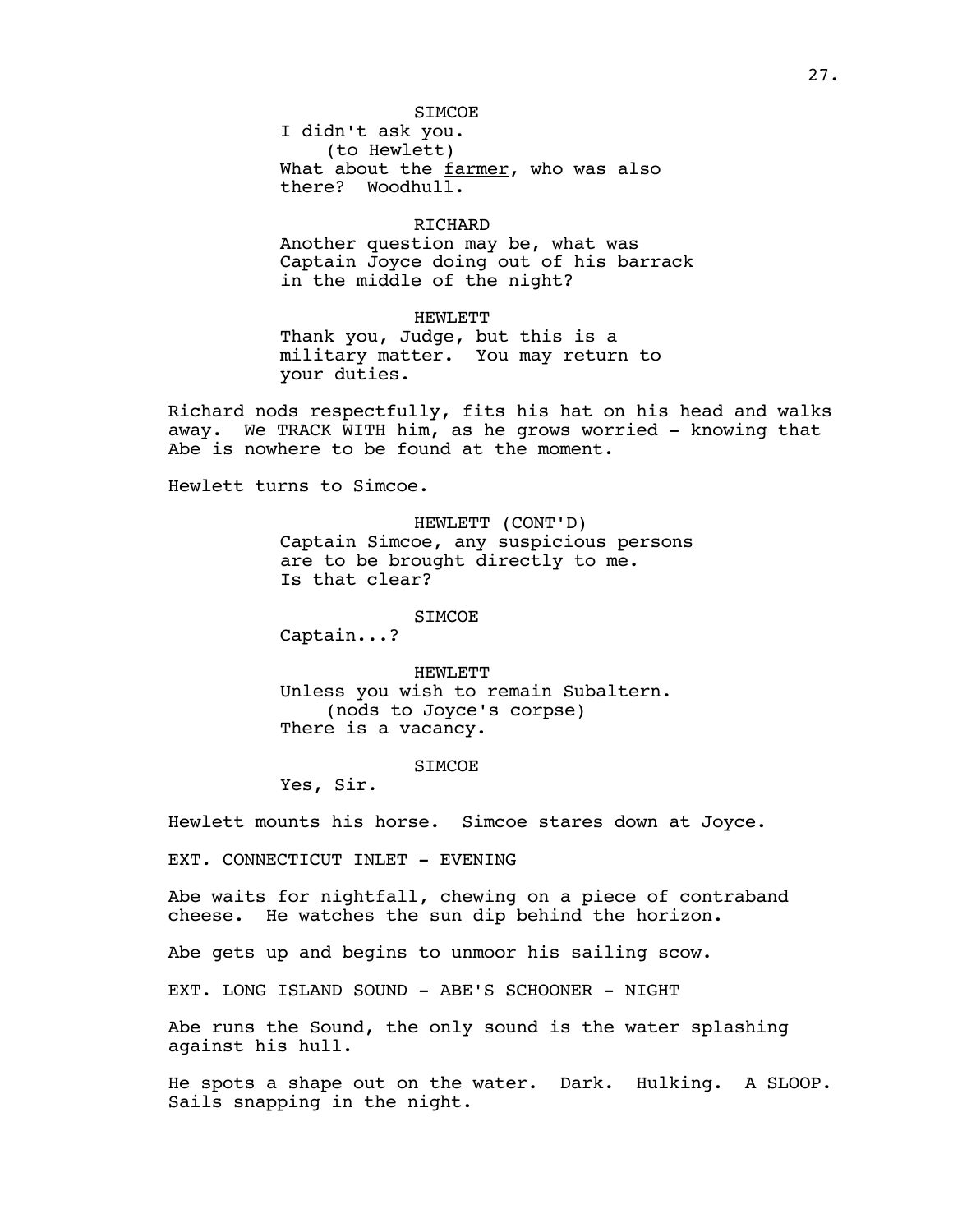SIMCOE

I didn't ask you.

(to Hewlett)

What about the _farmer_, who was also there? Woodhull.

RICHARD

Another question may be, what was Captain Joyce doing out of his barrack in the middle of the night?

HEWLETT

Thank you, Judge, but this is a military matter. You may return to your duties.

Richard nods respectfully, fits his hat on his head and walks away. We TRACK WITH him, as he grows worried - knowing that Abe is nowhere to be found at the moment.

Hewlett turns to Simcoe.

HEWLETT (CONT'D)

Captain Simcoe, any suspicious persons are to be brought directly to me. Is that clear?

SIMCOE

Captain...?

HEWLETT

Unless you wish to remain Subaltern.

(nods to Joyce's corpse)

There is a vacancy.

SIMCOE

Yes, Sir.

Hewlett mounts his horse. Simcoe stares down at Joyce.

EXT. CONNECTICUT INLET - EVENING

Abe waits for nightfall, chewing on a piece of contraband cheese. He watches the sun dip behind the horizon.

Abe gets up and begins to unmoor his sailing scow.

EXT. LONG ISLAND SOUND - ABE'S SCHOONER - NIGHT

Abe runs the Sound, the only sound is the water splashing against his hull.

He spots a shape out on the water. Dark. Hulking. A SLOOP. Sails snapping in the night.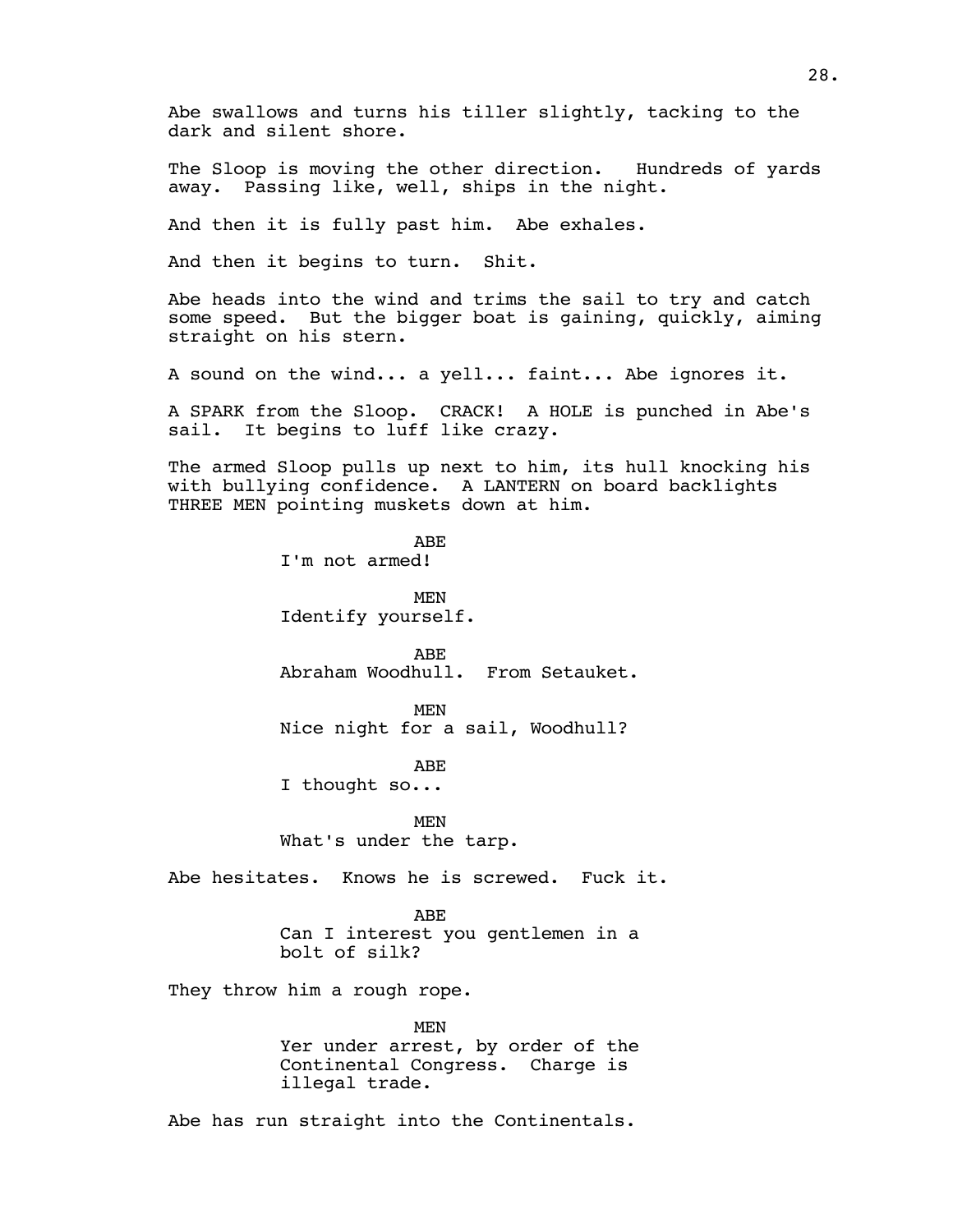Abe swallows and turns his tiller slightly, tacking to the dark and silent shore.

The Sloop is moving the other direction. Hundreds of yards away. Passing like, well, ships in the night.

And then it is fully past him. Abe exhales.

And then it begins to turn. Shit.

Abe heads into the wind and trims the sail to try and catch some speed. But the bigger boat is gaining, quickly, aiming straight on his stern.

A sound on the wind... a yell... faint... Abe ignores it.

A SPARK from the Sloop. CRACK! A HOLE is punched in Abe's sail. It begins to luff like crazy.

The armed Sloop pulls up next to him, its hull knocking his with bullying confidence. A LANTERN on board backlights THREE MEN pointing muskets down at him.

ABE
I'm not armed!

MEN
Identify yourself.

ABE
Abraham Woodhull. From Setauket.

MEN
Nice night for a sail, Woodhull?

ABE
I thought so...

MEN
What's under the tarp.

Abe hesitates. Knows he is screwed. Fuck it.

ABE
Can I interest you gentlemen in a bolt of silk?

They throw him a rough rope.

MEN
Yer under arrest, by order of the Continental Congress. Charge is illegal trade.

Abe has run straight into the Continentals.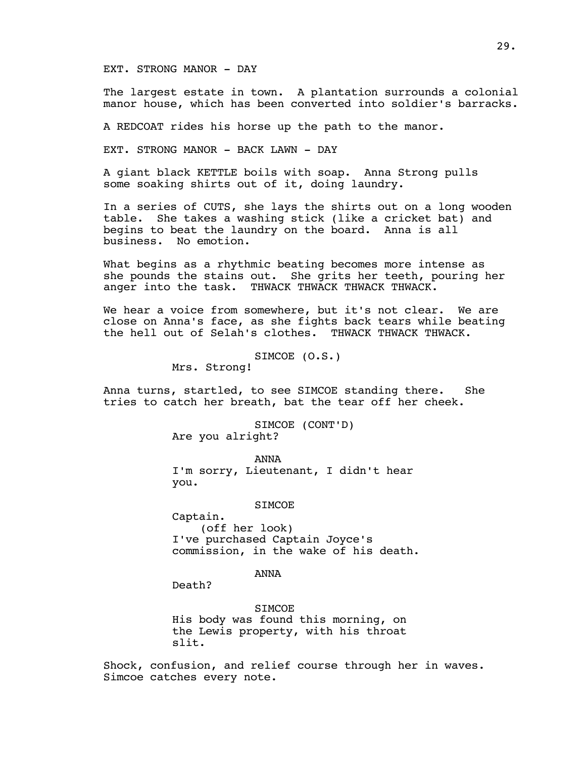EXT. STRONG MANOR - DAY

The largest estate in town. A plantation surrounds a colonial manor house, which has been converted into soldier's barracks.

A REDCOAT rides his horse up the path to the manor.

EXT. STRONG MANOR - BACK LAWN - DAY

A giant black KETTLE boils with soap. Anna Strong pulls some soaking shirts out of it, doing laundry.

In a series of CUTS, she lays the shirts out on a long wooden table. She takes a washing stick (like a cricket bat) and begins to beat the laundry on the board. Anna is all business. No emotion.

What begins as a rhythmic beating becomes more intense as she pounds the stains out. She grits her teeth, pouring her anger into the task. THWACK THWACK THWACK THWACK.

We hear a voice from somewhere, but it's not clear. We are close on Anna's face, as she fights back tears while beating the hell out of Selah's clothes. THWACK THWACK THWACK.

SIMCOE (O.S.)
Mrs. Strong!

Anna turns, startled, to see SIMCOE standing there. She tries to catch her breath, bat the tear off her cheek.

SIMCOE (CONT'D)
Are you alright?

ANNA
I'm sorry, Lieutenant, I didn't hear you.

SIMCOE
Captain.
(off her look)
I've purchased Captain Joyce's commission, in the wake of his death.

ANNA
Death?

SIMCOE
His body was found this morning, on the Lewis property, with his throat slit.

Shock, confusion, and relief course through her in waves. Simcoe catches every note.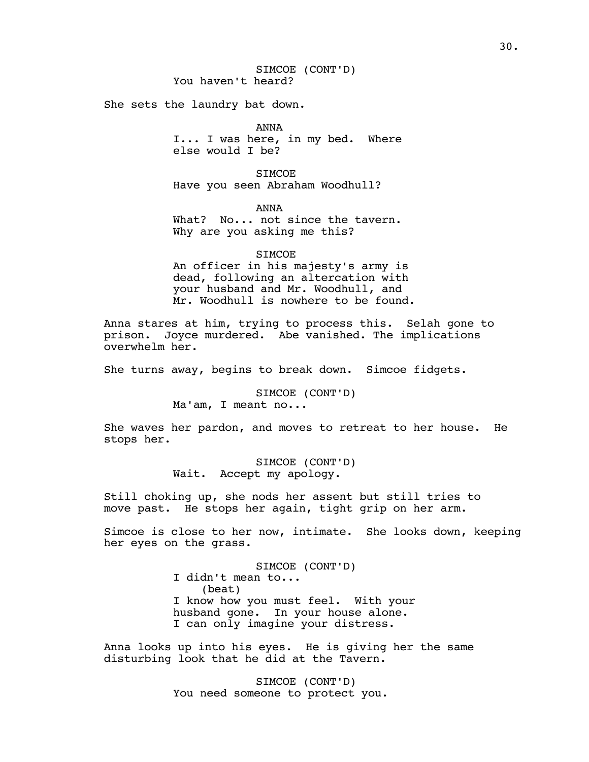SIMCOE (CONT'D)
You haven't heard?

She sets the laundry bat down.

ANNA
I... I was here, in my bed. Where else would I be?

SIMCOE
Have you seen Abraham Woodhull?

ANNA
What? No... not since the tavern. Why are you asking me this?

SIMCOE
An officer in his majesty's army is dead, following an altercation with your husband and Mr. Woodhull, and Mr. Woodhull is nowhere to be found.

Anna stares at him, trying to process this. Selah gone to prison. Joyce murdered. Abe vanished. The implications overwhelm her.

She turns away, begins to break down. Simcoe fidgets.

SIMCOE (CONT'D)
Ma'am, I meant no...

She waves her pardon, and moves to retreat to her house. He stops her.

SIMCOE (CONT'D)
Wait. Accept my apology.

Still choking up, she nods her assent but still tries to move past. He stops her again, tight grip on her arm.

Simcoe is close to her now, intimate. She looks down, keeping her eyes on the grass.

SIMCOE (CONT'D)
I didn't mean to...
(beat)
I know how you must feel. With your husband gone. In your house alone. I can only imagine your distress.

Anna looks up into his eyes. He is giving her the same disturbing look that he did at the Tavern.

SIMCOE (CONT'D)
You need someone to protect you.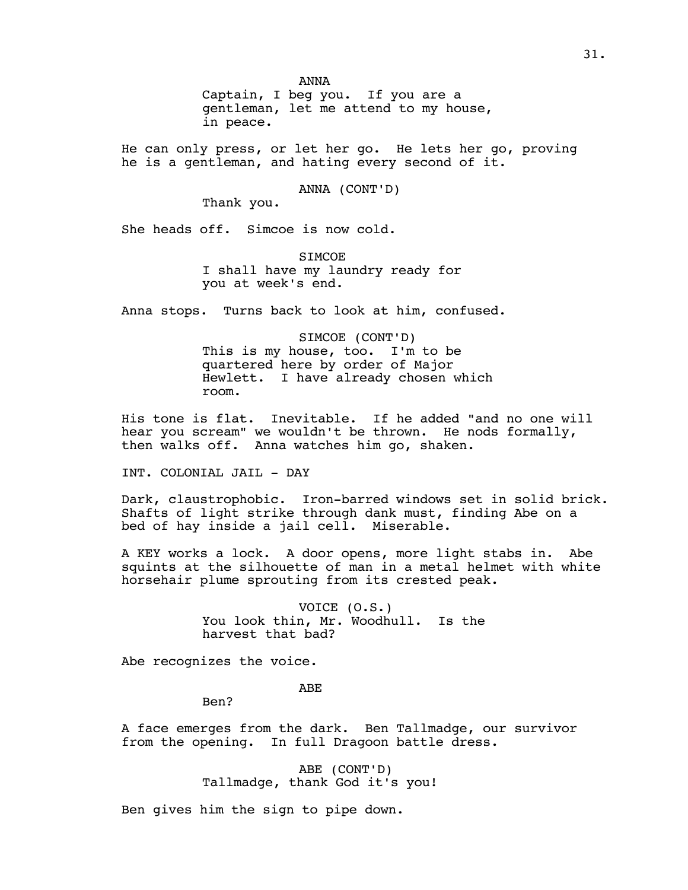ANNA

Captain, I beg you. If you are a gentleman, let me attend to my house, in peace.

He can only press, or let her go. He lets her go, proving he is a gentleman, and hating every second of it.

ANNA (CONT'D)

Thank you.

She heads off. Simcoe is now cold.

SIMCOE

I shall have my laundry ready for you at week's end.

Anna stops. Turns back to look at him, confused.

SIMCOE (CONT'D)

This is my house, too. I'm to be quartered here by order of Major Hewlett. I have already chosen which room.

His tone is flat. Inevitable. If he added "and no one will hear you scream" we wouldn't be thrown. He nods formally, then walks off. Anna watches him go, shaken.

INT. COLONIAL JAIL - DAY

Dark, claustrophobic. Iron-barred windows set in solid brick. Shafts of light strike through dank must, finding Abe on a bed of hay inside a jail cell. Miserable.

A KEY works a lock. A door opens, more light stabs in. Abe squints at the silhouette of man in a metal helmet with white horsehair plume sprouting from its crested peak.

VOICE (O.S.)

You look thin, Mr. Woodhull. Is the harvest that bad?

Abe recognizes the voice.

ABE

Ben?

A face emerges from the dark. Ben Tallmadge, our survivor from the opening. In full Dragoon battle dress.

ABE (CONT'D)

Tallmadge, thank God it's you!

Ben gives him the sign to pipe down.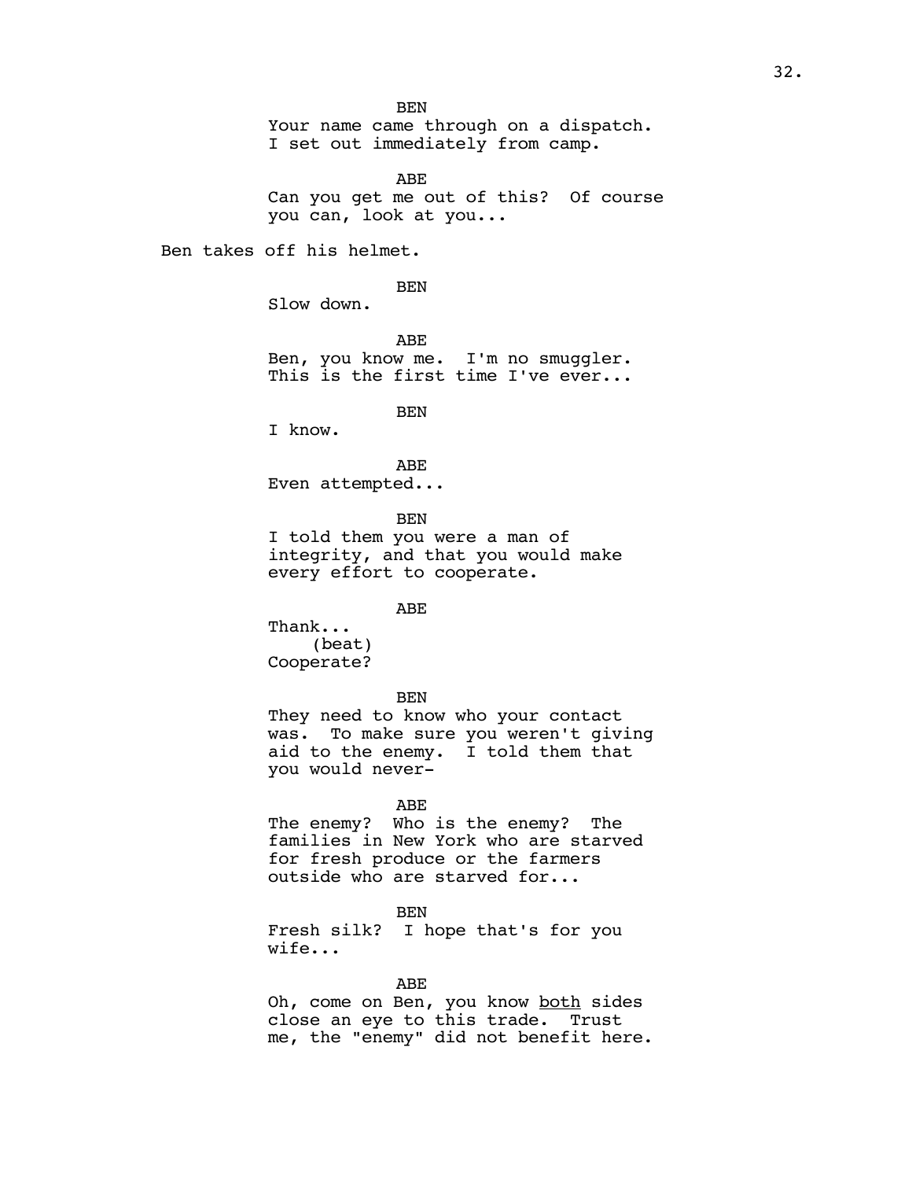BEN
Your name came through on a dispatch. I set out immediately from camp.

ABE
Can you get me out of this? Of course you can, look at you...

Ben takes off his helmet.

BEN
Slow down.

ABE
Ben, you know me. I'm no smuggler. This is the first time I've ever...

BEN
I know.

ABE
Even attempted...

BEN
I told them you were a man of integrity, and that you would make every effort to cooperate.

ABE
Thank...
(beat)
Cooperate?

BEN
They need to know who your contact was. To make sure you weren't giving aid to the enemy. I told them that you would never-

ABE
The enemy? Who is the enemy? The families in New York who are starved for fresh produce or the farmers outside who are starved for...

BEN
Fresh silk? I hope that's for you wife...

ABE
Oh, come on Ben, you know <u>both</u> sides close an eye to this trade. Trust me, the "enemy" did not benefit here.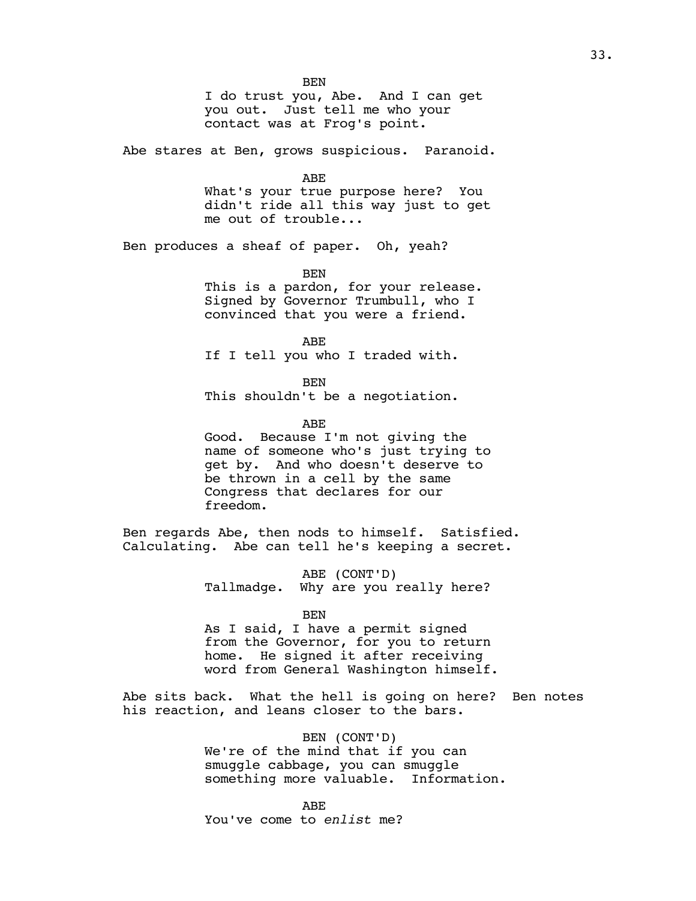BEN

I do trust you, Abe. And I can get you out. Just tell me who your contact was at Frog's point.

Abe stares at Ben, grows suspicious. Paranoid.

ABE

What's your true purpose here? You didn't ride all this way just to get me out of trouble...

Ben produces a sheaf of paper. Oh, yeah?

BEN

This is a pardon, for your release. Signed by Governor Trumbull, who I convinced that you were a friend.

ABE

If I tell you who I traded with.

BEN

This shouldn't be a negotiation.

ABE

Good. Because I'm not giving the name of someone who's just trying to get by. And who doesn't deserve to be thrown in a cell by the same Congress that declares for our freedom.

Ben regards Abe, then nods to himself. Satisfied. Calculating. Abe can tell he's keeping a secret.

ABE (CONT'D)

Tallmadge. Why are you really here?

BEN

As I said, I have a permit signed from the Governor, for you to return home. He signed it after receiving word from General Washington himself.

Abe sits back. What the hell is going on here? Ben notes his reaction, and leans closer to the bars.

BEN (CONT'D)

We're of the mind that if you can smuggle cabbage, you can smuggle something more valuable. Information.

ABE

You've come to *enlist* me?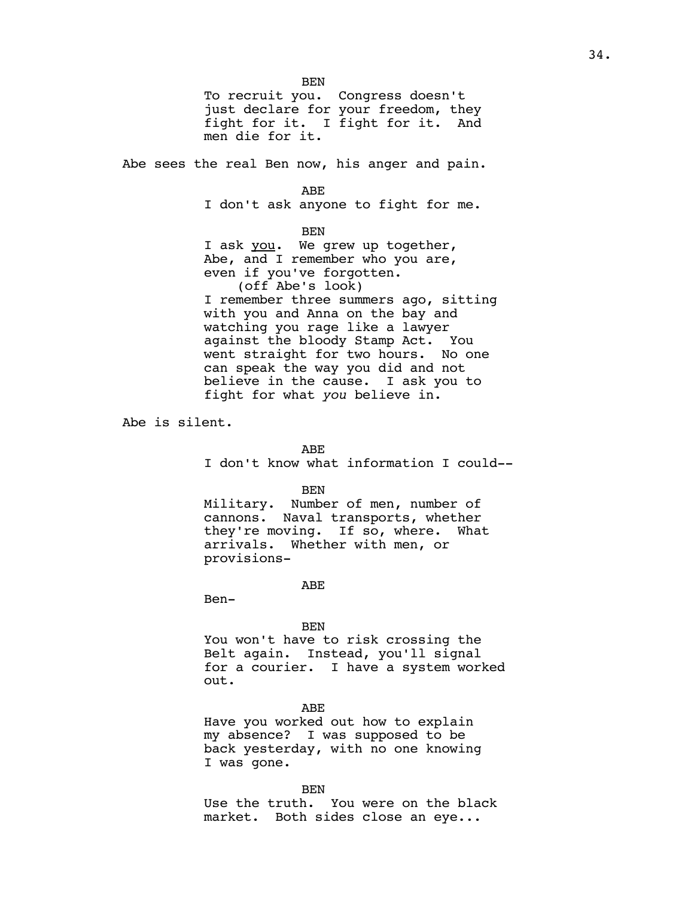BEN

To recruit you. Congress doesn't just declare for your freedom, they fight for it. I fight for it. And men die for it.

Abe sees the real Ben now, his anger and pain.

ABE

I don't ask anyone to fight for me.

BEN

I ask you. We grew up together, Abe, and I remember who you are, even if you've forgotten.

(off Abe's look)

I remember three summers ago, sitting with you and Anna on the bay and watching you rage like a lawyer against the bloody Stamp Act. You went straight for two hours. No one can speak the way you did and not believe in the cause. I ask you to fight for what *you* believe in.

Abe is silent.

ABE

I don't know what information I could--

BEN

Military. Number of men, number of cannons. Naval transports, whether they're moving. If so, where. What arrivals. Whether with men, or provisions-

ABE

Ben-

BEN

You won't have to risk crossing the Belt again. Instead, you'll signal for a courier. I have a system worked out.

ABE

Have you worked out how to explain my absence? I was supposed to be back yesterday, with no one knowing I was gone.

BEN

Use the truth. You were on the black market. Both sides close an eye...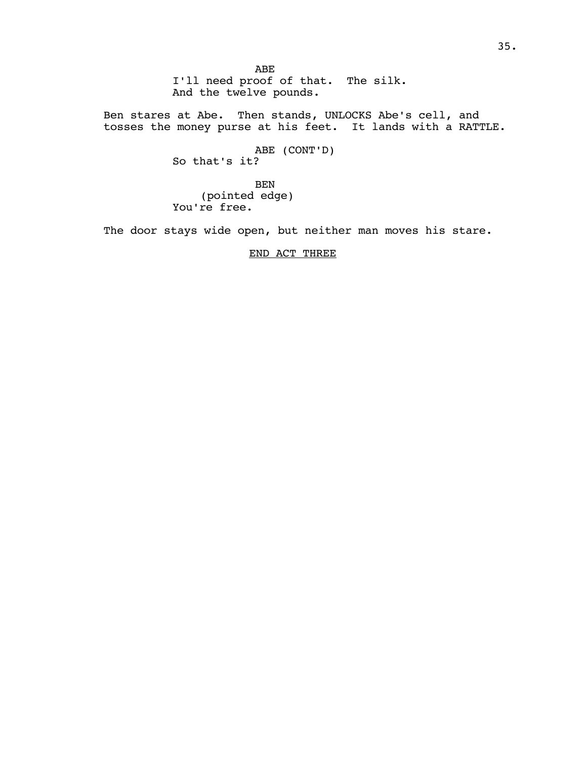ABE
I'll need proof of that. The silk.
And the twelve pounds.

Ben stares at Abe. Then stands, UNLOCKS Abe's cell, and tosses the money purse at his feet. It lands with a RATTLE.

ABE (CONT'D)
So that's it?

BEN
(pointed edge)
You're free.

The door stays wide open, but neither man moves his stare.

<u>END ACT THREE</u>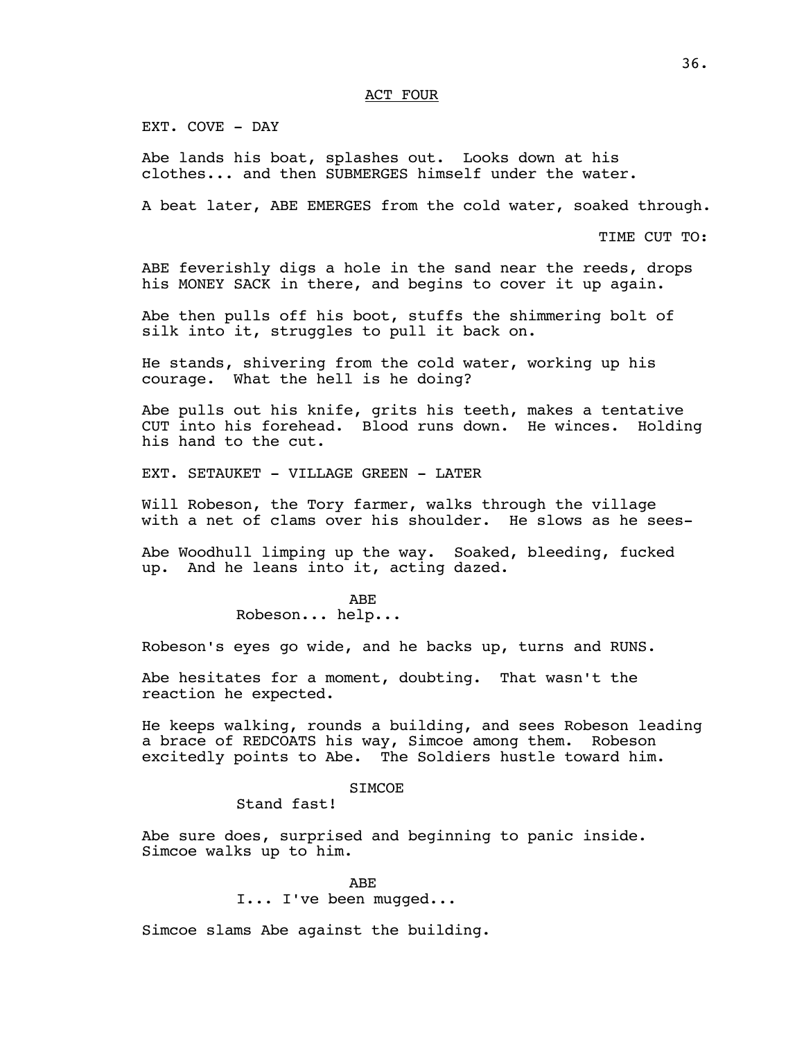ACT FOUR

EXT. COVE - DAY

Abe lands his boat, splashes out. Looks down at his clothes... and then SUBMERGES himself under the water.

A beat later, ABE EMERGES from the cold water, soaked through.

TIME CUT TO:

ABE feverishly digs a hole in the sand near the reeds, drops his MONEY SACK in there, and begins to cover it up again.

Abe then pulls off his boot, stuffs the shimmering bolt of silk into it, struggles to pull it back on.

He stands, shivering from the cold water, working up his courage. What the hell is he doing?

Abe pulls out his knife, grits his teeth, makes a tentative CUT into his forehead. Blood runs down. He winces. Holding his hand to the cut.

EXT. SETAUKET - VILLAGE GREEN - LATER

Will Robeson, the Tory farmer, walks through the village with a net of clams over his shoulder. He slows as he sees-

Abe Woodhull limping up the way. Soaked, bleeding, fucked up. And he leans into it, acting dazed.

ABE
Robeson... help...

Robeson's eyes go wide, and he backs up, turns and RUNS.

Abe hesitates for a moment, doubting. That wasn't the reaction he expected.

He keeps walking, rounds a building, and sees Robeson leading a brace of REDCOATS his way, Simcoe among them. Robeson excitedly points to Abe. The Soldiers hustle toward him.

SIMCOE
Stand fast!

Abe sure does, surprised and beginning to panic inside. Simcoe walks up to him.

ABE
I... I've been mugged...

Simcoe slams Abe against the building.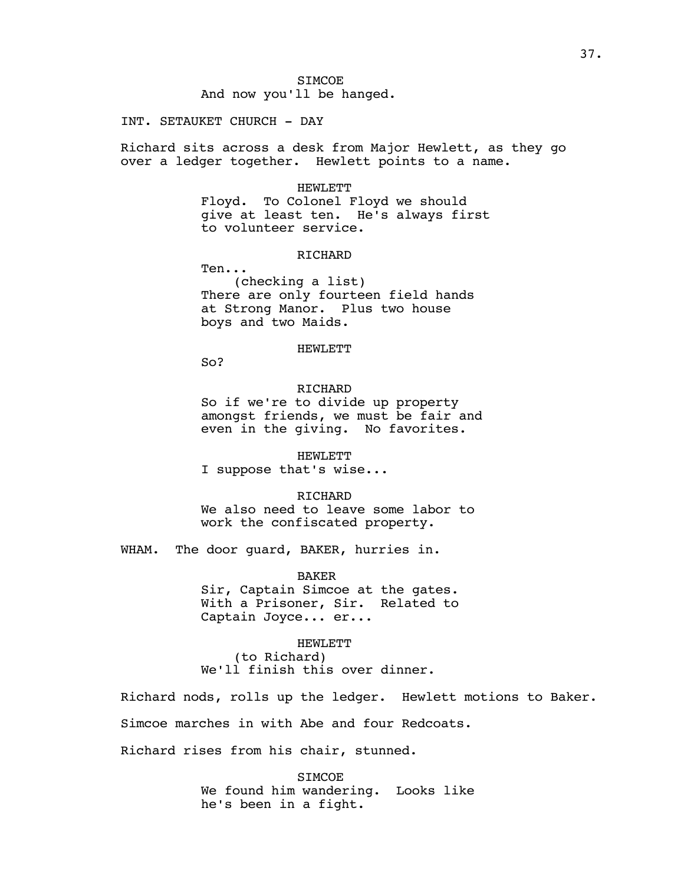SIMCOE

And now you'll be hanged.

INT. SETAUKET CHURCH - DAY

Richard sits across a desk from Major Hewlett, as they go over a ledger together. Hewlett points to a name.

HEWLETT

Floyd. To Colonel Floyd we should give at least ten. He's always first to volunteer service.

RICHARD

Ten...

(checking a list)

There are only fourteen field hands at Strong Manor. Plus two house boys and two Maids.

HEWLETT

So?

RICHARD

So if we're to divide up property amongst friends, we must be fair and even in the giving. No favorites.

HEWLETT

I suppose that's wise...

RICHARD

We also need to leave some labor to work the confiscated property.

WHAM. The door guard, BAKER, hurries in.

BAKER

Sir, Captain Simcoe at the gates. With a Prisoner, Sir. Related to Captain Joyce... er...

HEWLETT

(to Richard)

We'll finish this over dinner.

Richard nods, rolls up the ledger. Hewlett motions to Baker.

Simcoe marches in with Abe and four Redcoats.

Richard rises from his chair, stunned.

SIMCOE

We found him wandering. Looks like he's been in a fight.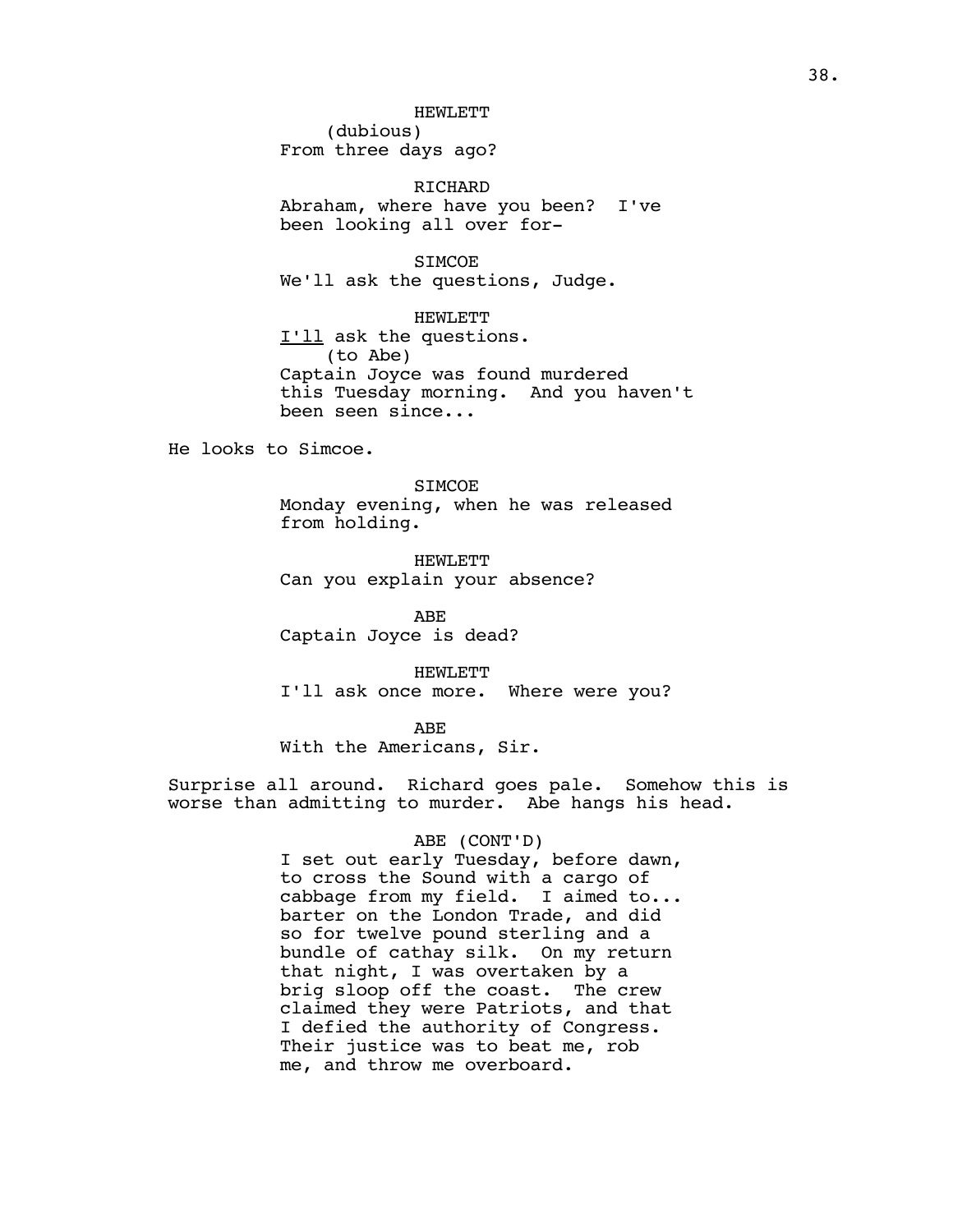HEWLETT
(dubious)
From three days ago?

RICHARD
Abraham, where have you been? I've been looking all over for-

SIMCOE
We'll ask the questions, Judge.

HEWLETT
<u>I'll</u> ask the questions.
(to Abe)
Captain Joyce was found murdered this Tuesday morning. And you haven't been seen since...

He looks to Simcoe.

SIMCOE
Monday evening, when he was released from holding.

HEWLETT
Can you explain your absence?

ABE
Captain Joyce is dead?

HEWLETT
I'll ask once more. Where were you?

ABE
With the Americans, Sir.

Surprise all around. Richard goes pale. Somehow this is worse than admitting to murder. Abe hangs his head.

ABE (CONT'D)
I set out early Tuesday, before dawn, to cross the Sound with a cargo of cabbage from my field. I aimed to... barter on the London Trade, and did so for twelve pound sterling and a bundle of cathay silk. On my return that night, I was overtaken by a brig sloop off the coast. The crew claimed they were Patriots, and that I defied the authority of Congress. Their justice was to beat me, rob me, and throw me overboard.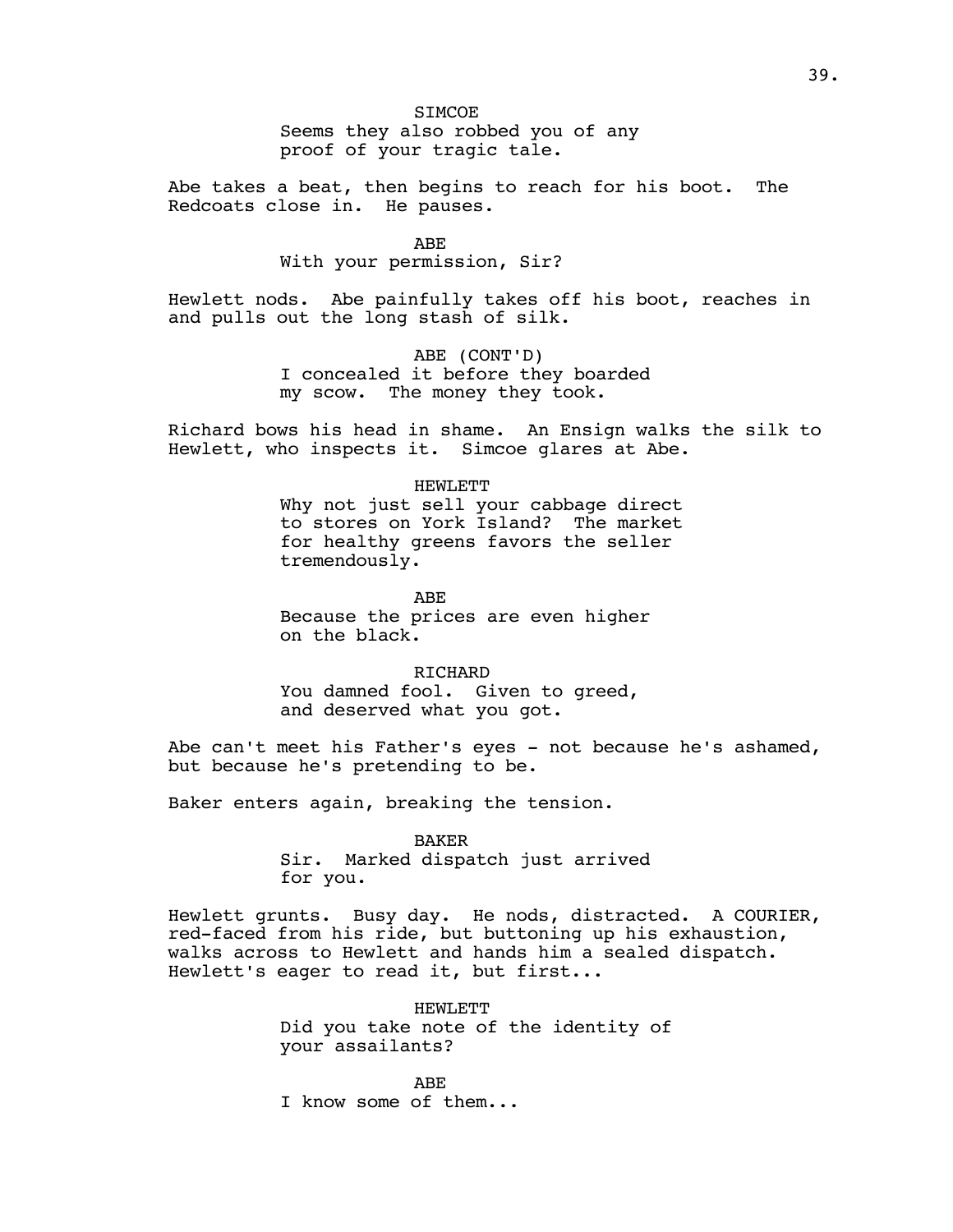SIMCOE
Seems they also robbed you of any proof of your tragic tale.

Abe takes a beat, then begins to reach for his boot. The Redcoats close in. He pauses.

ABE
With your permission, Sir?

Hewlett nods. Abe painfully takes off his boot, reaches in and pulls out the long stash of silk.

ABE (CONT'D)
I concealed it before they boarded my scow. The money they took.

Richard bows his head in shame. An Ensign walks the silk to Hewlett, who inspects it. Simcoe glares at Abe.

HEWLETT
Why not just sell your cabbage direct to stores on York Island? The market for healthy greens favors the seller tremendously.

ABE
Because the prices are even higher on the black.

RICHARD
You damned fool. Given to greed, and deserved what you got.

Abe can't meet his Father's eyes - not because he's ashamed, but because he's pretending to be.

Baker enters again, breaking the tension.

BAKER
Sir. Marked dispatch just arrived for you.

Hewlett grunts. Busy day. He nods, distracted. A COURIER, red-faced from his ride, but buttoning up his exhaustion, walks across to Hewlett and hands him a sealed dispatch. Hewlett's eager to read it, but first...

HEWLETT
Did you take note of the identity of your assailants?

ABE
I know some of them...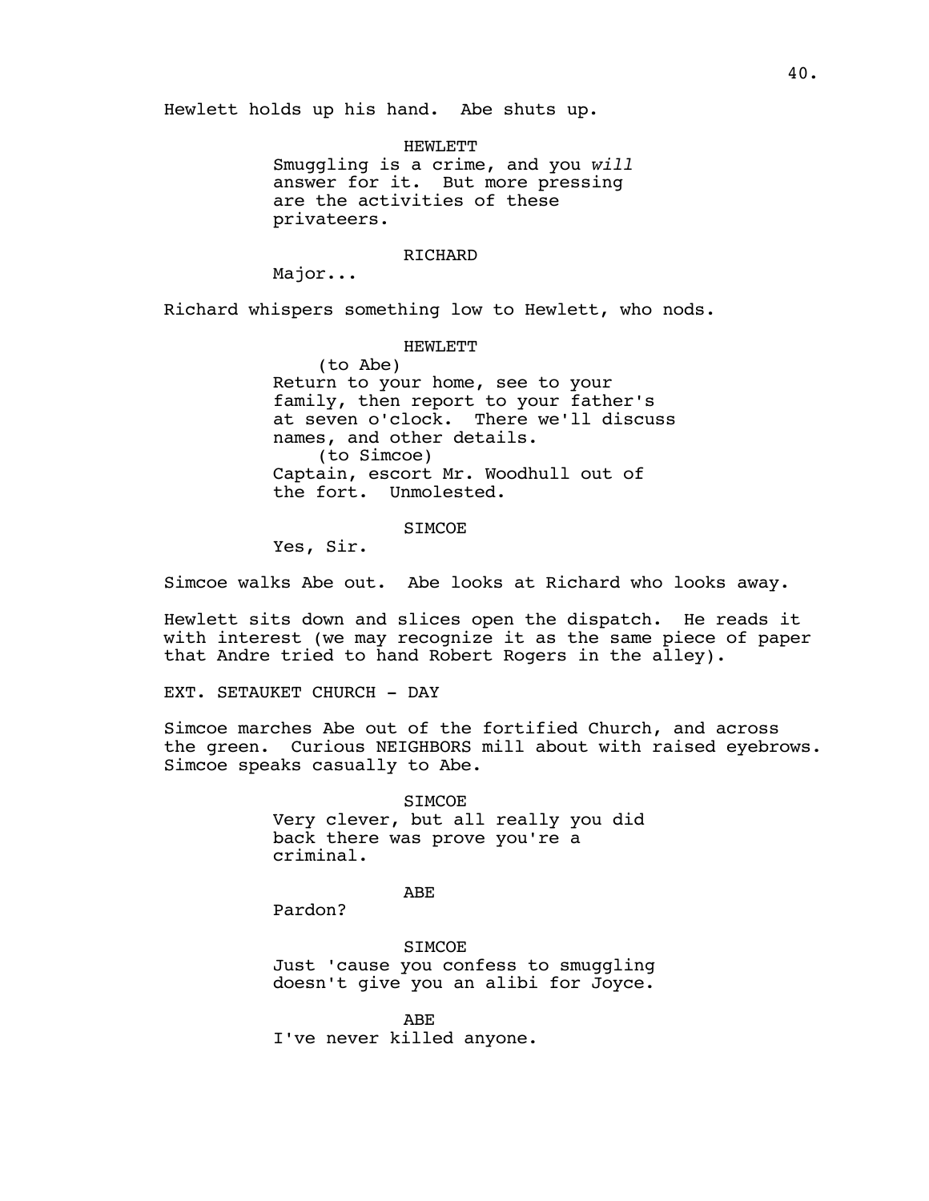Hewlett holds up his hand. Abe shuts up.

HEWLETT
Smuggling is a crime, and you *will* answer for it. But more pressing are the activities of these privateers.

RICHARD
Major...

Richard whispers something low to Hewlett, who nods.

HEWLETT
(to Abe)
Return to your home, see to your family, then report to your father's at seven o'clock. There we'll discuss names, and other details.
(to Simcoe)
Captain, escort Mr. Woodhull out of the fort. Unmolested.

SIMCOE
Yes, Sir.

Simcoe walks Abe out. Abe looks at Richard who looks away.

Hewlett sits down and slices open the dispatch. He reads it with interest (we may recognize it as the same piece of paper that Andre tried to hand Robert Rogers in the alley).

EXT. SETAUKET CHURCH - DAY

Simcoe marches Abe out of the fortified Church, and across the green. Curious NEIGHBORS mill about with raised eyebrows. Simcoe speaks casually to Abe.

SIMCOE
Very clever, but all really you did back there was prove you're a criminal.

ABE
Pardon?

SIMCOE
Just 'cause you confess to smuggling doesn't give you an alibi for Joyce.

ABE
I've never killed anyone.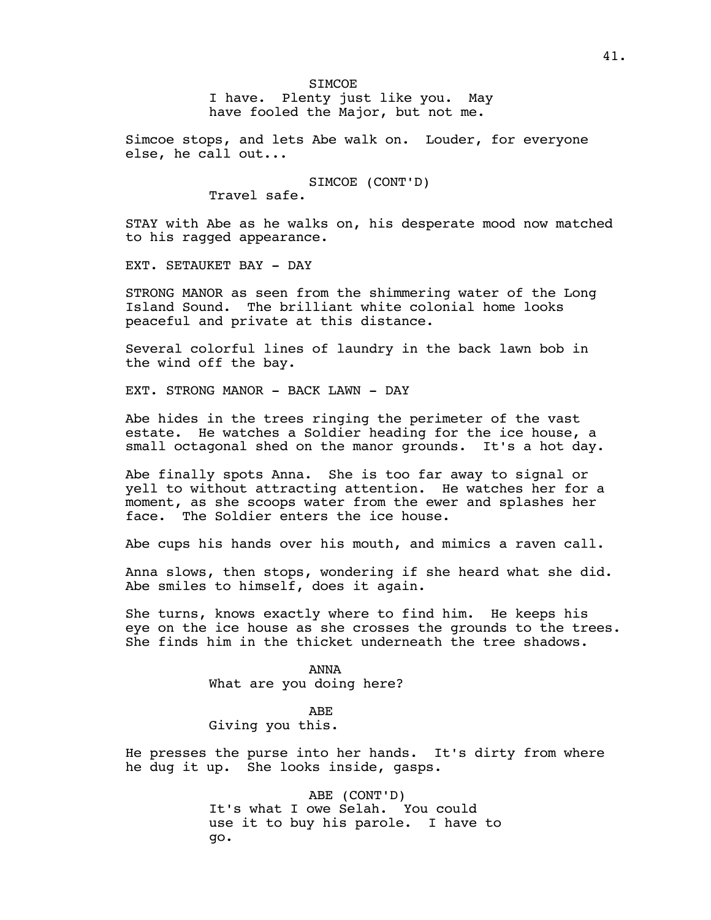SIMCOE
I have. Plenty just like you. May have fooled the Major, but not me.

Simcoe stops, and lets Abe walk on. Louder, for everyone else, he call out...

SIMCOE (CONT'D)
Travel safe.

STAY with Abe as he walks on, his desperate mood now matched to his ragged appearance.

EXT. SETAUKET BAY - DAY

STRONG MANOR as seen from the shimmering water of the Long Island Sound. The brilliant white colonial home looks peaceful and private at this distance.

Several colorful lines of laundry in the back lawn bob in the wind off the bay.

EXT. STRONG MANOR - BACK LAWN - DAY

Abe hides in the trees ringing the perimeter of the vast estate. He watches a Soldier heading for the ice house, a small octagonal shed on the manor grounds. It's a hot day.

Abe finally spots Anna. She is too far away to signal or yell to without attracting attention. He watches her for a moment, as she scoops water from the ewer and splashes her face. The Soldier enters the ice house.

Abe cups his hands over his mouth, and mimics a raven call.

Anna slows, then stops, wondering if she heard what she did. Abe smiles to himself, does it again.

She turns, knows exactly where to find him. He keeps his eye on the ice house as she crosses the grounds to the trees. She finds him in the thicket underneath the tree shadows.

ANNA
What are you doing here?

ABE
Giving you this.

He presses the purse into her hands. It's dirty from where he dug it up. She looks inside, gasps.

ABE (CONT'D)
It's what I owe Selah. You could use it to buy his parole. I have to go.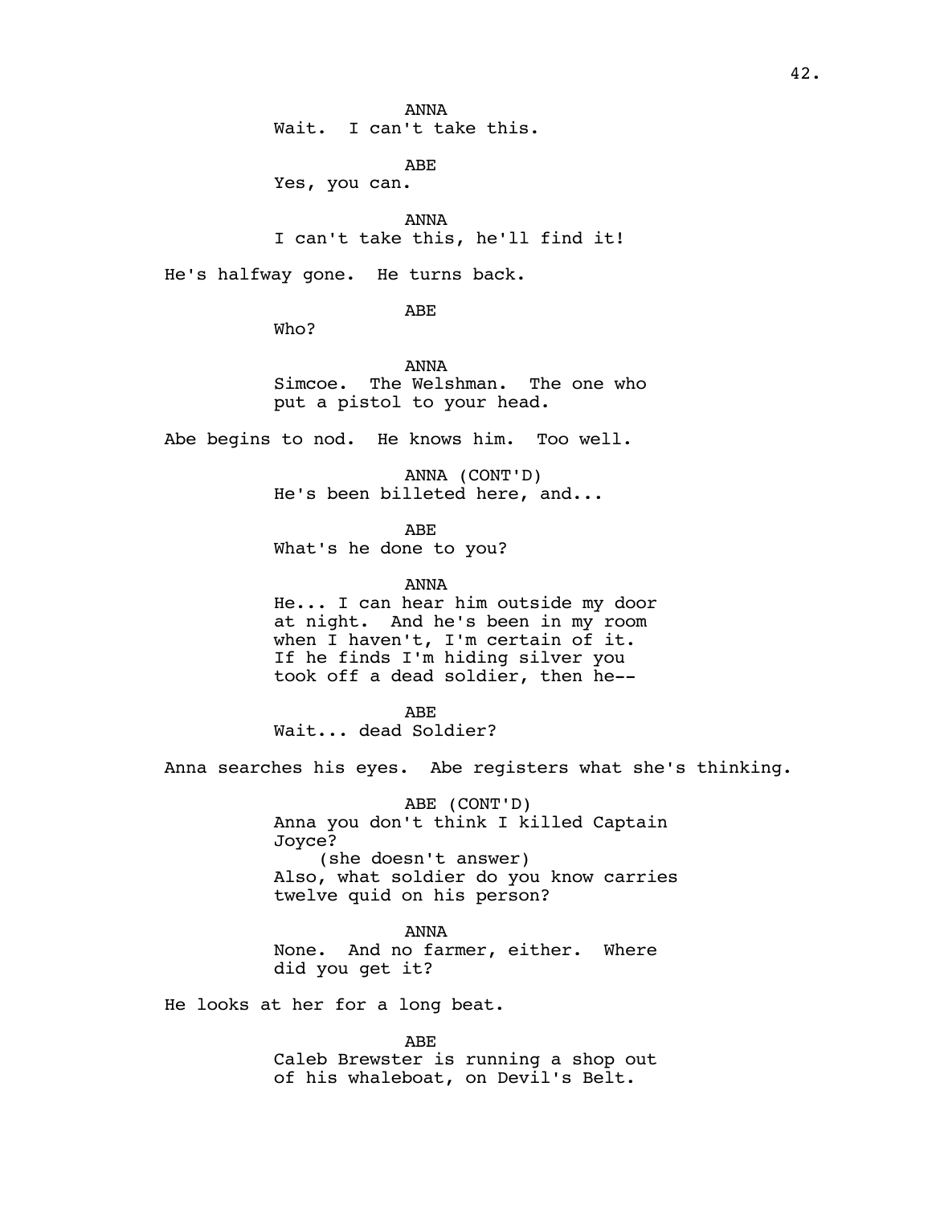ANNA
Wait.  I can't take this.

ABE
Yes, you can.

ANNA
I can't take this, he'll find it!

He's halfway gone.  He turns back.

ABE
Who?

ANNA
Simcoe.  The Welshman.  The one who put a pistol to your head.

Abe begins to nod.  He knows him.  Too well.

ANNA (CONT'D)
He's been billeted here, and...

ABE
What's he done to you?

ANNA
He... I can hear him outside my door at night.  And he's been in my room when I haven't, I'm certain of it.  If he finds I'm hiding silver you took off a dead soldier, then he--

ABE
Wait... dead Soldier?

Anna searches his eyes.  Abe registers what she's thinking.

ABE (CONT'D)
Anna you don't think I killed Captain Joyce?
(she doesn't answer)
Also, what soldier do you know carries twelve quid on his person?

ANNA
None.  And no farmer, either.  Where did you get it?

He looks at her for a long beat.

ABE
Caleb Brewster is running a shop out of his whaleboat, on Devil's Belt.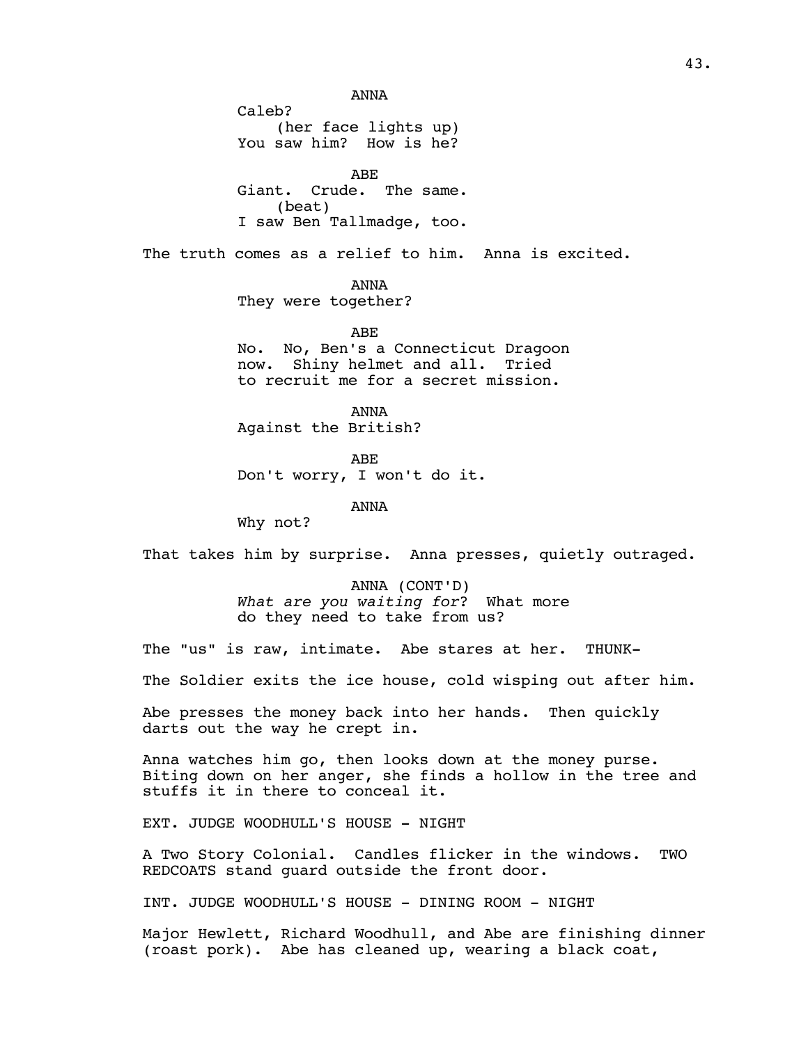ANNA

Caleb?

(her face lights up)

You saw him? How is he?

ABE

Giant. Crude. The same.

(beat)

I saw Ben Tallmadge, too.

The truth comes as a relief to him. Anna is excited.

ANNA

They were together?

ABE

No. No, Ben's a Connecticut Dragoon now. Shiny helmet and all. Tried to recruit me for a secret mission.

ANNA

Against the British?

ABE

Don't worry, I won't do it.

ANNA

Why not?

That takes him by surprise. Anna presses, quietly outraged.

ANNA (CONT'D)

*What are you waiting for*? What more do they need to take from us?

The "us" is raw, intimate. Abe stares at her. THUNK-

The Soldier exits the ice house, cold wisping out after him.

Abe presses the money back into her hands. Then quickly darts out the way he crept in.

Anna watches him go, then looks down at the money purse. Biting down on her anger, she finds a hollow in the tree and stuffs it in there to conceal it.

EXT. JUDGE WOODHULL'S HOUSE - NIGHT

A Two Story Colonial. Candles flicker in the windows. TWO REDCOATS stand guard outside the front door.

INT. JUDGE WOODHULL'S HOUSE - DINING ROOM - NIGHT

Major Hewlett, Richard Woodhull, and Abe are finishing dinner (roast pork). Abe has cleaned up, wearing a black coat,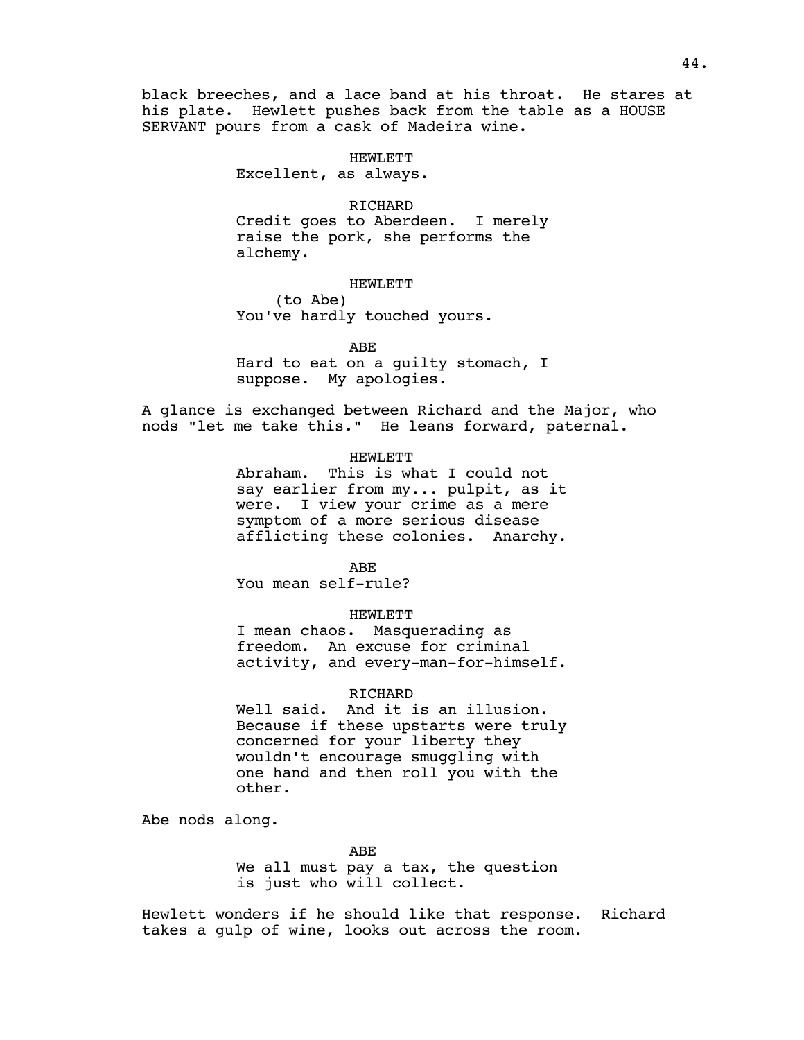black breeches, and a lace band at his throat. He stares at his plate. Hewlett pushes back from the table as a HOUSE SERVANT pours from a cask of Madeira wine.

HEWLETT
Excellent, as always.

RICHARD
Credit goes to Aberdeen. I merely raise the pork, she performs the alchemy.

HEWLETT
(to Abe)
You've hardly touched yours.

ABE
Hard to eat on a guilty stomach, I suppose. My apologies.

A glance is exchanged between Richard and the Major, who nods "let me take this." He leans forward, paternal.

HEWLETT
Abraham. This is what I could not say earlier from my... pulpit, as it were. I view your crime as a mere symptom of a more serious disease afflicting these colonies. Anarchy.

ABE
You mean self-rule?

HEWLETT
I mean chaos. Masquerading as freedom. An excuse for criminal activity, and every-man-for-himself.

RICHARD
Well said. And it <u>is</u> an illusion. Because if these upstarts were truly concerned for your liberty they wouldn't encourage smuggling with one hand and then roll you with the other.

Abe nods along.

ABE
We all must pay a tax, the question is just who will collect.

Hewlett wonders if he should like that response. Richard takes a gulp of wine, looks out across the room.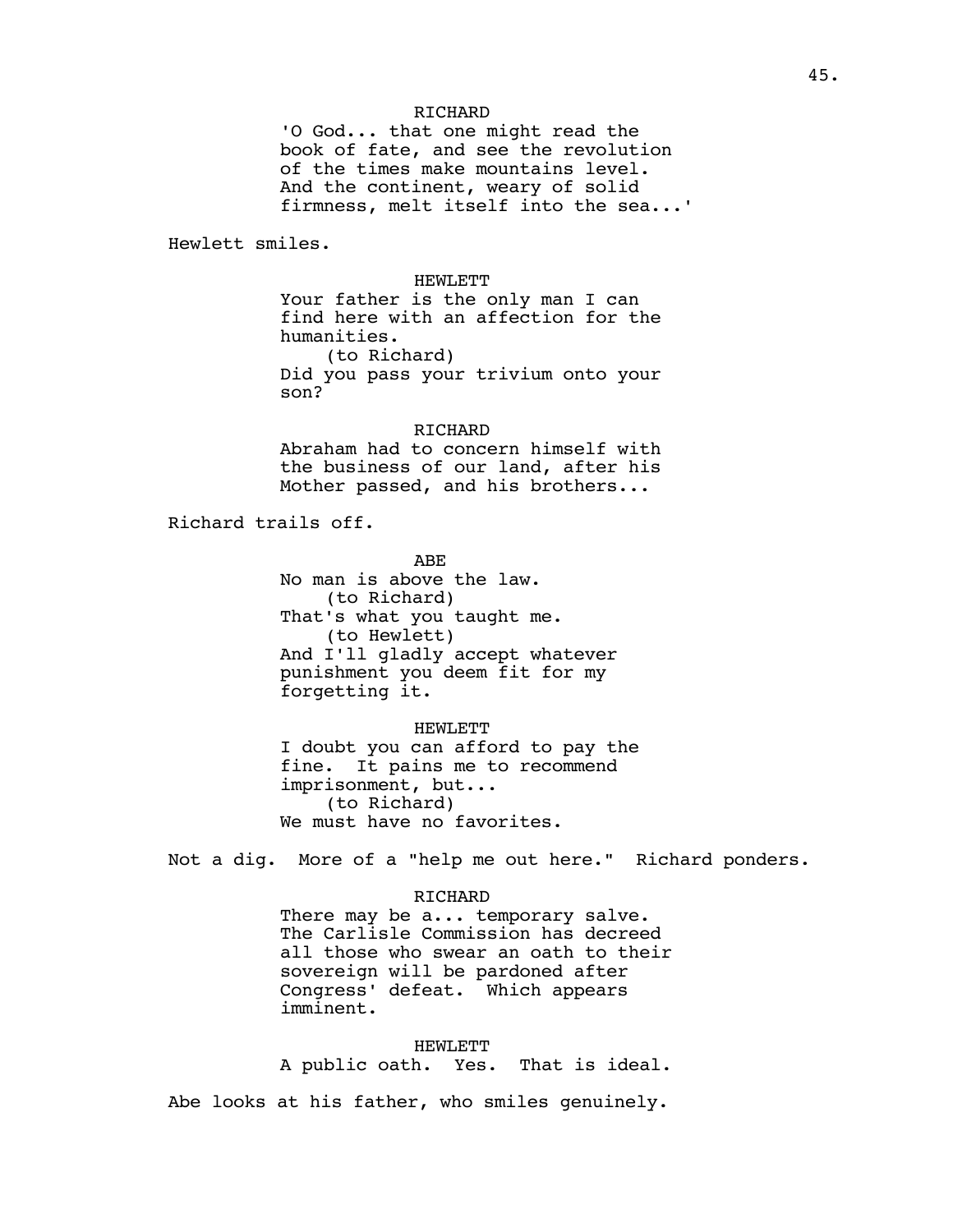RICHARD

'O God... that one might read the book of fate, and see the revolution of the times make mountains level. And the continent, weary of solid firmness, melt itself into the sea...'

Hewlett smiles.

HEWLETT

Your father is the only man I can find here with an affection for the humanities.

(to Richard)

Did you pass your trivium onto your son?

RICHARD

Abraham had to concern himself with the business of our land, after his Mother passed, and his brothers...

Richard trails off.

ABE

No man is above the law.

(to Richard)

That's what you taught me.

(to Hewlett)

And I'll gladly accept whatever punishment you deem fit for my forgetting it.

HEWLETT

I doubt you can afford to pay the fine. It pains me to recommend imprisonment, but...

(to Richard)

We must have no favorites.

Not a dig. More of a "help me out here." Richard ponders.

RICHARD

There may be a... temporary salve. The Carlisle Commission has decreed all those who swear an oath to their sovereign will be pardoned after Congress' defeat. Which appears imminent.

HEWLETT

A public oath. Yes. That is ideal.

Abe looks at his father, who smiles genuinely.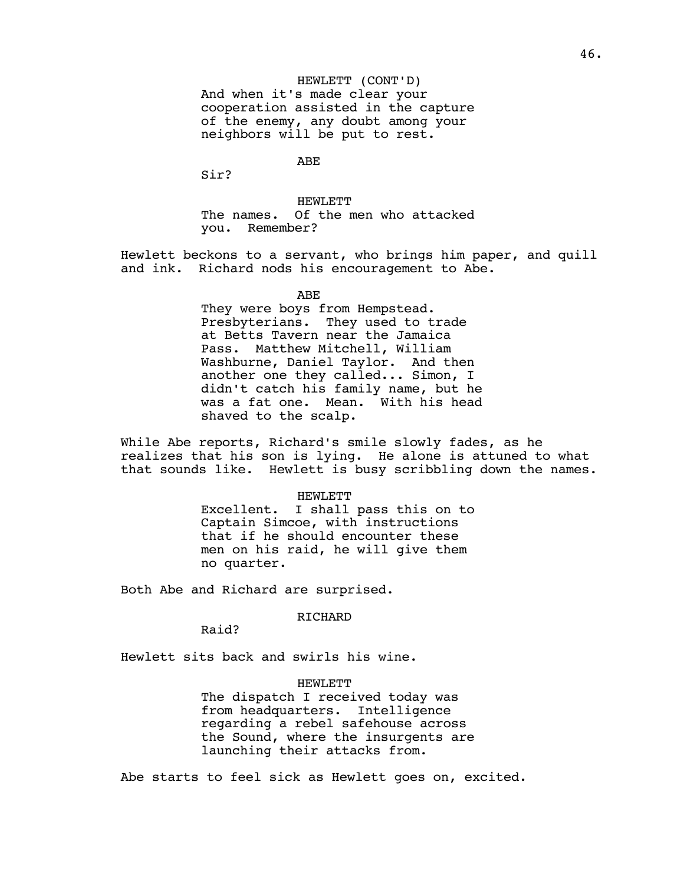HEWLETT (CONT'D)
And when it's made clear your cooperation assisted in the capture of the enemy, any doubt among your neighbors will be put to rest.

ABE
Sir?

HEWLETT
The names. Of the men who attacked you. Remember?

Hewlett beckons to a servant, who brings him paper, and quill and ink. Richard nods his encouragement to Abe.

ABE
They were boys from Hempstead. Presbyterians. They used to trade at Betts Tavern near the Jamaica Pass. Matthew Mitchell, William Washburne, Daniel Taylor. And then another one they called... Simon, I didn't catch his family name, but he was a fat one. Mean. With his head shaved to the scalp.

While Abe reports, Richard's smile slowly fades, as he realizes that his son is lying. He alone is attuned to what that sounds like. Hewlett is busy scribbling down the names.

HEWLETT
Excellent. I shall pass this on to Captain Simcoe, with instructions that if he should encounter these men on his raid, he will give them no quarter.

Both Abe and Richard are surprised.

RICHARD
Raid?

Hewlett sits back and swirls his wine.

HEWLETT
The dispatch I received today was from headquarters. Intelligence regarding a rebel safehouse across the Sound, where the insurgents are launching their attacks from.

Abe starts to feel sick as Hewlett goes on, excited.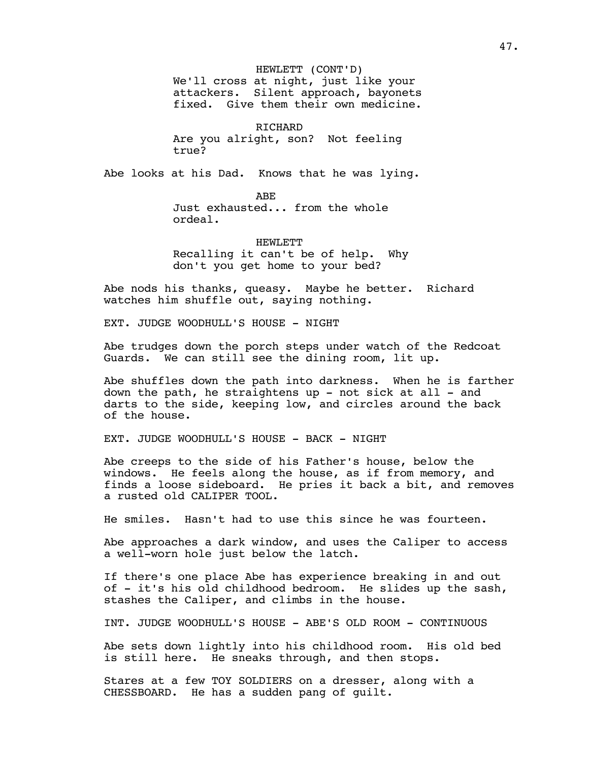HEWLETT (CONT'D)
We'll cross at night, just like your attackers. Silent approach, bayonets fixed. Give them their own medicine.

RICHARD
Are you alright, son? Not feeling true?

Abe looks at his Dad. Knows that he was lying.

ABE
Just exhausted... from the whole ordeal.

HEWLETT
Recalling it can't be of help. Why don't you get home to your bed?

Abe nods his thanks, queasy. Maybe he better. Richard watches him shuffle out, saying nothing.

EXT. JUDGE WOODHULL'S HOUSE - NIGHT

Abe trudges down the porch steps under watch of the Redcoat Guards. We can still see the dining room, lit up.

Abe shuffles down the path into darkness. When he is farther down the path, he straightens up - not sick at all - and darts to the side, keeping low, and circles around the back of the house.

EXT. JUDGE WOODHULL'S HOUSE - BACK - NIGHT

Abe creeps to the side of his Father's house, below the windows. He feels along the house, as if from memory, and finds a loose sideboard. He pries it back a bit, and removes a rusted old CALIPER TOOL.

He smiles. Hasn't had to use this since he was fourteen.

Abe approaches a dark window, and uses the Caliper to access a well-worn hole just below the latch.

If there's one place Abe has experience breaking in and out of - it's his old childhood bedroom. He slides up the sash, stashes the Caliper, and climbs in the house.

INT. JUDGE WOODHULL'S HOUSE - ABE'S OLD ROOM - CONTINUOUS

Abe sets down lightly into his childhood room. His old bed is still here. He sneaks through, and then stops.

Stares at a few TOY SOLDIERS on a dresser, along with a CHESSBOARD. He has a sudden pang of guilt.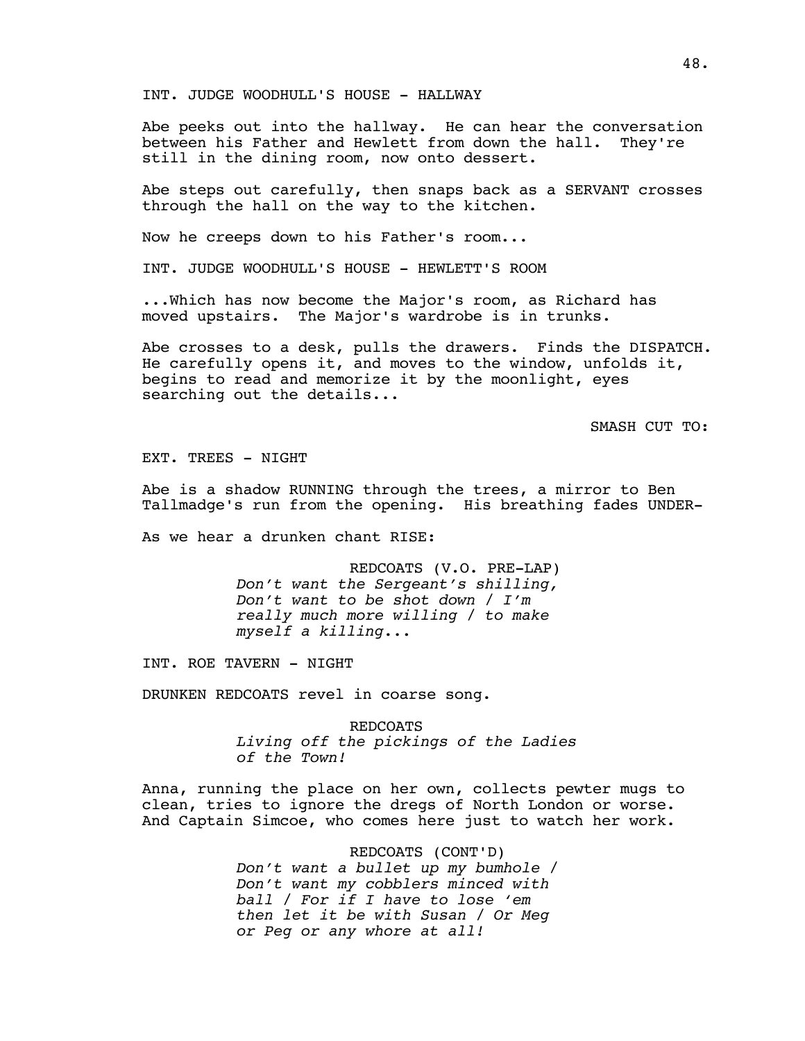INT. JUDGE WOODHULL'S HOUSE - HALLWAY

Abe peeks out into the hallway. He can hear the conversation between his Father and Hewlett from down the hall. They're still in the dining room, now onto dessert.

Abe steps out carefully, then snaps back as a SERVANT crosses through the hall on the way to the kitchen.

Now he creeps down to his Father's room...

INT. JUDGE WOODHULL'S HOUSE - HEWLETT'S ROOM

...Which has now become the Major's room, as Richard has moved upstairs. The Major's wardrobe is in trunks.

Abe crosses to a desk, pulls the drawers. Finds the DISPATCH. He carefully opens it, and moves to the window, unfolds it, begins to read and memorize it by the moonlight, eyes searching out the details...

SMASH CUT TO:

EXT. TREES - NIGHT

Abe is a shadow RUNNING through the trees, a mirror to Ben Tallmadge's run from the opening. His breathing fades UNDER-

As we hear a drunken chant RISE:

REDCOATS (V.O. PRE-LAP)
*Don't want the Sergeant's shilling, Don't want to be shot down / I'm really much more willing / to make myself a killing*...

INT. ROE TAVERN - NIGHT

DRUNKEN REDCOATS revel in coarse song.

REDCOATS
*Living off the pickings of the Ladies of the Town!*

Anna, running the place on her own, collects pewter mugs to clean, tries to ignore the dregs of North London or worse. And Captain Simcoe, who comes here just to watch her work.

REDCOATS (CONT'D)
*Don't want a bullet up my bumhole / Don't want my cobblers minced with ball / For if I have to lose 'em then let it be with Susan / Or Meg or Peg or any whore at all!*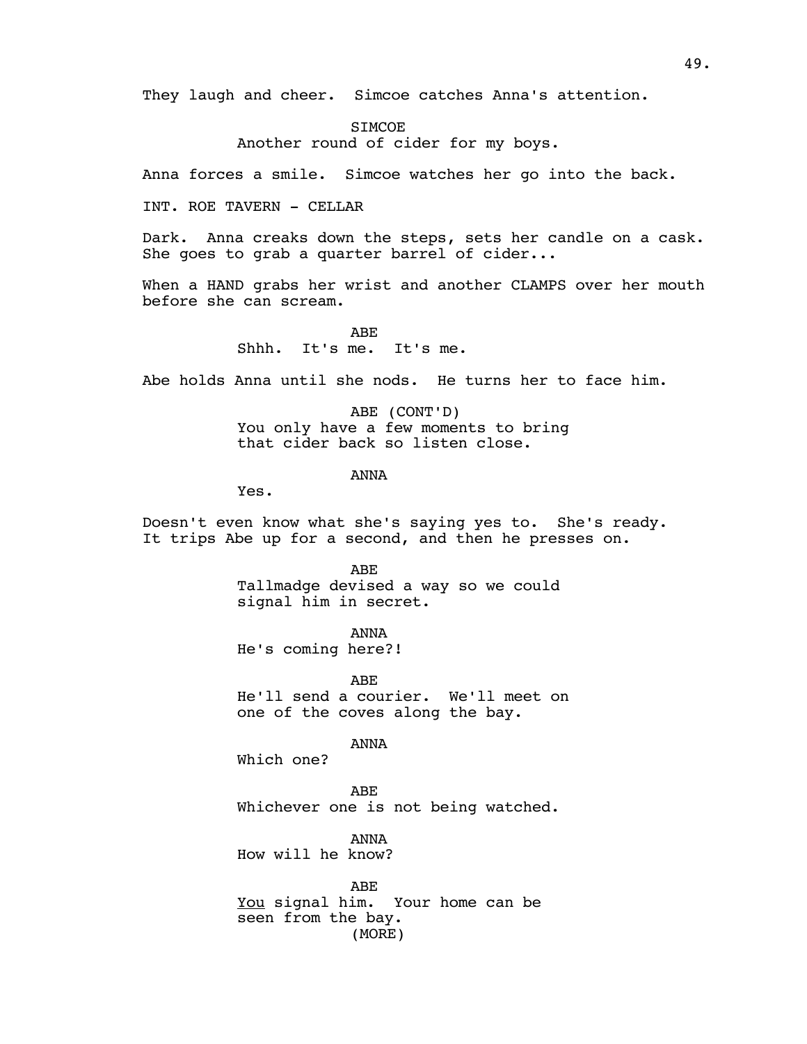They laugh and cheer. Simcoe catches Anna's attention.

SIMCOE
Another round of cider for my boys.

Anna forces a smile. Simcoe watches her go into the back.

INT. ROE TAVERN - CELLAR

Dark. Anna creaks down the steps, sets her candle on a cask. She goes to grab a quarter barrel of cider...

When a HAND grabs her wrist and another CLAMPS over her mouth before she can scream.

ABE
Shhh. It's me. It's me.

Abe holds Anna until she nods. He turns her to face him.

ABE (CONT'D)
You only have a few moments to bring that cider back so listen close.

ANNA
Yes.

Doesn't even know what she's saying yes to. She's ready. It trips Abe up for a second, and then he presses on.

ABE
Tallmadge devised a way so we could signal him in secret.

ANNA
He's coming here?!

ABE
He'll send a courier. We'll meet on one of the coves along the bay.

ANNA
Which one?

ABE
Whichever one is not being watched.

ANNA
How will he know?

ABE
<u>You</u> signal him. Your home can be seen from the bay.
(MORE)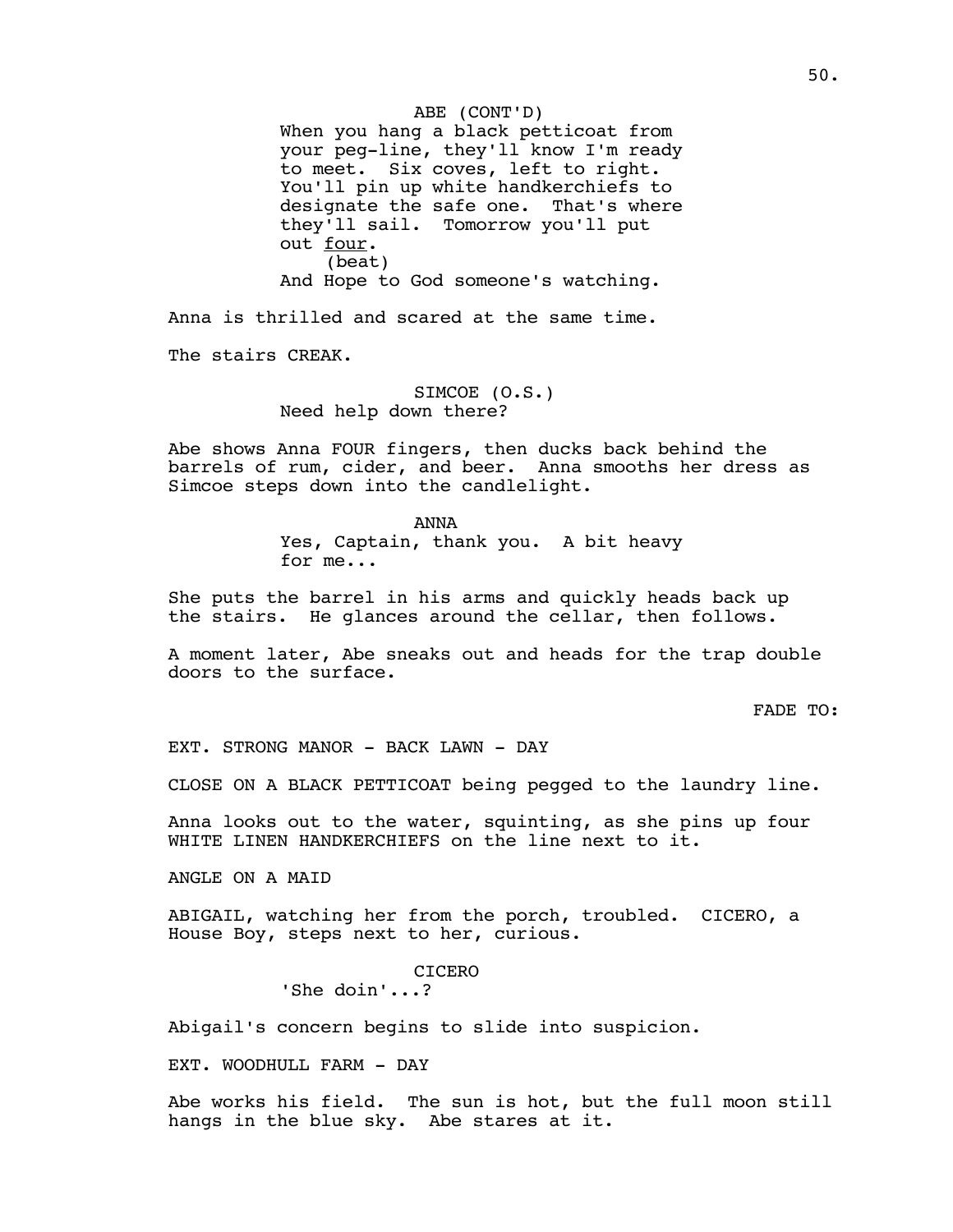ABE (CONT'D)
When you hang a black petticoat from your peg-line, they'll know I'm ready to meet. Six coves, left to right. You'll pin up white handkerchiefs to designate the safe one. That's where they'll sail. Tomorrow you'll put out _four_.
(beat)
And Hope to God someone's watching.

Anna is thrilled and scared at the same time.

The stairs CREAK.

SIMCOE (O.S.)
Need help down there?

Abe shows Anna FOUR fingers, then ducks back behind the barrels of rum, cider, and beer. Anna smooths her dress as Simcoe steps down into the candlelight.

ANNA
Yes, Captain, thank you. A bit heavy for me...

She puts the barrel in his arms and quickly heads back up the stairs. He glances around the cellar, then follows.

A moment later, Abe sneaks out and heads for the trap double doors to the surface.

FADE TO:

EXT. STRONG MANOR - BACK LAWN - DAY

CLOSE ON A BLACK PETTICOAT being pegged to the laundry line.

Anna looks out to the water, squinting, as she pins up four WHITE LINEN HANDKERCHIEFS on the line next to it.

ANGLE ON A MAID

ABIGAIL, watching her from the porch, troubled. CICERO, a House Boy, steps next to her, curious.

CICERO
'She doin'...?

Abigail's concern begins to slide into suspicion.

EXT. WOODHULL FARM - DAY

Abe works his field. The sun is hot, but the full moon still hangs in the blue sky. Abe stares at it.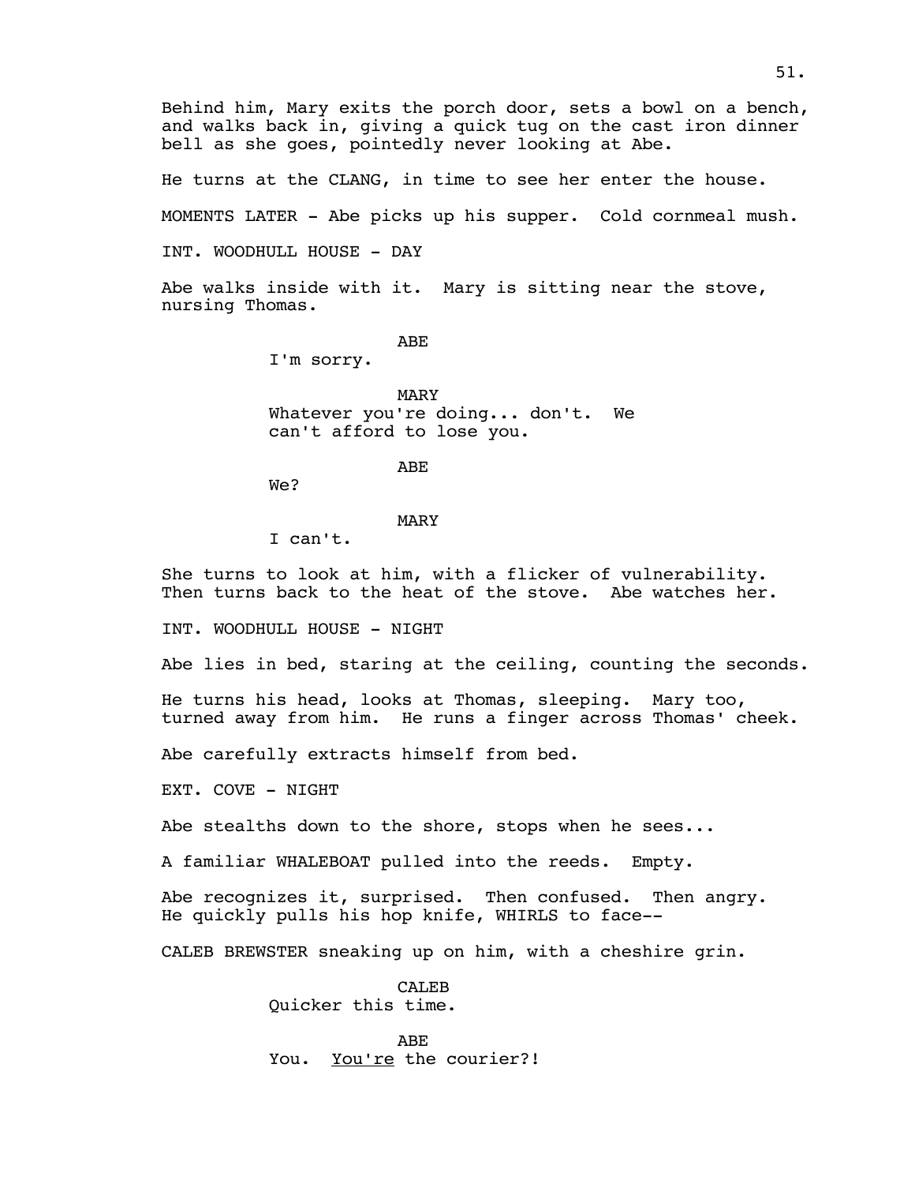Behind him, Mary exits the porch door, sets a bowl on a bench, and walks back in, giving a quick tug on the cast iron dinner bell as she goes, pointedly never looking at Abe.

He turns at the CLANG, in time to see her enter the house.

MOMENTS LATER - Abe picks up his supper. Cold cornmeal mush.

INT. WOODHULL HOUSE - DAY

Abe walks inside with it. Mary is sitting near the stove, nursing Thomas.

ABE

I'm sorry.

MARY

Whatever you're doing... don't. We can't afford to lose you.

ABE

We?

MARY

I can't.

She turns to look at him, with a flicker of vulnerability. Then turns back to the heat of the stove. Abe watches her.

INT. WOODHULL HOUSE - NIGHT

Abe lies in bed, staring at the ceiling, counting the seconds.

He turns his head, looks at Thomas, sleeping. Mary too, turned away from him. He runs a finger across Thomas' cheek.

Abe carefully extracts himself from bed.

EXT. COVE - NIGHT

Abe stealths down to the shore, stops when he sees...

A familiar WHALEBOAT pulled into the reeds. Empty.

Abe recognizes it, surprised. Then confused. Then angry. He quickly pulls his hop knife, WHIRLS to face--

CALEB BREWSTER sneaking up on him, with a cheshire grin.

CALEB

Quicker this time.

ABE

You. <u>You're</u> the courier?!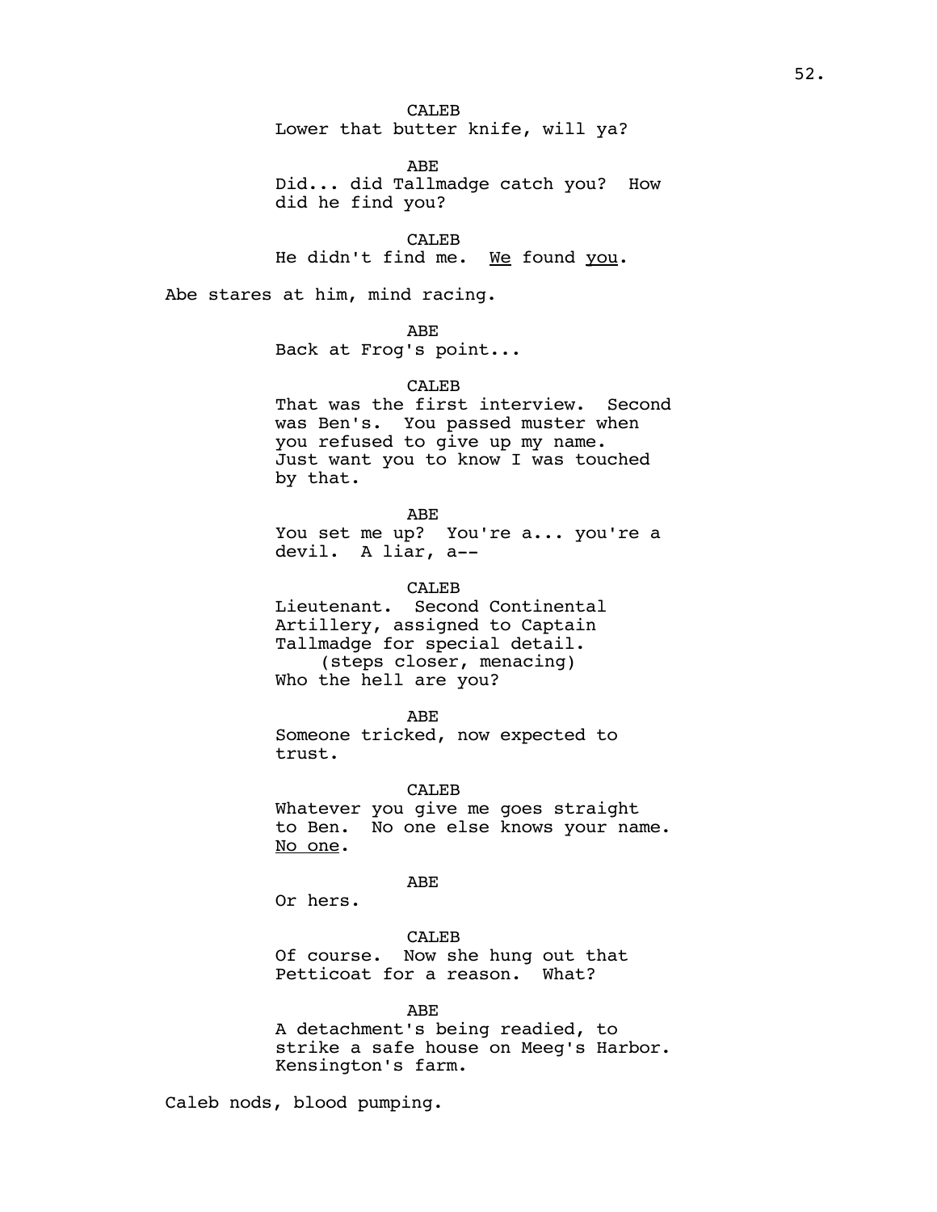CALEB
Lower that butter knife, will ya?

ABE
Did... did Tallmadge catch you? How did he find you?

CALEB
He didn't find me. <u>We</u> found <u>you</u>.

Abe stares at him, mind racing.

ABE
Back at Frog's point...

CALEB
That was the first interview. Second was Ben's. You passed muster when you refused to give up my name. Just want you to know I was touched by that.

ABE
You set me up? You're a... you're a devil. A liar, a--

CALEB
Lieutenant. Second Continental Artillery, assigned to Captain Tallmadge for special detail.
(steps closer, menacing)
Who the hell are you?

ABE
Someone tricked, now expected to trust.

CALEB
Whatever you give me goes straight to Ben. No one else knows your name. <u>No one</u>.

ABE
Or hers.

CALEB
Of course. Now she hung out that Petticoat for a reason. What?

ABE
A detachment's being readied, to strike a safe house on Meeg's Harbor. Kensington's farm.

Caleb nods, blood pumping.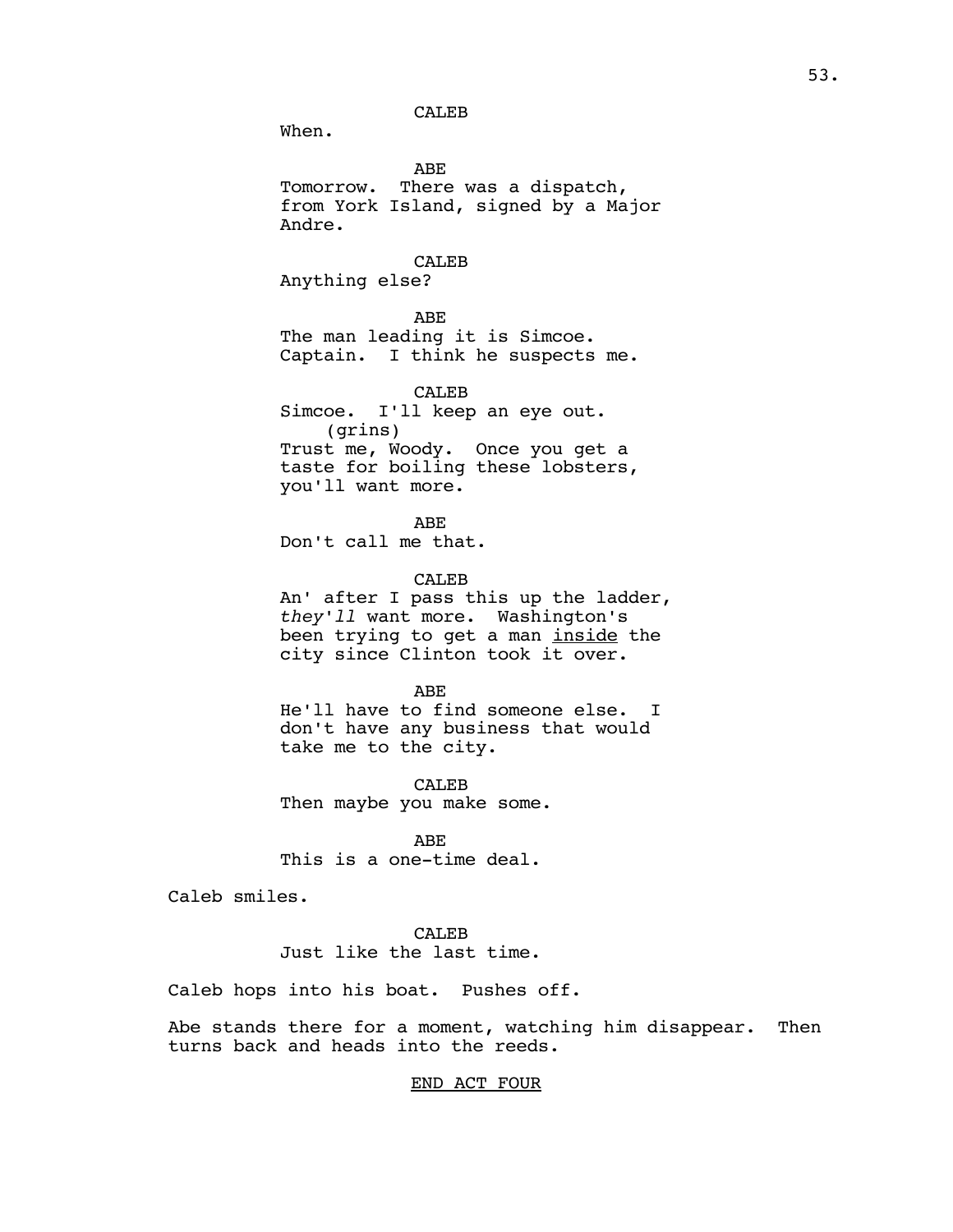CALEB

When.

ABE

Tomorrow. There was a dispatch, from York Island, signed by a Major Andre.

CALEB

Anything else?

ABE

The man leading it is Simcoe. Captain. I think he suspects me.

CALEB

Simcoe. I'll keep an eye out.
(grins)
Trust me, Woody. Once you get a taste for boiling these lobsters, you'll want more.

ABE

Don't call me that.

CALEB

An' after I pass this up the ladder, *they'll* want more. Washington's been trying to get a man <u>inside</u> the city since Clinton took it over.

ABE

He'll have to find someone else. I don't have any business that would take me to the city.

CALEB

Then maybe you make some.

ABE

This is a one-time deal.

Caleb smiles.

CALEB

Just like the last time.

Caleb hops into his boat. Pushes off.

Abe stands there for a moment, watching him disappear. Then turns back and heads into the reeds.

<u>END ACT FOUR</u>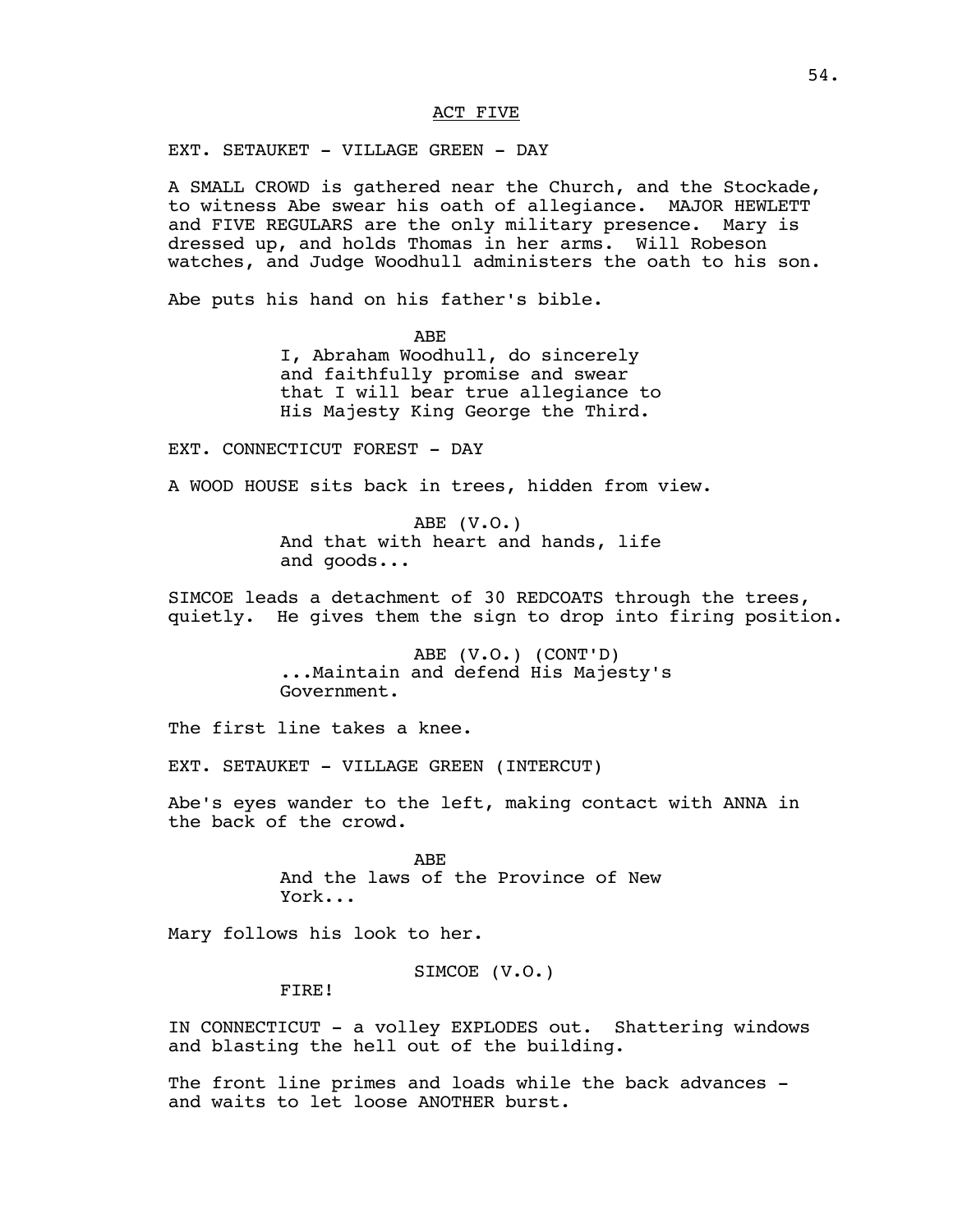ACT FIVE

EXT. SETAUKET - VILLAGE GREEN - DAY

A SMALL CROWD is gathered near the Church, and the Stockade, to witness Abe swear his oath of allegiance. MAJOR HEWLETT and FIVE REGULARS are the only military presence. Mary is dressed up, and holds Thomas in her arms. Will Robeson watches, and Judge Woodhull administers the oath to his son.

Abe puts his hand on his father's bible.

ABE
I, Abraham Woodhull, do sincerely and faithfully promise and swear that I will bear true allegiance to His Majesty King George the Third.

EXT. CONNECTICUT FOREST - DAY

A WOOD HOUSE sits back in trees, hidden from view.

ABE (V.O.)
And that with heart and hands, life and goods...

SIMCOE leads a detachment of 30 REDCOATS through the trees, quietly. He gives them the sign to drop into firing position.

ABE (V.O.) (CONT'D)
...Maintain and defend His Majesty's Government.

The first line takes a knee.

EXT. SETAUKET - VILLAGE GREEN (INTERCUT)

Abe's eyes wander to the left, making contact with ANNA in the back of the crowd.

ABE
And the laws of the Province of New York...

Mary follows his look to her.

SIMCOE (V.O.)
FIRE!

IN CONNECTICUT - a volley EXPLODES out. Shattering windows and blasting the hell out of the building.

The front line primes and loads while the back advances - and waits to let loose ANOTHER burst.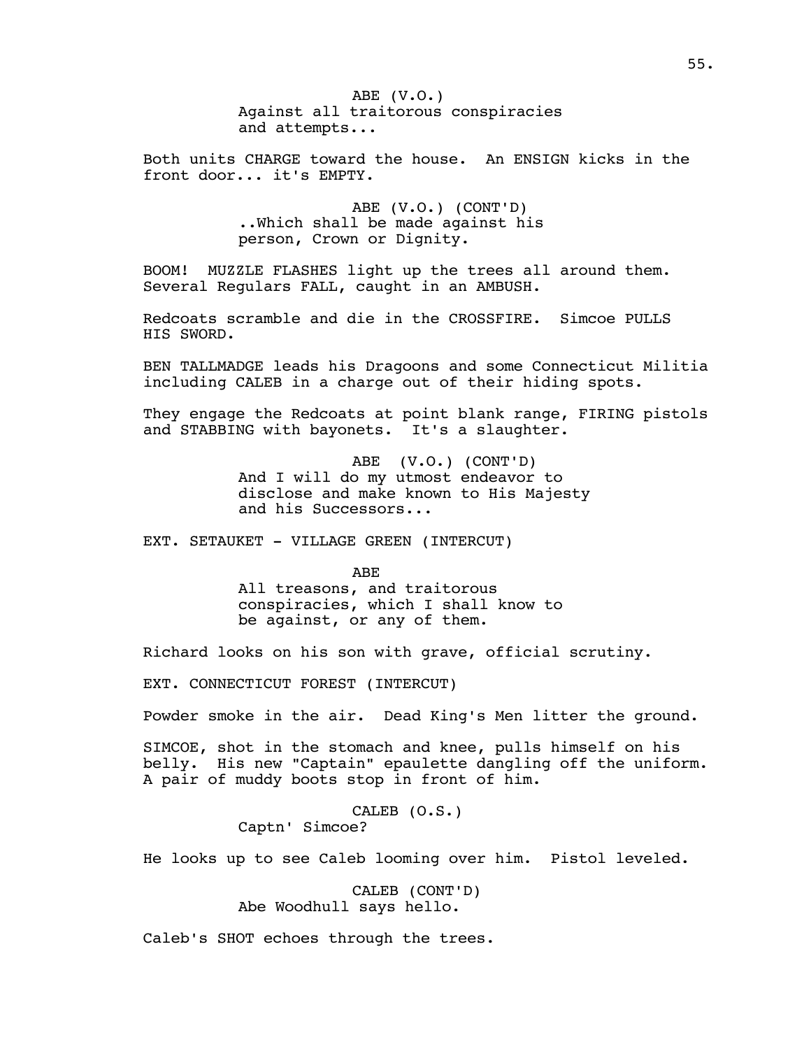ABE (V.O.)
Against all traitorous conspiracies
and attempts...

Both units CHARGE toward the house. An ENSIGN kicks in the front door... it's EMPTY.

ABE (V.O.) (CONT'D)
..Which shall be made against his
person, Crown or Dignity.

BOOM! MUZZLE FLASHES light up the trees all around them. Several Regulars FALL, caught in an AMBUSH.

Redcoats scramble and die in the CROSSFIRE. Simcoe PULLS HIS SWORD.

BEN TALLMADGE leads his Dragoons and some Connecticut Militia including CALEB in a charge out of their hiding spots.

They engage the Redcoats at point blank range, FIRING pistols and STABBING with bayonets. It's a slaughter.

ABE (V.O.) (CONT'D)
And I will do my utmost endeavor to
disclose and make known to His Majesty
and his Successors...

EXT. SETAUKET - VILLAGE GREEN (INTERCUT)

ABE
All treasons, and traitorous
conspiracies, which I shall know to
be against, or any of them.

Richard looks on his son with grave, official scrutiny.

EXT. CONNECTICUT FOREST (INTERCUT)

Powder smoke in the air. Dead King's Men litter the ground.

SIMCOE, shot in the stomach and knee, pulls himself on his belly. His new "Captain" epaulette dangling off the uniform. A pair of muddy boots stop in front of him.

CALEB (O.S.)
Captn' Simcoe?

He looks up to see Caleb looming over him. Pistol leveled.

CALEB (CONT'D)
Abe Woodhull says hello.

Caleb's SHOT echoes through the trees.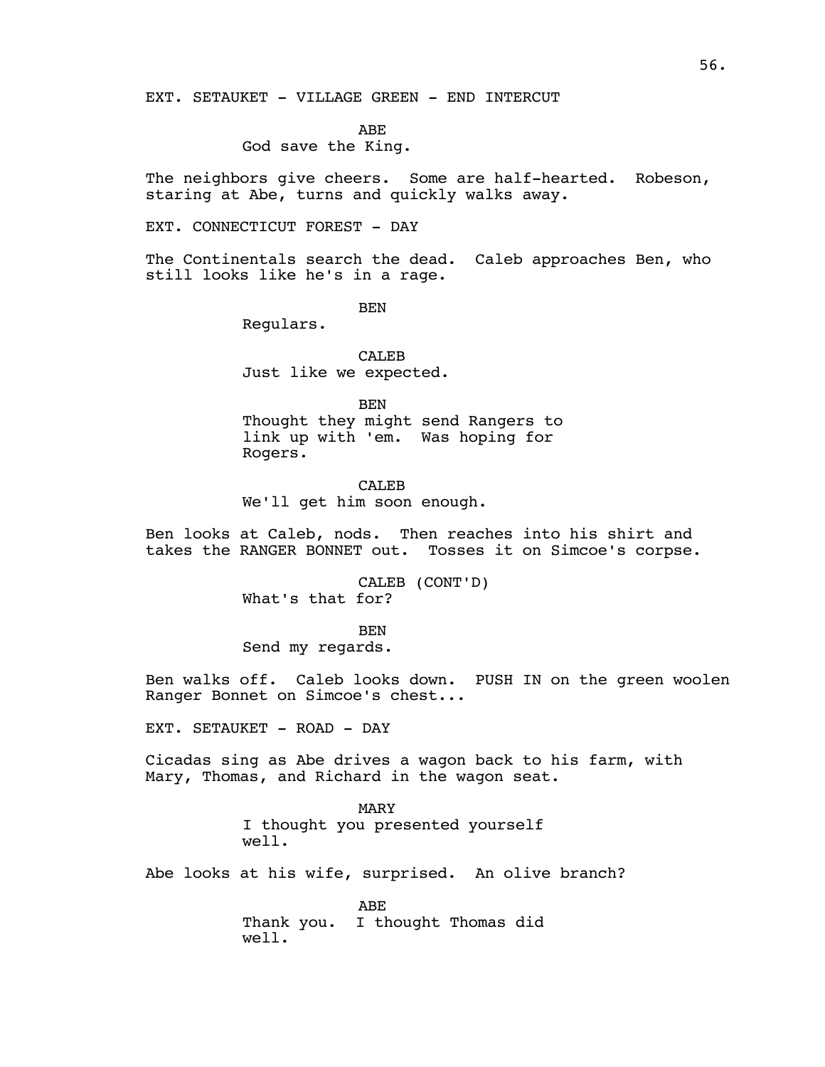EXT. SETAUKET - VILLAGE GREEN - END INTERCUT

ABE
God save the King.

The neighbors give cheers. Some are half-hearted. Robeson, staring at Abe, turns and quickly walks away.

EXT. CONNECTICUT FOREST - DAY

The Continentals search the dead. Caleb approaches Ben, who still looks like he's in a rage.

BEN
Regulars.

CALEB
Just like we expected.

BEN
Thought they might send Rangers to link up with 'em. Was hoping for Rogers.

CALEB
We'll get him soon enough.

Ben looks at Caleb, nods. Then reaches into his shirt and takes the RANGER BONNET out. Tosses it on Simcoe's corpse.

CALEB (CONT'D)
What's that for?

BEN
Send my regards.

Ben walks off. Caleb looks down. PUSH IN on the green woolen Ranger Bonnet on Simcoe's chest...

EXT. SETAUKET - ROAD - DAY

Cicadas sing as Abe drives a wagon back to his farm, with Mary, Thomas, and Richard in the wagon seat.

MARY
I thought you presented yourself well.

Abe looks at his wife, surprised. An olive branch?

ABE
Thank you. I thought Thomas did well.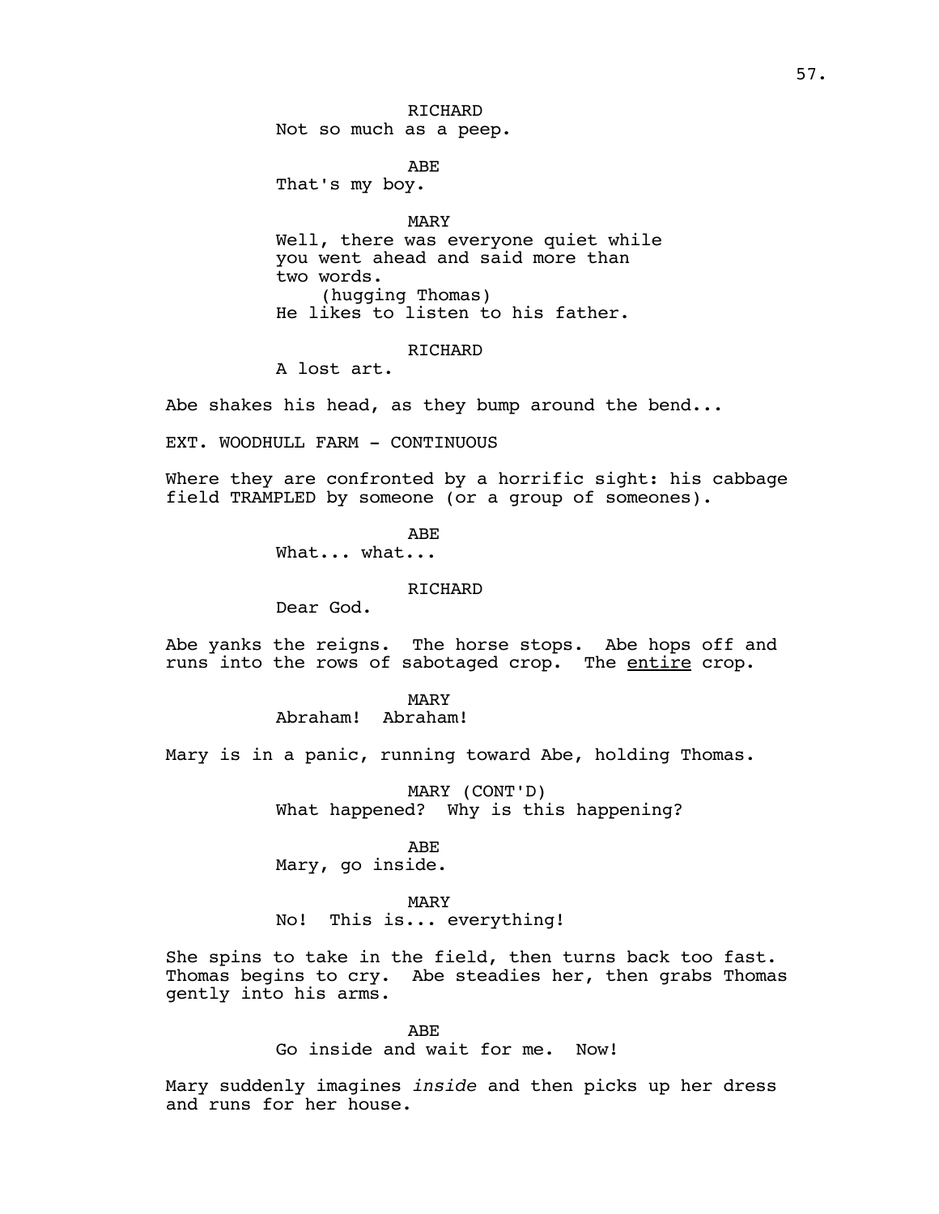RICHARD
Not so much as a peep.

ABE
That's my boy.

MARY
Well, there was everyone quiet while you went ahead and said more than two words.
(hugging Thomas)
He likes to listen to his father.

RICHARD
A lost art.

Abe shakes his head, as they bump around the bend...

EXT. WOODHULL FARM - CONTINUOUS

Where they are confronted by a horrific sight: his cabbage field TRAMPLED by someone (or a group of someones).

ABE
What... what...

RICHARD
Dear God.

Abe yanks the reigns. The horse stops. Abe hops off and runs into the rows of sabotaged crop. The entire crop.

MARY
Abraham! Abraham!

Mary is in a panic, running toward Abe, holding Thomas.

MARY (CONT'D)
What happened? Why is this happening?

ABE
Mary, go inside.

MARY
No! This is... everything!

She spins to take in the field, then turns back too fast. Thomas begins to cry. Abe steadies her, then grabs Thomas gently into his arms.

ABE
Go inside and wait for me. Now!

Mary suddenly imagines *inside* and then picks up her dress and runs for her house.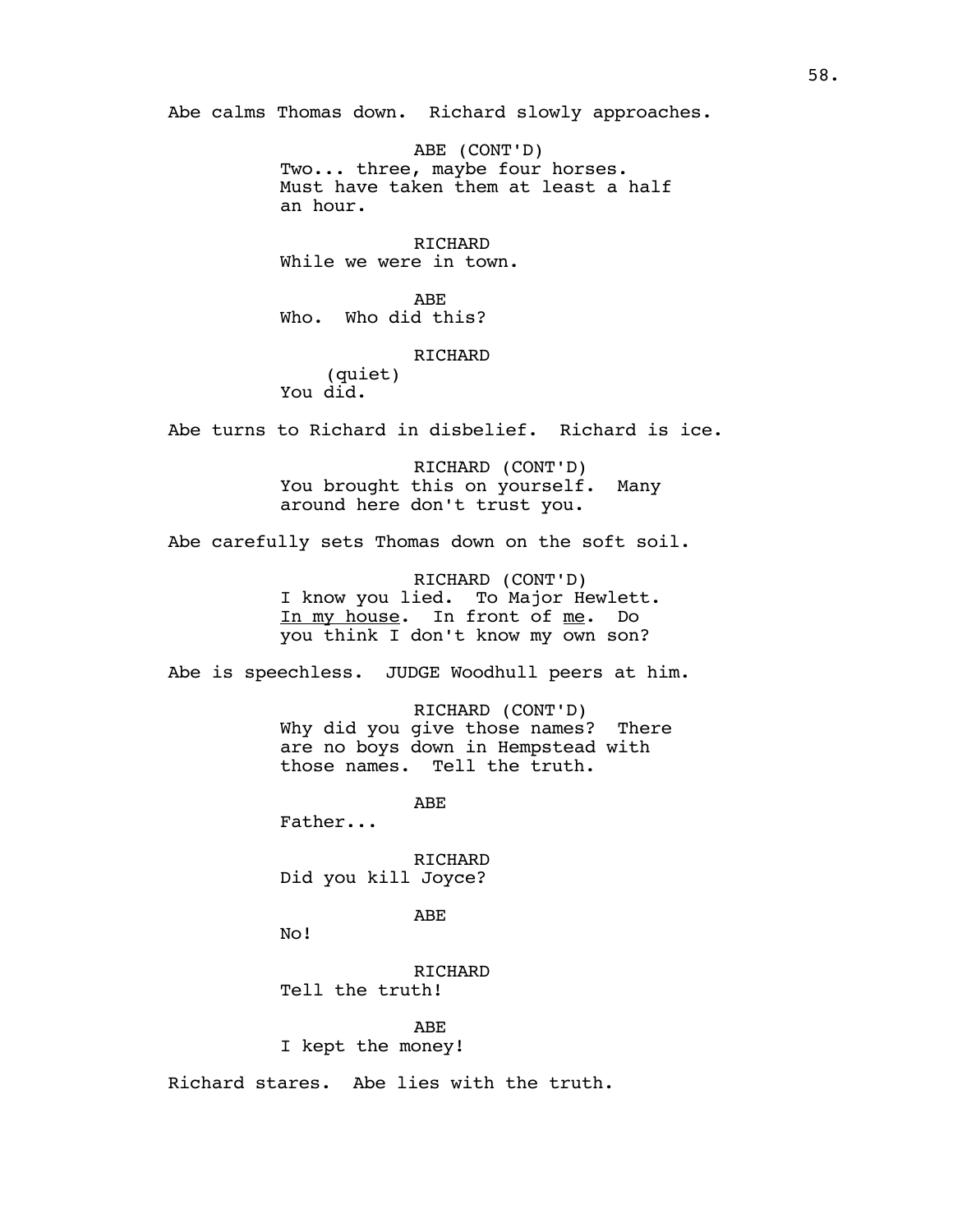Abe calms Thomas down. Richard slowly approaches.

ABE (CONT'D)
Two... three, maybe four horses. Must have taken them at least a half an hour.

RICHARD
While we were in town.

ABE
Who. Who did this?

RICHARD
(quiet)
You did.

Abe turns to Richard in disbelief. Richard is ice.

RICHARD (CONT'D)
You brought this on yourself. Many around here don't trust you.

Abe carefully sets Thomas down on the soft soil.

RICHARD (CONT'D)
I know you lied. To Major Hewlett. <u>In my house</u>. In front of <u>me</u>. Do you think I don't know my own son?

Abe is speechless. JUDGE Woodhull peers at him.

RICHARD (CONT'D)
Why did you give those names? There are no boys down in Hempstead with those names. Tell the truth.

ABE
Father...

RICHARD
Did you kill Joyce?

ABE
No!

RICHARD
Tell the truth!

ABE
I kept the money!

Richard stares. Abe lies with the truth.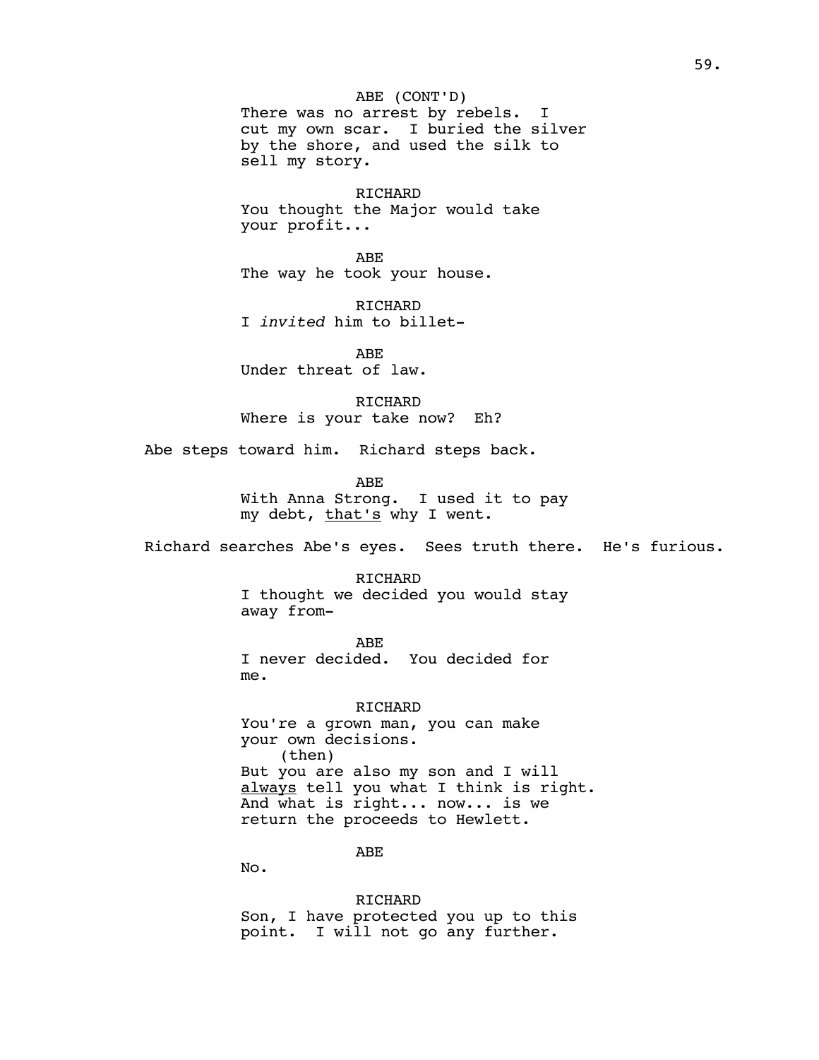ABE (CONT'D)
There was no arrest by rebels. I cut my own scar. I buried the silver by the shore, and used the silk to sell my story.

RICHARD
You thought the Major would take your profit...

ABE
The way he took your house.

RICHARD
I *invited* him to billet-

ABE
Under threat of law.

RICHARD
Where is your take now? Eh?

Abe steps toward him. Richard steps back.

ABE
With Anna Strong. I used it to pay my debt, <u>that's</u> why I went.

Richard searches Abe's eyes. Sees truth there. He's furious.

RICHARD
I thought we decided you would stay away from-

ABE
I never decided. You decided for me.

RICHARD
You're a grown man, you can make your own decisions.
(then)
But you are also my son and I will <u>always</u> tell you what I think is right. And what is right... now... is we return the proceeds to Hewlett.

ABE
No.

RICHARD
Son, I have protected you up to this point. I will not go any further.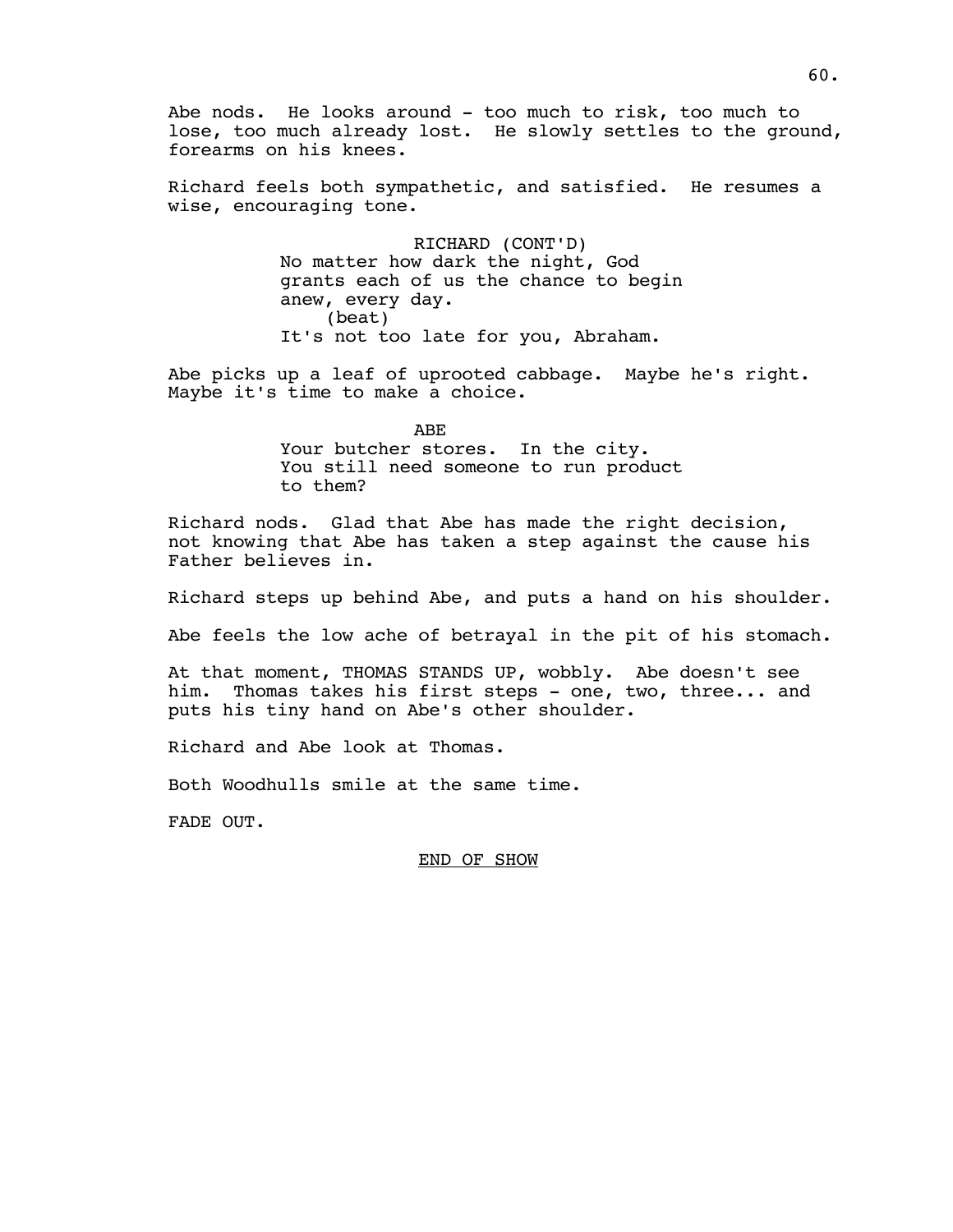Abe nods. He looks around - too much to risk, too much to lose, too much already lost. He slowly settles to the ground, forearms on his knees.

Richard feels both sympathetic, and satisfied. He resumes a wise, encouraging tone.

RICHARD (CONT'D)
No matter how dark the night, God grants each of us the chance to begin anew, every day.
(beat)
It's not too late for you, Abraham.

Abe picks up a leaf of uprooted cabbage. Maybe he's right. Maybe it's time to make a choice.

ABE
Your butcher stores. In the city. You still need someone to run product to them?

Richard nods. Glad that Abe has made the right decision, not knowing that Abe has taken a step against the cause his Father believes in.

Richard steps up behind Abe, and puts a hand on his shoulder.

Abe feels the low ache of betrayal in the pit of his stomach.

At that moment, THOMAS STANDS UP, wobbly. Abe doesn't see him. Thomas takes his first steps - one, two, three... and puts his tiny hand on Abe's other shoulder.

Richard and Abe look at Thomas.

Both Woodhulls smile at the same time.

FADE OUT.

END OF SHOW